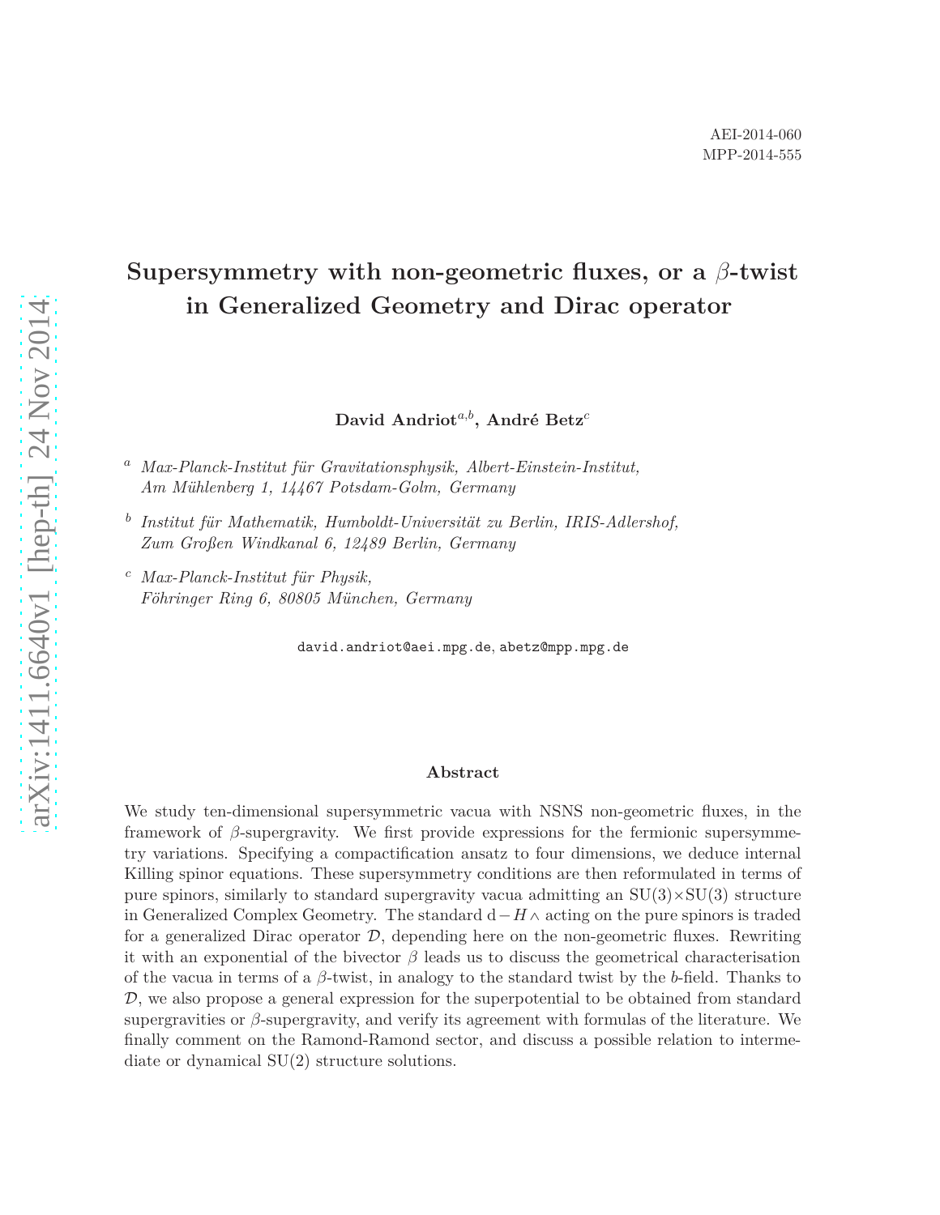AEI-2014-060
MPP-2014-555

# Supersymmetry with non-geometric fluxes, or a $\beta$-twist in Generalized Geometry and Dirac operator

**David Andriot**[a,b], **André Betz**[c]

[a] *Max-Planck-Institut für Gravitationsphysik, Albert-Einstein-Institut, Am Mühlenberg 1, 14467 Potsdam-Golm, Germany*

[b] *Institut für Mathematik, Humboldt-Universität zu Berlin, IRIS-Adlershof, Zum Großen Windkanal 6, 12489 Berlin, Germany*

[c] *Max-Planck-Institut für Physik, Föhringer Ring 6, 80805 München, Germany*

david.andriot@aei.mpg.de, abetz@mpp.mpg.de

### Abstract

We study ten-dimensional supersymmetric vacua with NSNS non-geometric fluxes, in the framework of $\beta$-supergravity. We first provide expressions for the fermionic supersymmetry variations. Specifying a compactification ansatz to four dimensions, we deduce internal Killing spinor equations. These supersymmetry conditions are then reformulated in terms of pure spinors, similarly to standard supergravity vacua admitting an SU(3)$\times$SU(3) structure in Generalized Complex Geometry. The standard $\mathrm{d} - H\wedge$ acting on the pure spinors is traded for a generalized Dirac operator $\mathcal{D}$, depending here on the non-geometric fluxes. Rewriting it with an exponential of the bivector $\beta$ leads us to discuss the geometrical characterisation of the vacua in terms of a $\beta$-twist, in analogy to the standard twist by the $b$-field. Thanks to $\mathcal{D}$, we also propose a general expression for the superpotential to be obtained from standard supergravities or $\beta$-supergravity, and verify its agreement with formulas of the literature. We finally comment on the Ramond-Ramond sector, and discuss a possible relation to intermediate or dynamical SU(2) structure solutions.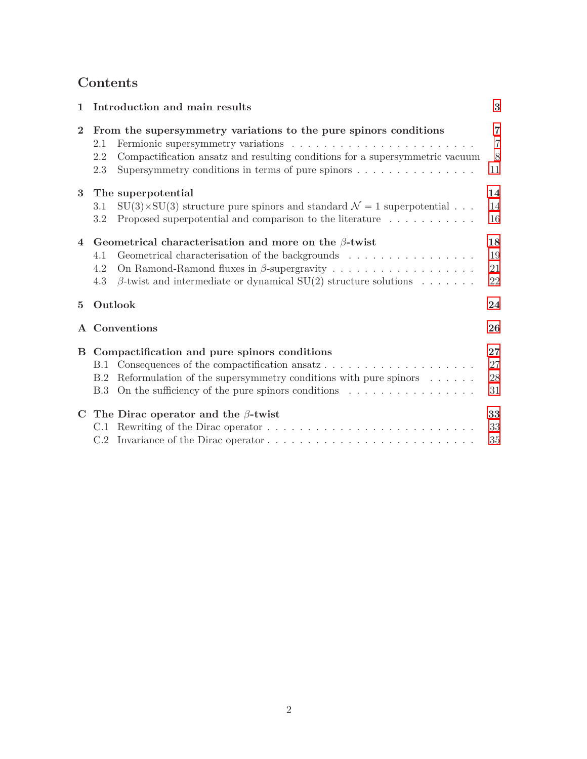# Contents

**1 Introduction and main results** — **3**

**2 From the supersymmetry variations to the pure spinors conditions** — **7**
- 2.1 Fermionic supersymmetry variations — 7
- 2.2 Compactification ansatz and resulting conditions for a supersymmetric vacuum — 8
- 2.3 Supersymmetry conditions in terms of pure spinors — 11

**3 The superpotential** — **14**
- 3.1 SU(3)×SU(3) structure pure spinors and standard $\mathcal{N} = 1$ superpotential — 14
- 3.2 Proposed superpotential and comparison to the literature — 16

**4 Geometrical characterisation and more on the $\beta$-twist** — **18**
- 4.1 Geometrical characterisation of the backgrounds — 19
- 4.2 On Ramond-Ramond fluxes in $\beta$-supergravity — 21
- 4.3 $\beta$-twist and intermediate or dynamical SU(2) structure solutions — 22

**5 Outlook** — **24**

**A Conventions** — **26**

**B Compactification and pure spinors conditions** — **27**
- B.1 Consequences of the compactification ansatz — 27
- B.2 Reformulation of the supersymmetry conditions with pure spinors — 28
- B.3 On the sufficiency of the pure spinors conditions — 31

**C The Dirac operator and the $\beta$-twist** — **33**
- C.1 Rewriting of the Dirac operator — 33
- C.2 Invariance of the Dirac operator — 35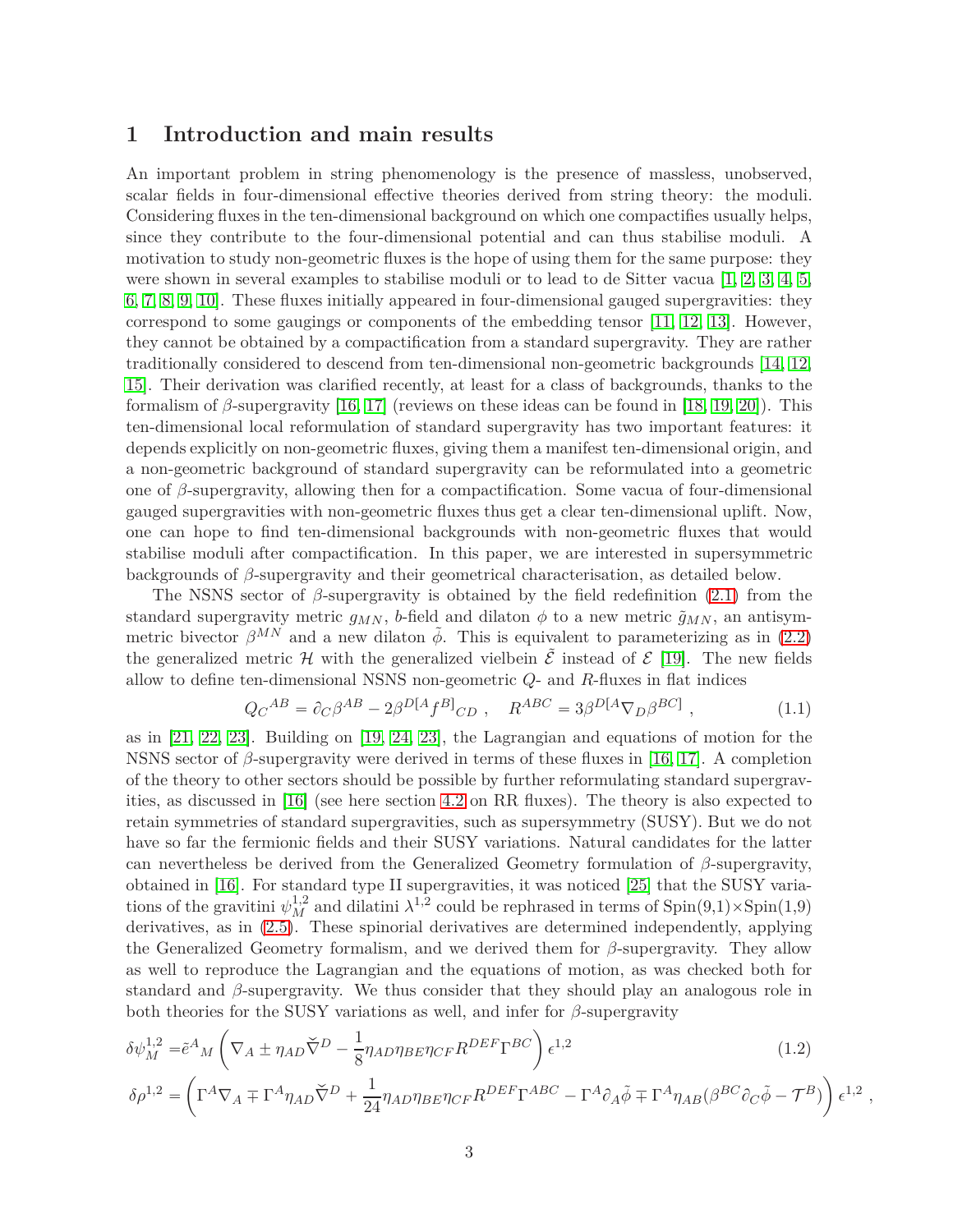# 1 Introduction and main results

An important problem in string phenomenology is the presence of massless, unobserved, scalar fields in four-dimensional effective theories derived from string theory: the moduli. Considering fluxes in the ten-dimensional background on which one compactifies usually helps, since they contribute to the four-dimensional potential and can thus stabilise moduli. A motivation to study non-geometric fluxes is the hope of using them for the same purpose: they were shown in several examples to stabilise moduli or to lead to de Sitter vacua [1, 2, 3, 4, 5, 6, 7, 8, 9, 10]. These fluxes initially appeared in four-dimensional gauged supergravities: they correspond to some gaugings or components of the embedding tensor [11, 12, 13]. However, they cannot be obtained by a compactification from a standard supergravity. They are rather traditionally considered to descend from ten-dimensional non-geometric backgrounds [14, 12, 15]. Their derivation was clarified recently, at least for a class of backgrounds, thanks to the formalism of $\beta$-supergravity [16, 17] (reviews on these ideas can be found in [18, 19, 20]). This ten-dimensional local reformulation of standard supergravity has two important features: it depends explicitly on non-geometric fluxes, giving them a manifest ten-dimensional origin, and a non-geometric background of standard supergravity can be reformulated into a geometric one of $\beta$-supergravity, allowing then for a compactification. Some vacua of four-dimensional gauged supergravities with non-geometric fluxes thus get a clear ten-dimensional uplift. Now, one can hope to find ten-dimensional backgrounds with non-geometric fluxes that would stabilise moduli after compactification. In this paper, we are interested in supersymmetric backgrounds of $\beta$-supergravity and their geometrical characterisation, as detailed below.

The NSNS sector of $\beta$-supergravity is obtained by the field redefinition (2.1) from the standard supergravity metric $g_{MN}$, $b$-field and dilaton $\phi$ to a new metric $\tilde{g}_{MN}$, an antisymmetric bivector $\beta^{MN}$ and a new dilaton $\tilde{\phi}$. This is equivalent to parameterizing as in (2.2) the generalized metric $\mathcal{H}$ with the generalized vielbein $\tilde{\mathcal{E}}$ instead of $\mathcal{E}$ [19]. The new fields allow to define ten-dimensional NSNS non-geometric $Q$- and $R$-fluxes in flat indices

$$Q_C{}^{AB} = \partial_C \beta^{AB} - 2\beta^{D[A} f^{B]}{}_{CD} \ , \quad R^{ABC} = 3\beta^{D[A}\nabla_D \beta^{BC]} \ , \tag{1.1}$$

as in [21, 22, 23]. Building on [19, 24, 23], the Lagrangian and equations of motion for the NSNS sector of $\beta$-supergravity were derived in terms of these fluxes in [16, 17]. A completion of the theory to other sectors should be possible by further reformulating standard supergravities, as discussed in [16] (see here section 4.2 on RR fluxes). The theory is also expected to retain symmetries of standard supergravities, such as supersymmetry (SUSY). But we do not have so far the fermionic fields and their SUSY variations. Natural candidates for the latter can nevertheless be derived from the Generalized Geometry formulation of $\beta$-supergravity, obtained in [16]. For standard type II supergravities, it was noticed [25] that the SUSY variations of the gravitini $\psi_M^{1,2}$ and dilatini $\lambda^{1,2}$ could be rephrased in terms of Spin(9,1)×Spin(1,9) derivatives, as in (2.5). These spinorial derivatives are determined independently, applying the Generalized Geometry formalism, and we derived them for $\beta$-supergravity. They allow as well to reproduce the Lagrangian and the equations of motion, as was checked both for standard and $\beta$-supergravity. We thus consider that they should play an analogous role in both theories for the SUSY variations as well, and infer for $\beta$-supergravity

$$\begin{aligned}
\delta\psi_M^{1,2} =& \tilde{e}^A{}_M \left( \nabla_A \pm \eta_{AD} \check{\nabla}^D - \frac{1}{8}\eta_{AD}\eta_{BE}\eta_{CF} R^{DEF}\Gamma^{BC} \right) \epsilon^{1,2} \qquad (1.2)\\
\delta\rho^{1,2} =& \left( \Gamma^A \nabla_A \mp \Gamma^A \eta_{AD} \check{\nabla}^D + \frac{1}{24}\eta_{AD}\eta_{BE}\eta_{CF} R^{DEF}\Gamma^{ABC} - \Gamma^A \partial_A \tilde{\phi} \mp \Gamma^A \eta_{AB}(\beta^{BC}\partial_C\tilde{\phi} - \mathcal{T}^B) \right) \epsilon^{1,2} \ ,
\end{aligned}$$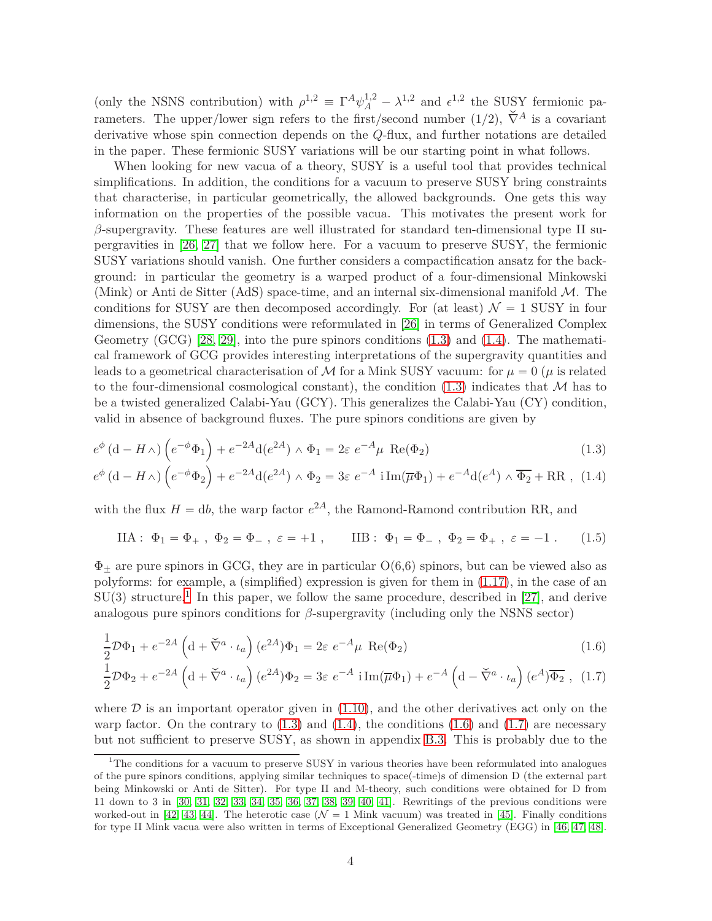(only the NSNS contribution) with $\rho^{1,2} \equiv \Gamma^A \psi_A^{1,2} - \lambda^{1,2}$ and $\epsilon^{1,2}$ the SUSY fermionic parameters. The upper/lower sign refers to the first/second number (1/2), $\check{\nabla}^A$ is a covariant derivative whose spin connection depends on the $Q$-flux, and further notations are detailed in the paper. These fermionic SUSY variations will be our starting point in what follows.

When looking for new vacua of a theory, SUSY is a useful tool that provides technical simplifications. In addition, the conditions for a vacuum to preserve SUSY bring constraints that characterise, in particular geometrically, the allowed backgrounds. One gets this way information on the properties of the possible vacua. This motivates the present work for $\beta$-supergravity. These features are well illustrated for standard ten-dimensional type II supergravities in [26, 27] that we follow here. For a vacuum to preserve SUSY, the fermionic SUSY variations should vanish. One further considers a compactification ansatz for the background: in particular the geometry is a warped product of a four-dimensional Minkowski (Mink) or Anti de Sitter (AdS) space-time, and an internal six-dimensional manifold $\mathcal{M}$. The conditions for SUSY are then decomposed accordingly. For (at least) $\mathcal{N} = 1$ SUSY in four dimensions, the SUSY conditions were reformulated in [26] in terms of Generalized Complex Geometry (GCG) [28, 29], into the pure spinors conditions (1.3) and (1.4). The mathematical framework of GCG provides interesting interpretations of the supergravity quantities and leads to a geometrical characterisation of $\mathcal{M}$ for a Mink SUSY vacuum: for $\mu = 0$ ($\mu$ is related to the four-dimensional cosmological constant), the condition (1.3) indicates that $\mathcal{M}$ has to be a twisted generalized Calabi-Yau (GCY). This generalizes the Calabi-Yau (CY) condition, valid in absence of background fluxes. The pure spinors conditions are given by

$$e^{\phi}\left(\mathrm{d} - H\wedge\right)\left(e^{-\phi}\Phi_1\right) + e^{-2A}\mathrm{d}(e^{2A}) \wedge \Phi_1 = 2\varepsilon\ e^{-A}\mu\ \mathrm{Re}(\Phi_2) \tag{1.3}$$

$$e^{\phi}\left(\mathrm{d} - H\wedge\right)\left(e^{-\phi}\Phi_2\right) + e^{-2A}\mathrm{d}(e^{2A}) \wedge \Phi_2 = 3\varepsilon\ e^{-A}\ \mathrm{i}\,\mathrm{Im}(\overline{\mu}\Phi_1) + e^{-A}\mathrm{d}(e^{A}) \wedge \overline{\Phi_2} + \mathrm{RR}\ , \tag{1.4}$$

with the flux $H = \mathrm{d}b$, the warp factor $e^{2A}$, the Ramond-Ramond contribution RR, and

$$\mathrm{IIA:}\ \ \Phi_1 = \Phi_+\ ,\ \Phi_2 = \Phi_-\ ,\ \varepsilon = +1\ , \qquad \mathrm{IIB:}\ \ \Phi_1 = \Phi_-\ ,\ \Phi_2 = \Phi_+\ ,\ \varepsilon = -1\ . \tag{1.5}$$

$\Phi_\pm$ are pure spinors in GCG, they are in particular O(6,6) spinors, but can be viewed also as polyforms: for example, a (simplified) expression is given for them in (1.17), in the case of an SU(3) structure.[1] In this paper, we follow the same procedure, described in [27], and derive analogous pure spinors conditions for $\beta$-supergravity (including only the NSNS sector)

$$\frac{1}{2}\mathcal{D}\Phi_1 + e^{-2A}\left(\mathrm{d} + \check{\nabla}^a \cdot \iota_a\right)(e^{2A})\Phi_1 = 2\varepsilon\ e^{-A}\mu\ \mathrm{Re}(\Phi_2) \tag{1.6}$$

$$\frac{1}{2}\mathcal{D}\Phi_2 + e^{-2A}\left(\mathrm{d} + \check{\nabla}^a \cdot \iota_a\right)(e^{2A})\Phi_2 = 3\varepsilon\ e^{-A}\ \mathrm{i}\,\mathrm{Im}(\overline{\mu}\Phi_1) + e^{-A}\left(\mathrm{d} - \check{\nabla}^a \cdot \iota_a\right)(e^{A})\overline{\Phi_2}\ , \tag{1.7}$$

where $\mathcal{D}$ is an important operator given in (1.10), and the other derivatives act only on the warp factor. On the contrary to (1.3) and (1.4), the conditions (1.6) and (1.7) are necessary but not sufficient to preserve SUSY, as shown in appendix B.3. This is probably due to the

---

[1] The conditions for a vacuum to preserve SUSY in various theories have been reformulated into analogues of the pure spinors conditions, applying similar techniques to space(-time)s of dimension D (the external part being Minkowski or Anti de Sitter). For type II and M-theory, such conditions were obtained for D from 11 down to 3 in [30, 31, 32, 33, 34, 35, 36, 37, 38, 39, 40, 41]. Rewritings of the previous conditions were worked-out in [42, 43, 44]. The heterotic case ($\mathcal{N} = 1$ Mink vacuum) was treated in [45]. Finally conditions for type II Mink vacua were also written in terms of Exceptional Generalized Geometry (EGG) in [46, 47, 48].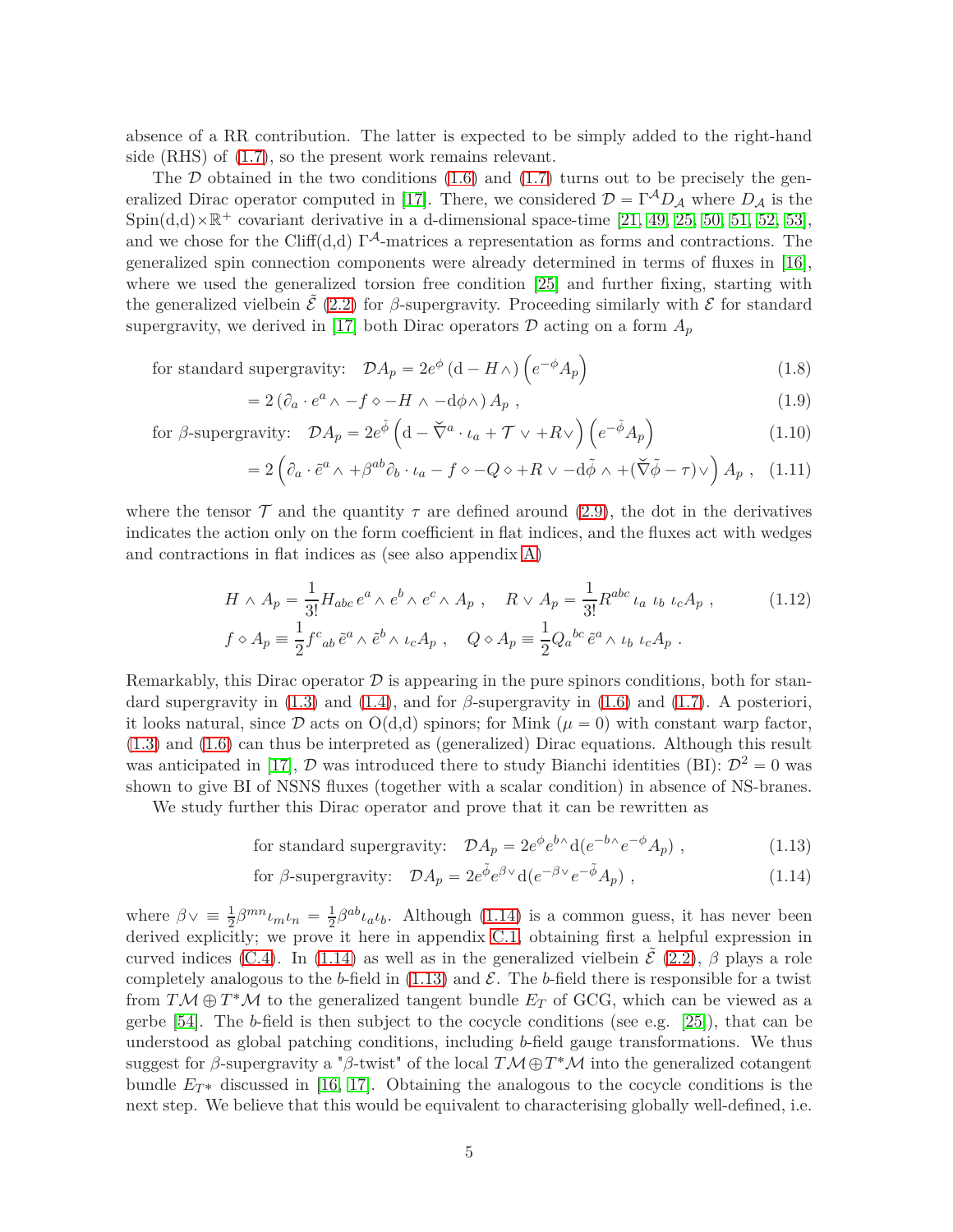absence of a RR contribution. The latter is expected to be simply added to the right-hand side (RHS) of (1.7), so the present work remains relevant.

The $\mathcal{D}$ obtained in the two conditions (1.6) and (1.7) turns out to be precisely the generalized Dirac operator computed in [17]. There, we considered $\mathcal{D} = \Gamma^{\mathcal{A}} D_{\mathcal{A}}$ where $D_{\mathcal{A}}$ is the Spin(d,d)$\times\mathbb{R}^+$ covariant derivative in a d-dimensional space-time [21, 49, 25, 50, 51, 52, 53], and we chose for the Cliff(d,d) $\Gamma^{\mathcal{A}}$-matrices a representation as forms and contractions. The generalized spin connection components were already determined in terms of fluxes in [16], where we used the generalized torsion free condition [25] and further fixing, starting with the generalized vielbein $\tilde{\mathcal{E}}$ (2.2) for $\beta$-supergravity. Proceeding similarly with $\mathcal{E}$ for standard supergravity, we derived in [17] both Dirac operators $\mathcal{D}$ acting on a form $A_p$

$$\text{for standard supergravity:}\quad \mathcal{D}A_p = 2e^{\phi}\left(\mathrm{d} - H\wedge\right)\left(e^{-\phi}A_p\right) \tag{1.8}$$

$$= 2\left(\partial_a \cdot e^a \wedge - f \diamond - H \wedge - \mathrm{d}\phi \wedge\right) A_p \ , \tag{1.9}$$

$$\text{for } \beta\text{-supergravity:}\quad \mathcal{D}A_p = 2e^{\tilde{\phi}}\left(\mathrm{d} - \check{\nabla}^a \cdot \iota_a + \mathcal{T} \vee + R\vee\right)\left(e^{-\tilde{\phi}}A_p\right) \tag{1.10}$$

$$= 2\left(\partial_a \cdot \tilde{e}^a \wedge + \beta^{ab}\partial_b \cdot \iota_a - f\diamond - Q\diamond + R\vee - \mathrm{d}\tilde{\phi}\wedge + (\check{\nabla}\tilde{\phi} - \tau)\vee\right) A_p \ , \tag{1.11}$$

where the tensor $\mathcal{T}$ and the quantity $\tau$ are defined around (2.9), the dot in the derivatives indicates the action only on the form coefficient in flat indices, and the fluxes act with wedges and contractions in flat indices as (see also appendix A)

$$\begin{aligned} &H \wedge A_p = \frac{1}{3!} H_{abc}\, e^a \wedge e^b \wedge e^c \wedge A_p \ , \quad R \vee A_p = \frac{1}{3!} R^{abc}\, \iota_a\ \iota_b\ \iota_c A_p \ , \\ &f \diamond A_p \equiv \frac{1}{2} f^c{}_{ab}\, \tilde{e}^a \wedge \tilde{e}^b \wedge \iota_c A_p \ , \quad Q \diamond A_p \equiv \frac{1}{2} Q_a{}^{bc}\, \tilde{e}^a \wedge \iota_b\ \iota_c A_p \ . \end{aligned} \tag{1.12}$$

Remarkably, this Dirac operator $\mathcal{D}$ is appearing in the pure spinors conditions, both for standard supergravity in (1.3) and (1.4), and for $\beta$-supergravity in (1.6) and (1.7). A posteriori, it looks natural, since $\mathcal{D}$ acts on O(d,d) spinors; for Mink ($\mu = 0$) with constant warp factor, (1.3) and (1.6) can thus be interpreted as (generalized) Dirac equations. Although this result was anticipated in [17], $\mathcal{D}$ was introduced there to study Bianchi identities (BI): $\mathcal{D}^2 = 0$ was shown to give BI of NSNS fluxes (together with a scalar condition) in absence of NS-branes.

We study further this Dirac operator and prove that it can be rewritten as

$$\text{for standard supergravity:}\quad \mathcal{D}A_p = 2e^{\phi}e^{b\wedge}\mathrm{d}(e^{-b\wedge}e^{-\phi}A_p) \ , \tag{1.13}$$

$$\text{for } \beta\text{-supergravity:}\quad \mathcal{D}A_p = 2e^{\tilde{\phi}}e^{\beta\vee}\mathrm{d}(e^{-\beta\vee}e^{-\tilde{\phi}}A_p) \ , \tag{1.14}$$

where $\beta\vee \equiv \frac{1}{2}\beta^{mn}\iota_m\iota_n = \frac{1}{2}\beta^{ab}\iota_a\iota_b$. Although (1.14) is a common guess, it has never been derived explicitly; we prove it here in appendix C.1, obtaining first a helpful expression in curved indices (C.4). In (1.14) as well as in the generalized vielbein $\tilde{\mathcal{E}}$ (2.2), $\beta$ plays a role completely analogous to the $b$-field in (1.13) and $\mathcal{E}$. The $b$-field there is responsible for a twist from $T\mathcal{M} \oplus T^*\mathcal{M}$ to the generalized tangent bundle $E_T$ of GCG, which can be viewed as a gerbe [54]. The $b$-field is then subject to the cocycle conditions (see e.g. [25]), that can be understood as global patching conditions, including $b$-field gauge transformations. We thus suggest for $\beta$-supergravity a "$\beta$-twist" of the local $T\mathcal{M}\oplus T^*\mathcal{M}$ into the generalized cotangent bundle $E_{T^*}$ discussed in [16, 17]. Obtaining the analogous to the cocycle conditions is the next step. We believe that this would be equivalent to characterising globally well-defined, i.e.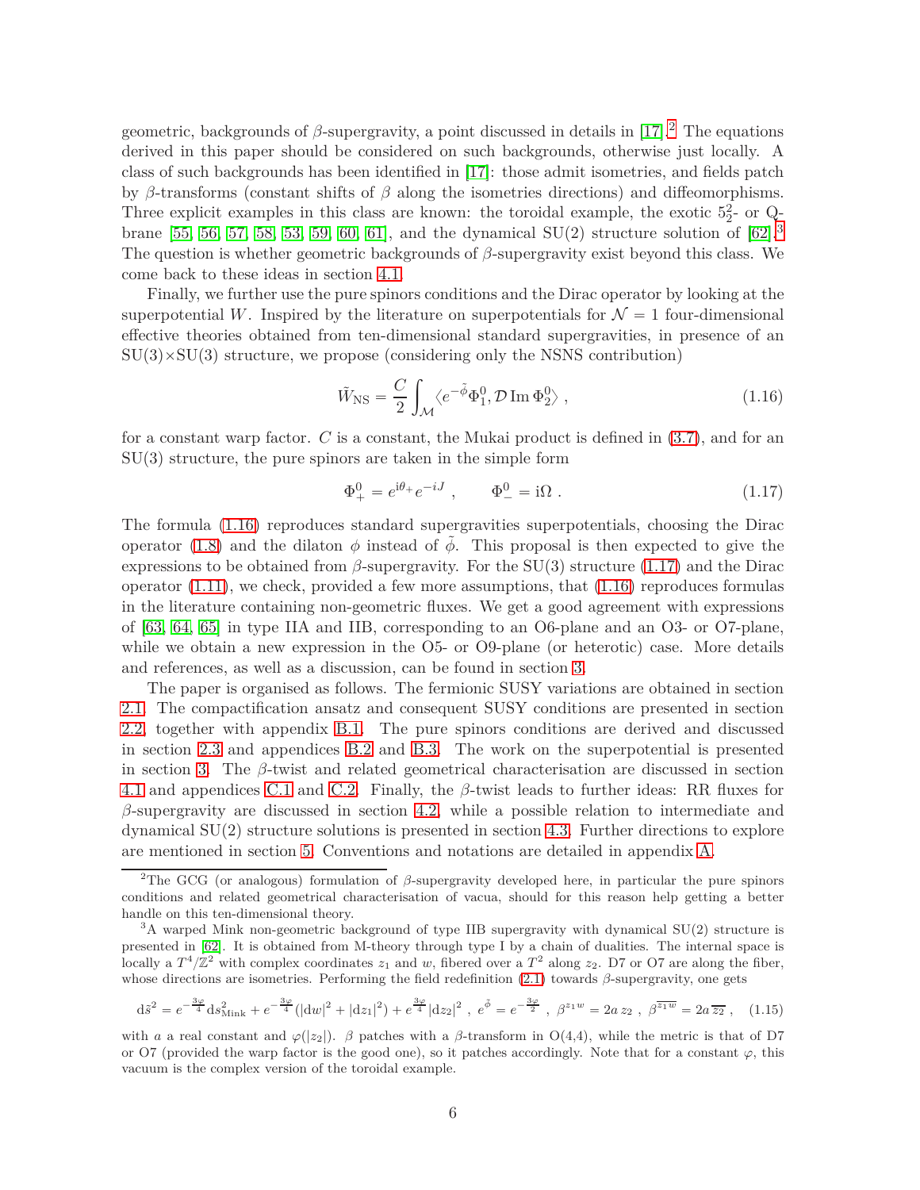geometric, backgrounds of $\beta$-supergravity, a point discussed in details in [17].[2] The equations derived in this paper should be considered on such backgrounds, otherwise just locally. A class of such backgrounds has been identified in [17]: those admit isometries, and fields patch by $\beta$-transforms (constant shifts of $\beta$ along the isometries directions) and diffeomorphisms. Three explicit examples in this class are known: the toroidal example, the exotic $5^2_2$- or Q-brane [55, 56, 57, 58, 53, 59, 60, 61], and the dynamical SU(2) structure solution of [62].[3] The question is whether geometric backgrounds of $\beta$-supergravity exist beyond this class. We come back to these ideas in section 4.1.

Finally, we further use the pure spinors conditions and the Dirac operator by looking at the superpotential $W$. Inspired by the literature on superpotentials for $\mathcal{N}=1$ four-dimensional effective theories obtained from ten-dimensional standard supergravities, in presence of an SU(3)×SU(3) structure, we propose (considering only the NSNS contribution)

$$\tilde{W}_{\rm NS} = \frac{C}{2}\int_{\mathcal{M}} \langle e^{-\tilde{\phi}}\Phi_1^0, \mathcal{D}\,{\rm Im}\,\Phi_2^0\rangle \ , \tag{1.16}$$

for a constant warp factor. $C$ is a constant, the Mukai product is defined in (3.7), and for an SU(3) structure, the pure spinors are taken in the simple form

$$\Phi_+^0 = e^{{\rm i}\theta_+}e^{-iJ} \ , \qquad \Phi_-^0 = {\rm i}\Omega \ . \tag{1.17}$$

The formula (1.16) reproduces standard supergravities superpotentials, choosing the Dirac operator (1.8) and the dilaton $\phi$ instead of $\tilde{\phi}$. This proposal is then expected to give the expressions to be obtained from $\beta$-supergravity. For the SU(3) structure (1.17) and the Dirac operator (1.11), we check, provided a few more assumptions, that (1.16) reproduces formulas in the literature containing non-geometric fluxes. We get a good agreement with expressions of [63, 64, 65] in type IIA and IIB, corresponding to an O6-plane and an O3- or O7-plane, while we obtain a new expression in the O5- or O9-plane (or heterotic) case. More details and references, as well as a discussion, can be found in section 3.

The paper is organised as follows. The fermionic SUSY variations are obtained in section 2.1. The compactification ansatz and consequent SUSY conditions are presented in section 2.2, together with appendix B.1. The pure spinors conditions are derived and discussed in section 2.3 and appendices B.2 and B.3. The work on the superpotential is presented in section 3. The $\beta$-twist and related geometrical characterisation are discussed in section 4.1 and appendices C.1 and C.2. Finally, the $\beta$-twist leads to further ideas: RR fluxes for $\beta$-supergravity are discussed in section 4.2, while a possible relation to intermediate and dynamical SU(2) structure solutions is presented in section 4.3. Further directions to explore are mentioned in section 5. Conventions and notations are detailed in appendix A.

---

[2] The GCG (or analogous) formulation of $\beta$-supergravity developed here, in particular the pure spinors conditions and related geometrical characterisation of vacua, should for this reason help getting a better handle on this ten-dimensional theory.

[3] A warped Mink non-geometric background of type IIB supergravity with dynamical SU(2) structure is presented in [62]. It is obtained from M-theory through type I by a chain of dualities. The internal space is locally a $T^4/\mathbb{Z}^2$ with complex coordinates $z_1$ and $w$, fibered over a $T^2$ along $z_2$. D7 or O7 are along the fiber, whose directions are isometries. Performing the field redefinition (2.1) towards $\beta$-supergravity, one gets

$$\mathrm{d}\tilde{s}^2 = e^{-\frac{3\varphi}{4}}\mathrm{d}s^2_{\rm Mink} + e^{-\frac{3\varphi}{4}}(|\mathrm{d}w|^2+|\mathrm{d}z_1|^2) + e^{\frac{3\varphi}{4}}|\mathrm{d}z_2|^2 \ , \ e^{\tilde{\phi}} = e^{-\frac{3\varphi}{2}} \ , \ \beta^{z_1 w} = 2a\,z_2 \ , \ \beta^{\overline{z_1 w}} = 2a\,\overline{z_2} \ , \tag{1.15}$$

with $a$ a real constant and $\varphi(|z_2|)$. $\beta$ patches with a $\beta$-transform in O(4,4), while the metric is that of D7 or O7 (provided the warp factor is the good one), so it patches accordingly. Note that for a constant $\varphi$, this vacuum is the complex version of the toroidal example.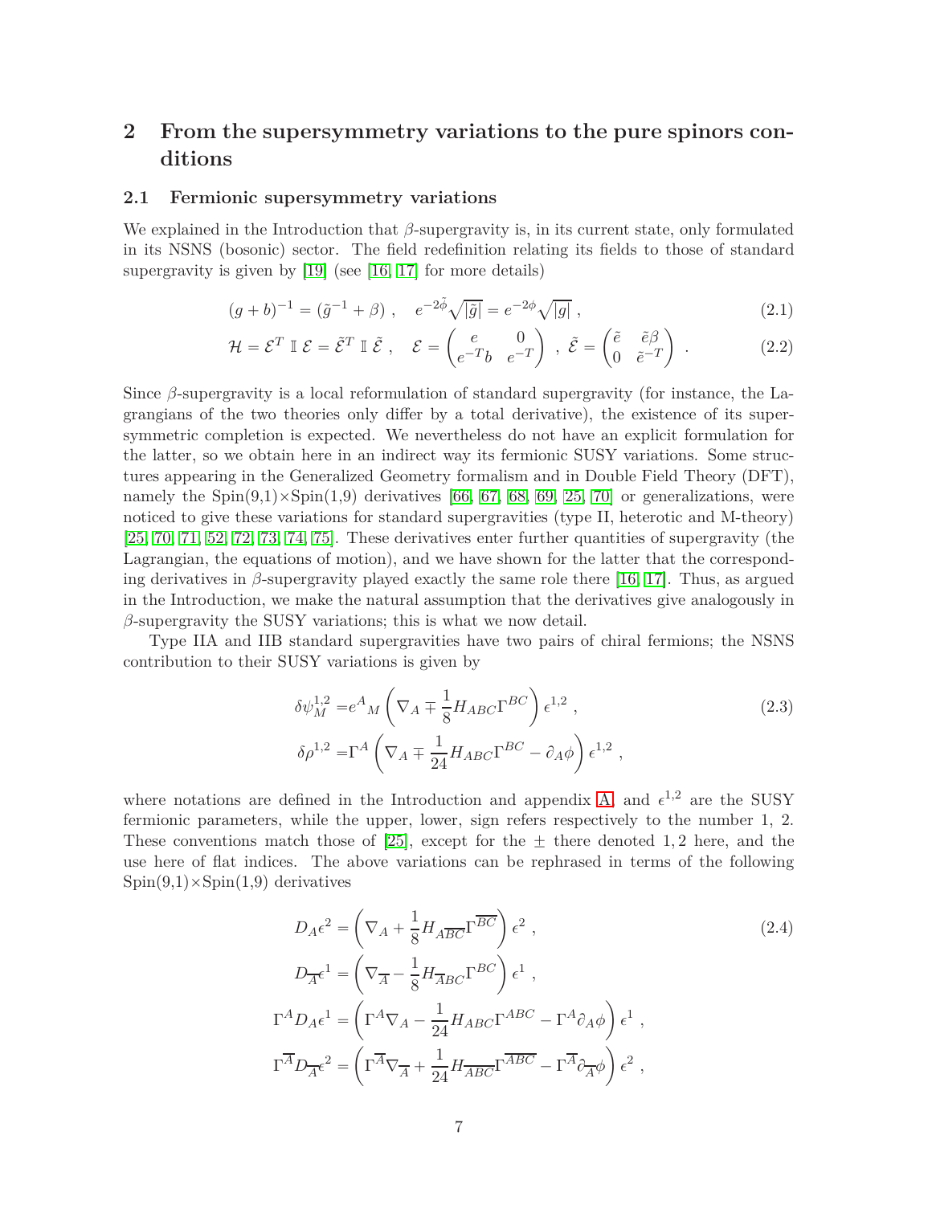## 2 From the supersymmetry variations to the pure spinors conditions

### 2.1 Fermionic supersymmetry variations

We explained in the Introduction that $\beta$-supergravity is, in its current state, only formulated in its NSNS (bosonic) sector. The field redefinition relating its fields to those of standard supergravity is given by [19] (see [16, 17] for more details)

$$(g+b)^{-1} = (\tilde{g}^{-1} + \beta) \ , \quad e^{-2\tilde{\phi}}\sqrt{|\tilde{g}|} = e^{-2\phi}\sqrt{|g|} \ , \tag{2.1}$$

$$\mathcal{H} = \mathcal{E}^T \ \mathbb{I} \ \mathcal{E} = \tilde{\mathcal{E}}^T \ \mathbb{I} \ \tilde{\mathcal{E}} \ , \quad \mathcal{E} = \begin{pmatrix} e & 0 \\ e^{-T}b & e^{-T} \end{pmatrix} \ , \ \tilde{\mathcal{E}} = \begin{pmatrix} \tilde{e} & \tilde{e}\beta \\ 0 & \tilde{e}^{-T} \end{pmatrix} \ . \tag{2.2}$$

Since $\beta$-supergravity is a local reformulation of standard supergravity (for instance, the Lagrangians of the two theories only differ by a total derivative), the existence of its supersymmetric completion is expected. We nevertheless do not have an explicit formulation for the latter, so we obtain here in an indirect way its fermionic SUSY variations. Some structures appearing in the Generalized Geometry formalism and in Double Field Theory (DFT), namely the Spin(9,1)$\times$Spin(1,9) derivatives [66, 67, 68, 69, 25, 70] or generalizations, were noticed to give these variations for standard supergravities (type II, heterotic and M-theory) [25, 70, 71, 52, 72, 73, 74, 75]. These derivatives enter further quantities of supergravity (the Lagrangian, the equations of motion), and we have shown for the latter that the corresponding derivatives in $\beta$-supergravity played exactly the same role there [16, 17]. Thus, as argued in the Introduction, we make the natural assumption that the derivatives give analogously in $\beta$-supergravity the SUSY variations; this is what we now detail.

Type IIA and IIB standard supergravities have two pairs of chiral fermions; the NSNS contribution to their SUSY variations is given by

$$\begin{aligned}
\delta\psi_M^{1,2} =& e^A{}_M \left(\nabla_A \mp \frac{1}{8} H_{ABC}\Gamma^{BC}\right)\epsilon^{1,2} \ , \\
\delta\rho^{1,2} =& \Gamma^A \left(\nabla_A \mp \frac{1}{24} H_{ABC}\Gamma^{BC} - \partial_A\phi\right)\epsilon^{1,2} \ ,
\end{aligned} \tag{2.3}$$

where notations are defined in the Introduction and appendix A, and $\epsilon^{1,2}$ are the SUSY fermionic parameters, while the upper, lower, sign refers respectively to the number 1, 2. These conventions match those of [25], except for the $\pm$ there denoted $1,2$ here, and the use here of flat indices. The above variations can be rephrased in terms of the following Spin(9,1)$\times$Spin(1,9) derivatives

$$\begin{aligned}
D_A\epsilon^2 &= \left(\nabla_A + \frac{1}{8} H_{A\overline{BC}}\Gamma^{\overline{BC}}\right)\epsilon^2 \ , \\
D_{\overline{A}}\epsilon^1 &= \left(\nabla_{\overline{A}} - \frac{1}{8} H_{\overline{A}BC}\Gamma^{BC}\right)\epsilon^1 \ , \\
\Gamma^A D_A\epsilon^1 &= \left(\Gamma^A\nabla_A - \frac{1}{24} H_{ABC}\Gamma^{ABC} - \Gamma^A\partial_A\phi\right)\epsilon^1 \ , \\
\Gamma^{\overline{A}} D_{\overline{A}}\epsilon^2 &= \left(\Gamma^{\overline{A}}\nabla_{\overline{A}} + \frac{1}{24} H_{\overline{ABC}}\Gamma^{\overline{ABC}} - \Gamma^{\overline{A}}\partial_{\overline{A}}\phi\right)\epsilon^2 \ ,
\end{aligned} \tag{2.4}$$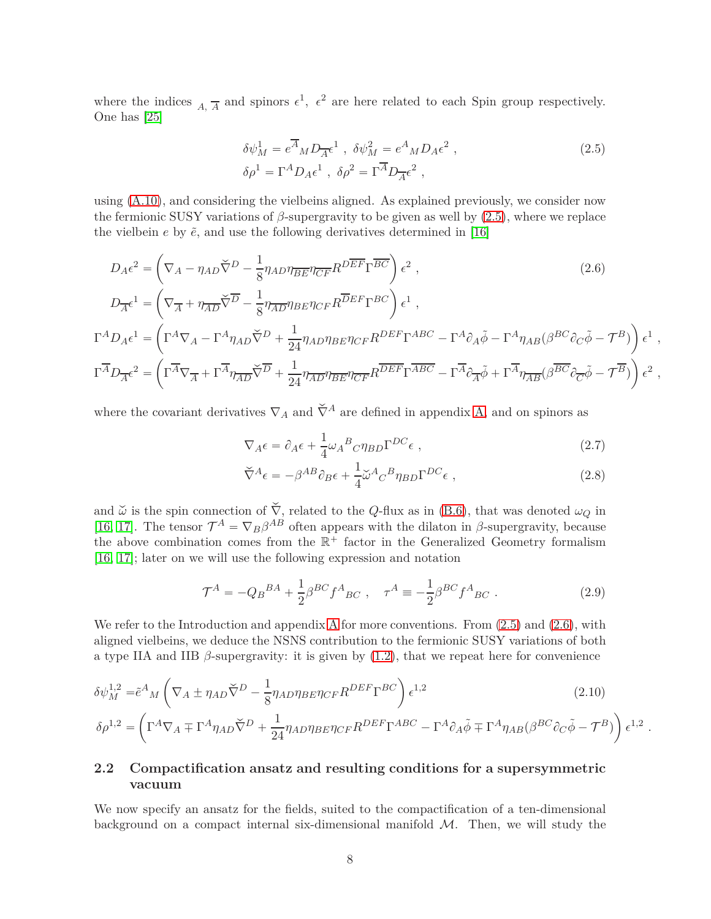where the indices ${}_{A}, {}_{\overline{A}}$ and spinors $\epsilon^1$, $\epsilon^2$ are here related to each Spin group respectively. One has [25]

$$
\begin{aligned}
&\delta\psi^1_M = e^{\overline{A}}{}_M D_{\overline{A}}\epsilon^1 \ , \ \delta\psi^2_M = e^{A}{}_M D_A\epsilon^2 \ , \\
&\delta\rho^1 = \Gamma^A D_A\epsilon^1 \ , \ \delta\rho^2 = \Gamma^{\overline{A}} D_{\overline{A}}\epsilon^2 \ ,
\end{aligned}
\tag{2.5}
$$

using (A.10), and considering the vielbeins aligned. As explained previously, we consider now the fermionic SUSY variations of $\beta$-supergravity to be given as well by (2.5), where we replace the vielbein $e$ by $\tilde{e}$, and use the following derivatives determined in [16]

$$
\begin{aligned}
D_A\epsilon^2 &= \left(\nabla_A - \eta_{AD}\check{\nabla}^D - \frac{1}{8}\eta_{AD}\eta_{\overline{BE}}\eta_{\overline{CF}}R^{D\overline{EF}}\Gamma^{\overline{BC}}\right)\epsilon^2 \ , \\
D_{\overline{A}}\epsilon^1 &= \left(\nabla_{\overline{A}} + \eta_{\overline{AD}}\check{\nabla}^{\overline{D}} - \frac{1}{8}\eta_{\overline{AD}}\eta_{BE}\eta_{CF}R^{\overline{D}EF}\Gamma^{BC}\right)\epsilon^1 \ , \\
\Gamma^A D_A\epsilon^1 &= \left(\Gamma^A\nabla_A - \Gamma^A\eta_{AD}\check{\nabla}^D + \frac{1}{24}\eta_{AD}\eta_{BE}\eta_{CF}R^{DEF}\Gamma^{ABC} - \Gamma^A\partial_A\tilde{\phi} - \Gamma^A\eta_{AB}(\beta^{BC}\partial_C\tilde{\phi} - \mathcal{T}^B)\right)\epsilon^1 \ , \\
\Gamma^{\overline{A}} D_{\overline{A}}\epsilon^2 &= \left(\Gamma^{\overline{A}}\nabla_{\overline{A}} + \Gamma^{\overline{A}}\eta_{\overline{AD}}\check{\nabla}^{\overline{D}} + \frac{1}{24}\eta_{\overline{AD}}\eta_{\overline{BE}}\eta_{\overline{CF}}R^{\overline{DEF}}\Gamma^{\overline{ABC}} - \Gamma^{\overline{A}}\partial_{\overline{A}}\tilde{\phi} + \Gamma^{\overline{A}}\eta_{\overline{AB}}(\beta^{\overline{BC}}\partial_{\overline{C}}\tilde{\phi} - \mathcal{T}^{\overline{B}})\right)\epsilon^2 \ ,
\end{aligned}
\tag{2.6}
$$

where the covariant derivatives $\nabla_A$ and $\check{\nabla}^A$ are defined in appendix A, and on spinors as

$$
\nabla_A\epsilon = \partial_A\epsilon + \frac{1}{4}\omega_A{}^B{}_C\eta_{BD}\Gamma^{DC}\epsilon \ , \tag{2.7}
$$

$$
\check{\nabla}^A\epsilon = -\beta^{AB}\partial_B\epsilon + \frac{1}{4}\check{\omega}^A{}_C{}^B\eta_{BD}\Gamma^{DC}\epsilon \ , \tag{2.8}
$$

and $\check{\omega}$ is the spin connection of $\check{\nabla}$, related to the $Q$-flux as in (B.6), that was denoted $\omega_Q$ in [16, 17]. The tensor $\mathcal{T}^A = \nabla_B\beta^{AB}$ often appears with the dilaton in $\beta$-supergravity, because the above combination comes from the $\mathbb{R}^+$ factor in the Generalized Geometry formalism [16, 17]; later on we will use the following expression and notation

$$
\mathcal{T}^A = -Q_B{}^{BA} + \frac{1}{2}\beta^{BC}f^A{}_{BC} \ , \quad \tau^A \equiv -\frac{1}{2}\beta^{BC}f^A{}_{BC} \ . \tag{2.9}
$$

We refer to the Introduction and appendix A for more conventions. From (2.5) and (2.6), with aligned vielbeins, we deduce the NSNS contribution to the fermionic SUSY variations of both a type IIA and IIB $\beta$-supergravity: it is given by (1.2), that we repeat here for convenience

$$
\begin{aligned}
\delta\psi^{1,2}_M &= \tilde{e}^A{}_M\left(\nabla_A \pm \eta_{AD}\check{\nabla}^D - \frac{1}{8}\eta_{AD}\eta_{BE}\eta_{CF}R^{DEF}\Gamma^{BC}\right)\epsilon^{1,2} \\
\delta\rho^{1,2} &= \left(\Gamma^A\nabla_A \mp \Gamma^A\eta_{AD}\check{\nabla}^D + \frac{1}{24}\eta_{AD}\eta_{BE}\eta_{CF}R^{DEF}\Gamma^{ABC} - \Gamma^A\partial_A\tilde{\phi} \mp \Gamma^A\eta_{AB}(\beta^{BC}\partial_C\tilde{\phi} - \mathcal{T}^B)\right)\epsilon^{1,2} \ .
\end{aligned}
\tag{2.10}
$$

## 2.2 Compactification ansatz and resulting conditions for a supersymmetric vacuum

We now specify an ansatz for the fields, suited to the compactification of a ten-dimensional background on a compact internal six-dimensional manifold $\mathcal{M}$. Then, we will study the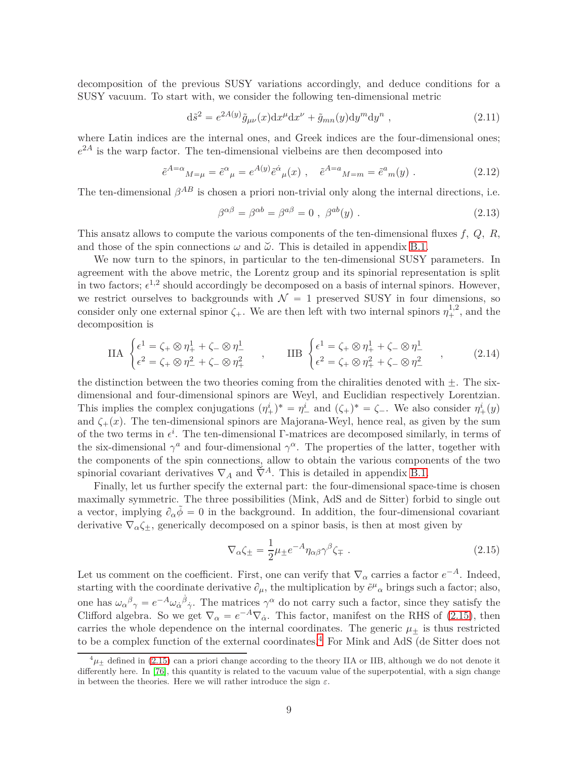decomposition of the previous SUSY variations accordingly, and deduce conditions for a SUSY vacuum. To start with, we consider the following ten-dimensional metric

$$
\mathrm{d}\tilde{s}^2 = e^{2A(y)}\tilde{g}_{\mu\nu}(x)\mathrm{d}x^\mu \mathrm{d}x^\nu + \tilde{g}_{mn}(y)\mathrm{d}y^m \mathrm{d}y^n \ , \tag{2.11}
$$

where Latin indices are the internal ones, and Greek indices are the four-dimensional ones; $e^{2A}$ is the warp factor. The ten-dimensional vielbeins are then decomposed into

$$
\tilde{e}^{A=\alpha}{}_{M=\mu} = \tilde{e}^{\alpha}{}_{\mu} = e^{A(y)}\tilde{e}^{\dot{\alpha}}{}_{\mu}(x) \ , \quad \tilde{e}^{A=a}{}_{M=m} = \tilde{e}^{a}{}_{m}(y) \ . \tag{2.12}
$$

The ten-dimensional $\beta^{AB}$ is chosen a priori non-trivial only along the internal directions, i.e.

$$
\beta^{\alpha\beta} = \beta^{\alpha b} = \beta^{a\beta} = 0 \ , \ \beta^{ab}(y) \ . \tag{2.13}
$$

This ansatz allows to compute the various components of the ten-dimensional fluxes $f$, $Q$, $R$, and those of the spin connections $\omega$ and $\breve{\omega}$. This is detailed in appendix B.1.

We now turn to the spinors, in particular to the ten-dimensional SUSY parameters. In agreement with the above metric, the Lorentz group and its spinorial representation is split in two factors; $\epsilon^{1,2}$ should accordingly be decomposed on a basis of internal spinors. However, we restrict ourselves to backgrounds with $\mathcal{N}=1$ preserved SUSY in four dimensions, so consider only one external spinor $\zeta_+$. We are then left with two internal spinors $\eta_+^{1,2}$, and the decomposition is

$$
\text{IIA} \begin{cases} \epsilon^1 = \zeta_+ \otimes \eta_+^1 + \zeta_- \otimes \eta_-^1 \\ \epsilon^2 = \zeta_+ \otimes \eta_-^2 + \zeta_- \otimes \eta_+^2 \end{cases} , \qquad \text{IIB} \begin{cases} \epsilon^1 = \zeta_+ \otimes \eta_+^1 + \zeta_- \otimes \eta_-^1 \\ \epsilon^2 = \zeta_+ \otimes \eta_+^2 + \zeta_- \otimes \eta_-^2 \end{cases} , \tag{2.14}
$$

the distinction between the two theories coming from the chiralities denoted with $\pm$. The six-dimensional and four-dimensional spinors are Weyl, and Euclidian respectively Lorentzian. This implies the complex conjugations $(\eta_+^i)^* = \eta_-^i$ and $(\zeta_+)^* = \zeta_-$. We also consider $\eta_+^i(y)$ and $\zeta_+(x)$. The ten-dimensional spinors are Majorana-Weyl, hence real, as given by the sum of the two terms in $\epsilon^i$. The ten-dimensional $\Gamma$-matrices are decomposed similarly, in terms of the six-dimensional $\gamma^a$ and four-dimensional $\gamma^\alpha$. The properties of the latter, together with the components of the spin connections, allow to obtain the various components of the two spinorial covariant derivatives $\nabla_A$ and $\breve{\nabla}^A$. This is detailed in appendix B.1.

Finally, let us further specify the external part: the four-dimensional space-time is chosen maximally symmetric. The three possibilities (Mink, AdS and de Sitter) forbid to single out a vector, implying $\partial_\alpha \tilde{\phi} = 0$ in the background. In addition, the four-dimensional covariant derivative $\nabla_\alpha \zeta_\pm$, generically decomposed on a spinor basis, is then at most given by

$$
\nabla_\alpha \zeta_\pm = \frac{1}{2}\mu_\pm e^{-A}\eta_{\alpha\beta}\gamma^\beta \zeta_\mp \ . \tag{2.15}
$$

Let us comment on the coefficient. First, one can verify that $\nabla_\alpha$ carries a factor $e^{-A}$. Indeed, starting with the coordinate derivative $\partial_\mu$, the multiplication by $\tilde{e}^{\mu}{}_{\alpha}$ brings such a factor; also, one has $\omega_\alpha{}^\beta{}_\gamma = e^{-A}\omega_{\dot{\alpha}}{}^{\dot{\beta}}{}_{\dot{\gamma}}$. The matrices $\gamma^\alpha$ do not carry such a factor, since they satisfy the Clifford algebra. So we get $\nabla_\alpha = e^{-A}\nabla_{\dot{\alpha}}$. This factor, manifest on the RHS of (2.15), then carries the whole dependence on the internal coordinates. The generic $\mu_\pm$ is thus restricted to be a complex function of the external coordinates.[4] For Mink and AdS (de Sitter does not

[4] $\mu_\pm$ defined in (2.15) can a priori change according to the theory IIA or IIB, although we do not denote it differently here. In [76], this quantity is related to the vacuum value of the superpotential, with a sign change in between the theories. Here we will rather introduce the sign $\varepsilon$.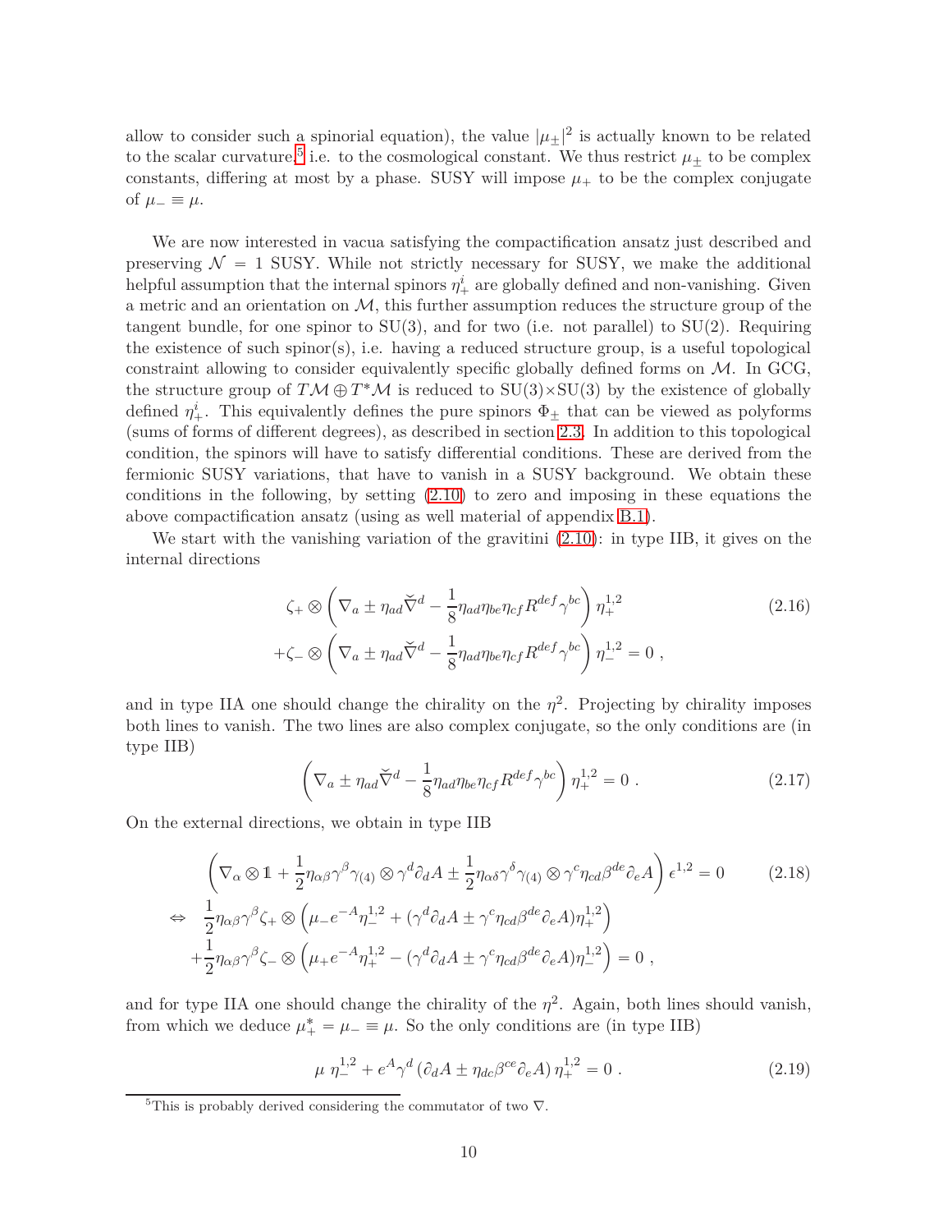allow to consider such a spinorial equation), the value $|\mu_\pm|^2$ is actually known to be related to the scalar curvature,[5] i.e. to the cosmological constant. We thus restrict $\mu_\pm$ to be complex constants, differing at most by a phase. SUSY will impose $\mu_+$ to be the complex conjugate of $\mu_- \equiv \mu$.

We are now interested in vacua satisfying the compactification ansatz just described and preserving $\mathcal{N} = 1$ SUSY. While not strictly necessary for SUSY, we make the additional helpful assumption that the internal spinors $\eta^i_+$ are globally defined and non-vanishing. Given a metric and an orientation on $\mathcal{M}$, this further assumption reduces the structure group of the tangent bundle, for one spinor to SU(3), and for two (i.e. not parallel) to SU(2). Requiring the existence of such spinor(s), i.e. having a reduced structure group, is a useful topological constraint allowing to consider equivalently specific globally defined forms on $\mathcal{M}$. In GCG, the structure group of $T\mathcal{M} \oplus T^*\mathcal{M}$ is reduced to SU(3)×SU(3) by the existence of globally defined $\eta^i_+$. This equivalently defines the pure spinors $\Phi_\pm$ that can be viewed as polyforms (sums of forms of different degrees), as described in section 2.3. In addition to this topological condition, the spinors will have to satisfy differential conditions. These are derived from the fermionic SUSY variations, that have to vanish in a SUSY background. We obtain these conditions in the following, by setting (2.10) to zero and imposing in these equations the above compactification ansatz (using as well material of appendix B.1).

We start with the vanishing variation of the gravitini (2.10): in type IIB, it gives on the internal directions

$$
\begin{aligned}
&\zeta_+ \otimes \left( \nabla_a \pm \eta_{ad} \check{\nabla}^d - \frac{1}{8} \eta_{ad} \eta_{be} \eta_{cf} R^{def} \gamma^{bc} \right) \eta_+^{1,2} \\
&+ \zeta_- \otimes \left( \nabla_a \pm \eta_{ad} \check{\nabla}^d - \frac{1}{8} \eta_{ad} \eta_{be} \eta_{cf} R^{def} \gamma^{bc} \right) \eta_-^{1,2} = 0 \ ,
\end{aligned}
\tag{2.16}
$$

and in type IIA one should change the chirality on the $\eta^2$. Projecting by chirality imposes both lines to vanish. The two lines are also complex conjugate, so the only conditions are (in type IIB)

$$
\left( \nabla_a \pm \eta_{ad} \check{\nabla}^d - \frac{1}{8} \eta_{ad} \eta_{be} \eta_{cf} R^{def} \gamma^{bc} \right) \eta_+^{1,2} = 0 \ . \tag{2.17}
$$

On the external directions, we obtain in type IIB

$$
\begin{aligned}
&\left( \nabla_\alpha \otimes \mathbb{1} + \frac{1}{2} \eta_{\alpha\beta} \gamma^\beta \gamma_{(4)} \otimes \gamma^d \partial_d A \pm \frac{1}{2} \eta_{\alpha\delta} \gamma^\delta \gamma_{(4)} \otimes \gamma^c \eta_{cd} \beta^{de} \partial_e A \right) \epsilon^{1,2} = 0 \\
\Leftrightarrow \quad & \frac{1}{2} \eta_{\alpha\beta} \gamma^\beta \zeta_+ \otimes \left( \mu_- e^{-A} \eta_-^{1,2} + (\gamma^d \partial_d A \pm \gamma^c \eta_{cd} \beta^{de} \partial_e A) \eta_+^{1,2} \right) \\
&+ \frac{1}{2} \eta_{\alpha\beta} \gamma^\beta \zeta_- \otimes \left( \mu_+ e^{-A} \eta_+^{1,2} - (\gamma^d \partial_d A \pm \gamma^c \eta_{cd} \beta^{de} \partial_e A) \eta_-^{1,2} \right) = 0 \ ,
\end{aligned}
\tag{2.18}
$$

and for type IIA one should change the chirality of the $\eta^2$. Again, both lines should vanish, from which we deduce $\mu_+^* = \mu_- \equiv \mu$. So the only conditions are (in type IIB)

$$
\mu \ \eta_-^{1,2} + e^A \gamma^d \left( \partial_d A \pm \eta_{dc} \beta^{ce} \partial_e A \right) \eta_+^{1,2} = 0 \ . \tag{2.19}
$$

[5] This is probably derived considering the commutator of two $\nabla$.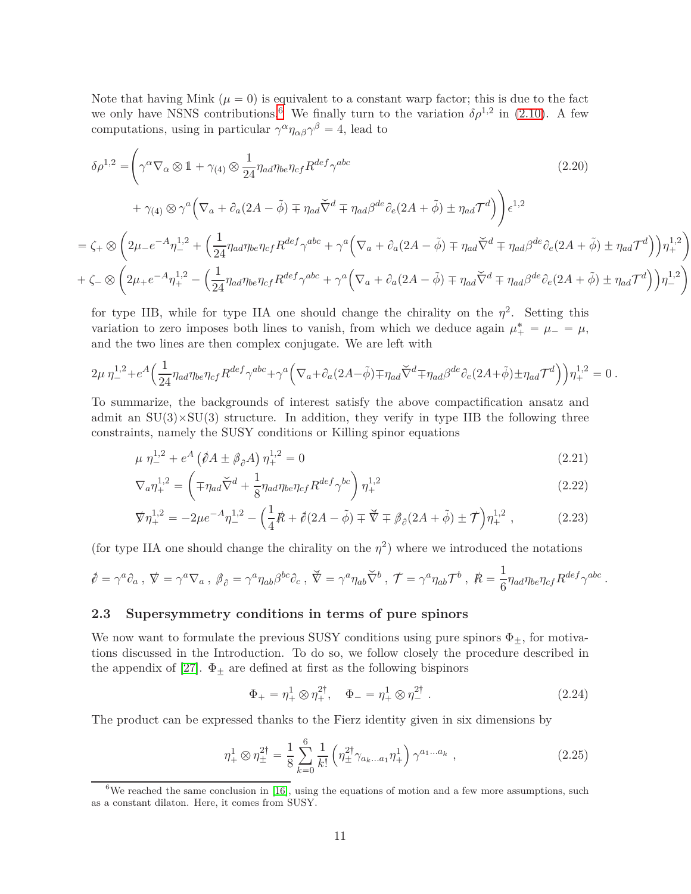Note that having Mink ($\mu = 0$) is equivalent to a constant warp factor; this is due to the fact we only have NSNS contributions.[6] We finally turn to the variation $\delta\rho^{1,2}$ in (2.10). A few computations, using in particular $\gamma^\alpha \eta_{\alpha\beta} \gamma^\beta = 4$, lead to

$$
\begin{aligned}
\delta\rho^{1,2} =& \Bigg( \gamma^\alpha \nabla_\alpha \otimes \mathbb{1} + \gamma_{(4)} \otimes \frac{1}{24} \eta_{ad}\eta_{be}\eta_{cf} R^{def} \gamma^{abc} \\
&+ \gamma_{(4)} \otimes \gamma^a \Big( \nabla_a + \partial_a(2A - \tilde{\phi}) \mp \eta_{ad} \check{\nabla}^d \mp \eta_{ad} \beta^{de} \partial_e (2A + \tilde{\phi}) \pm \eta_{ad} \mathcal{T}^d \Big) \Bigg) \epsilon^{1,2} \qquad (2.20) \\
=& \; \zeta_+ \otimes \Bigg( 2\mu_- e^{-A} \eta_-^{1,2} + \Big( \frac{1}{24} \eta_{ad}\eta_{be}\eta_{cf} R^{def} \gamma^{abc} + \gamma^a \Big( \nabla_a + \partial_a(2A - \tilde{\phi}) \mp \eta_{ad} \check{\nabla}^d \mp \eta_{ad} \beta^{de} \partial_e (2A + \tilde{\phi}) \pm \eta_{ad} \mathcal{T}^d \Big) \Big) \eta_+^{1,2} \Bigg) \\
&+ \zeta_- \otimes \Bigg( 2\mu_+ e^{-A} \eta_+^{1,2} - \Big( \frac{1}{24} \eta_{ad}\eta_{be}\eta_{cf} R^{def} \gamma^{abc} + \gamma^a \Big( \nabla_a + \partial_a(2A - \tilde{\phi}) \mp \eta_{ad} \check{\nabla}^d \mp \eta_{ad} \beta^{de} \partial_e (2A + \tilde{\phi}) \pm \eta_{ad} \mathcal{T}^d \Big) \Big) \eta_-^{1,2} \Bigg)
\end{aligned}
$$

for type IIB, while for type IIA one should change the chirality on the $\eta^2$. Setting this variation to zero imposes both lines to vanish, from which we deduce again $\mu_+^* = \mu_- = \mu$, and the two lines are then complex conjugate. We are left with

$$
2\mu\, \eta_-^{1,2} + e^A \Big( \frac{1}{24} \eta_{ad}\eta_{be}\eta_{cf} R^{def} \gamma^{abc} + \gamma^a \Big( \nabla_a + \partial_a(2A - \tilde{\phi}) \mp \eta_{ad} \check{\nabla}^d \mp \eta_{ad} \beta^{de} \partial_e (2A + \tilde{\phi}) \pm \eta_{ad} \mathcal{T}^d \Big) \Big) \eta_+^{1,2} = 0 \, .
$$

To summarize, the backgrounds of interest satisfy the above compactification ansatz and admit an SU(3)×SU(3) structure. In addition, they verify in type IIB the following three constraints, namely the SUSY conditions or Killing spinor equations

$$
\mu\ \eta_-^{1,2} + e^A \left( \partial\!\!\!/ A \pm \beta\!\!\!/_{\partial} A \right) \eta_+^{1,2} = 0 \qquad (2.21)
$$

$$
\nabla_a \eta_+^{1,2} = \left( \mp \eta_{ad} \check{\nabla}^d + \frac{1}{8} \eta_{ad}\eta_{be}\eta_{cf} R^{def} \gamma^{bc} \right) \eta_+^{1,2} \qquad (2.22)
$$

$$
\nabla\!\!\!\!/\, \eta_+^{1,2} = -2\mu e^{-A} \eta_-^{1,2} - \Big( \frac{1}{4} R\!\!\!/ + \partial\!\!\!/(2A - \tilde{\phi}) \mp \check{\nabla\!\!\!\!/} \mp \beta\!\!\!/_{\partial}(2A + \tilde{\phi}) \pm \mathcal{T}\!\!\!\!/ \Big) \eta_+^{1,2} \ , \qquad (2.23)
$$

(for type IIA one should change the chirality on the $\eta^2$) where we introduced the notations

$$
\partial\!\!\!/ = \gamma^a \partial_a \ , \ \nabla\!\!\!\!/ = \gamma^a \nabla_a \ , \ \beta\!\!\!/_{\partial} = \gamma^a \eta_{ab} \beta^{bc} \partial_c \ , \ \check{\nabla\!\!\!\!/} = \gamma^a \eta_{ab} \check{\nabla}^b \ , \ \mathcal{T}\!\!\!\!/ = \gamma^a \eta_{ab} \mathcal{T}^b \ , \ R\!\!\!/ = \frac{1}{6} \eta_{ad}\eta_{be}\eta_{cf} R^{def} \gamma^{abc} \, .
$$

### 2.3 Supersymmetry conditions in terms of pure spinors

We now want to formulate the previous SUSY conditions using pure spinors $\Phi_\pm$, for motivations discussed in the Introduction. To do so, we follow closely the procedure described in the appendix of [27]. $\Phi_\pm$ are defined at first as the following bispinors

$$
\Phi_+ = \eta_+^1 \otimes \eta_+^{2\dagger}, \quad \Phi_- = \eta_+^1 \otimes \eta_-^{2\dagger} \ . \qquad (2.24)
$$

The product can be expressed thanks to the Fierz identity given in six dimensions by

$$
\eta_+^1 \otimes \eta_\pm^{2\dagger} = \frac{1}{8} \sum_{k=0}^{6} \frac{1}{k!} \left( \eta_\pm^{2\dagger} \gamma_{a_k \dots a_1} \eta_+^1 \right) \gamma^{a_1 \dots a_k} \ , \qquad (2.25)
$$

[6] We reached the same conclusion in [16], using the equations of motion and a few more assumptions, such as a constant dilaton. Here, it comes from SUSY.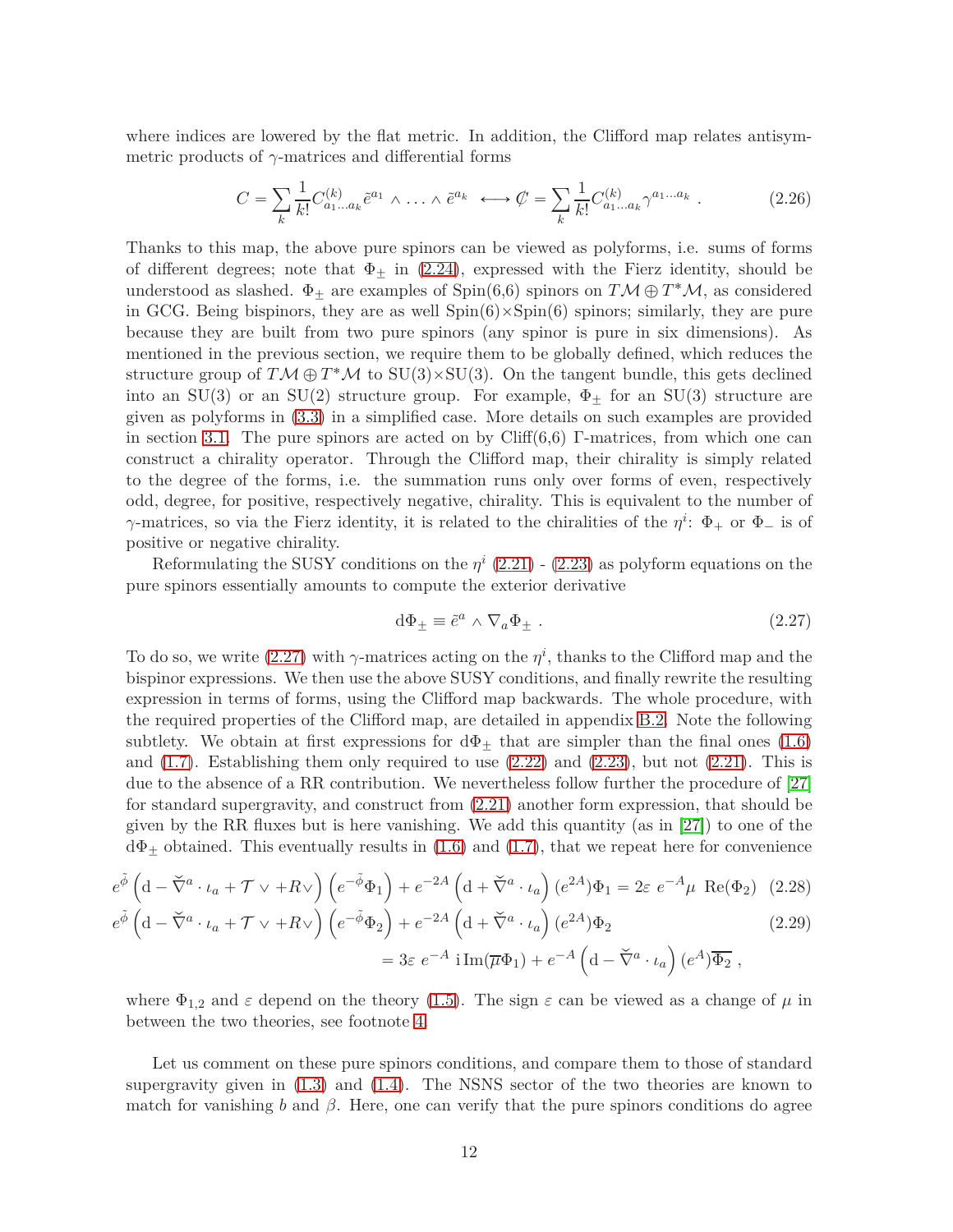where indices are lowered by the flat metric. In addition, the Clifford map relates antisymmetric products of $\gamma$-matrices and differential forms

$$C = \sum_k \frac{1}{k!} C^{(k)}_{a_1 \dots a_k} \tilde{e}^{a_1} \wedge \dots \wedge \tilde{e}^{a_k} \;\longleftrightarrow\; \not{C} = \sum_k \frac{1}{k!} C^{(k)}_{a_1 \dots a_k} \gamma^{a_1 \dots a_k} \ . \tag{2.26}$$

Thanks to this map, the above pure spinors can be viewed as polyforms, i.e. sums of forms of different degrees; note that $\Phi_\pm$ in (2.24), expressed with the Fierz identity, should be understood as slashed. $\Phi_\pm$ are examples of Spin(6,6) spinors on $T\mathcal{M} \oplus T^*\mathcal{M}$, as considered in GCG. Being bispinors, they are as well Spin(6)×Spin(6) spinors; similarly, they are pure because they are built from two pure spinors (any spinor is pure in six dimensions). As mentioned in the previous section, we require them to be globally defined, which reduces the structure group of $T\mathcal{M} \oplus T^*\mathcal{M}$ to SU(3)×SU(3). On the tangent bundle, this gets declined into an SU(3) or an SU(2) structure group. For example, $\Phi_\pm$ for an SU(3) structure are given as polyforms in (3.3) in a simplified case. More details on such examples are provided in section 3.1. The pure spinors are acted on by Cliff(6,6) $\Gamma$-matrices, from which one can construct a chirality operator. Through the Clifford map, their chirality is simply related to the degree of the forms, i.e. the summation runs only over forms of even, respectively odd, degree, for positive, respectively negative, chirality. This is equivalent to the number of $\gamma$-matrices, so via the Fierz identity, it is related to the chiralities of the $\eta^i$: $\Phi_+$ or $\Phi_-$ is of positive or negative chirality.

Reformulating the SUSY conditions on the $\eta^i$ (2.21) - (2.23) as polyform equations on the pure spinors essentially amounts to compute the exterior derivative

$$\mathrm{d}\Phi_\pm \equiv \tilde{e}^a \wedge \nabla_a \Phi_\pm \ . \tag{2.27}$$

To do so, we write (2.27) with $\gamma$-matrices acting on the $\eta^i$, thanks to the Clifford map and the bispinor expressions. We then use the above SUSY conditions, and finally rewrite the resulting expression in terms of forms, using the Clifford map backwards. The whole procedure, with the required properties of the Clifford map, are detailed in appendix B.2. Note the following subtlety. We obtain at first expressions for $\mathrm{d}\Phi_\pm$ that are simpler than the final ones (1.6) and (1.7). Establishing them only required to use (2.22) and (2.23), but not (2.21). This is due to the absence of a RR contribution. We nevertheless follow further the procedure of [27] for standard supergravity, and construct from (2.21) another form expression, that should be given by the RR fluxes but is here vanishing. We add this quantity (as in [27]) to one of the $\mathrm{d}\Phi_\pm$ obtained. This eventually results in (1.6) and (1.7), that we repeat here for convenience

$$e^{\tilde{\phi}}\left(\mathrm{d} - \check{\nabla}^a \cdot \iota_a + \mathcal{T} \vee + R\vee\right)\left(e^{-\tilde{\phi}}\Phi_1\right) + e^{-2A}\left(\mathrm{d} + \check{\nabla}^a \cdot \iota_a\right)(e^{2A})\Phi_1 = 2\varepsilon \ e^{-A}\mu \ \mathrm{Re}(\Phi_2) \tag{2.28}$$

$$\begin{aligned} e^{\tilde{\phi}}\left(\mathrm{d} - \check{\nabla}^a \cdot \iota_a + \mathcal{T} \vee + R\vee\right)\left(e^{-\tilde{\phi}}\Phi_2\right) &+ e^{-2A}\left(\mathrm{d} + \check{\nabla}^a \cdot \iota_a\right)(e^{2A})\Phi_2 \\ &= 3\varepsilon \ e^{-A} \ \mathrm{i}\,\mathrm{Im}(\overline{\mu}\Phi_1) + e^{-A}\left(\mathrm{d} - \check{\nabla}^a \cdot \iota_a\right)(e^{A})\overline{\Phi_2} \ , \end{aligned} \tag{2.29}$$

where $\Phi_{1,2}$ and $\varepsilon$ depend on the theory (1.5). The sign $\varepsilon$ can be viewed as a change of $\mu$ in between the two theories, see footnote 4.

Let us comment on these pure spinors conditions, and compare them to those of standard supergravity given in (1.3) and (1.4). The NSNS sector of the two theories are known to match for vanishing $b$ and $\beta$. Here, one can verify that the pure spinors conditions do agree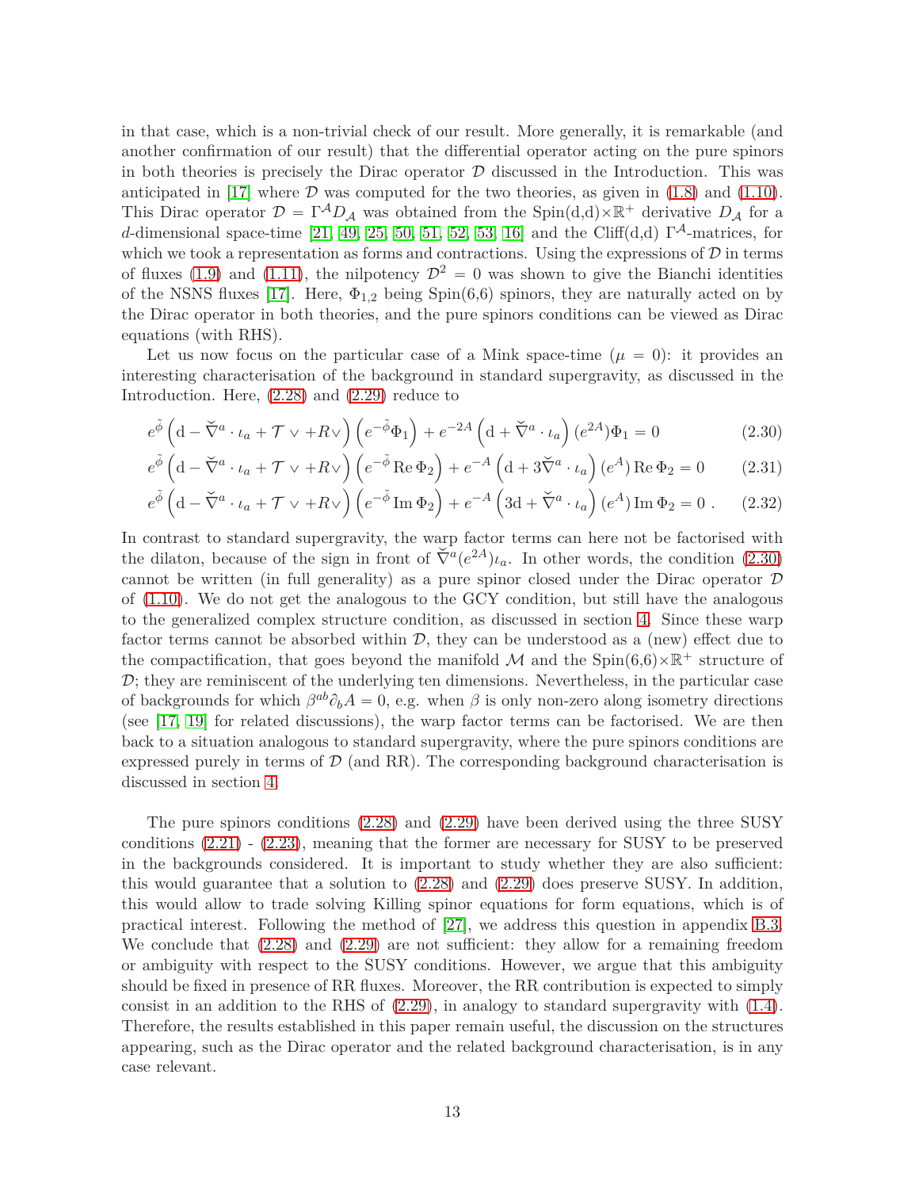in that case, which is a non-trivial check of our result. More generally, it is remarkable (and another confirmation of our result) that the differential operator acting on the pure spinors in both theories is precisely the Dirac operator $\mathcal{D}$ discussed in the Introduction. This was anticipated in [17] where $\mathcal{D}$ was computed for the two theories, as given in (1.8) and (1.10). This Dirac operator $\mathcal{D} = \Gamma^{\mathcal{A}} D_{\mathcal{A}}$ was obtained from the Spin(d,d)$\times\mathbb{R}^+$ derivative $D_{\mathcal{A}}$ for a $d$-dimensional space-time [21, 49, 25, 50, 51, 52, 53, 16] and the Cliff(d,d) $\Gamma^{\mathcal{A}}$-matrices, for which we took a representation as forms and contractions. Using the expressions of $\mathcal{D}$ in terms of fluxes (1.9) and (1.11), the nilpotency $\mathcal{D}^2 = 0$ was shown to give the Bianchi identities of the NSNS fluxes [17]. Here, $\Phi_{1,2}$ being Spin(6,6) spinors, they are naturally acted on by the Dirac operator in both theories, and the pure spinors conditions can be viewed as Dirac equations (with RHS).

Let us now focus on the particular case of a Mink space-time ($\mu = 0$): it provides an interesting characterisation of the background in standard supergravity, as discussed in the Introduction. Here, (2.28) and (2.29) reduce to

$$e^{\tilde{\phi}}\left(\mathrm{d} - \check{\nabla}^a \cdot \iota_a + \mathcal{T} \vee +R\vee\right)\left(e^{-\tilde{\phi}}\Phi_1\right) + e^{-2A}\left(\mathrm{d} + \check{\nabla}^a \cdot \iota_a\right)(e^{2A})\Phi_1 = 0 \tag{2.30}$$

$$e^{\tilde{\phi}}\left(\mathrm{d} - \check{\nabla}^a \cdot \iota_a + \mathcal{T} \vee +R\vee\right)\left(e^{-\tilde{\phi}}\,\mathrm{Re}\,\Phi_2\right) + e^{-A}\left(\mathrm{d} + 3\check{\nabla}^a \cdot \iota_a\right)(e^{A})\,\mathrm{Re}\,\Phi_2 = 0 \tag{2.31}$$

$$e^{\tilde{\phi}}\left(\mathrm{d} - \check{\nabla}^a \cdot \iota_a + \mathcal{T} \vee +R\vee\right)\left(e^{-\tilde{\phi}}\,\mathrm{Im}\,\Phi_2\right) + e^{-A}\left(3\mathrm{d} + \check{\nabla}^a \cdot \iota_a\right)(e^{A})\,\mathrm{Im}\,\Phi_2 = 0\ . \tag{2.32}$$

In contrast to standard supergravity, the warp factor terms can here not be factorised with the dilaton, because of the sign in front of $\check{\nabla}^a(e^{2A})\iota_a$. In other words, the condition (2.30) cannot be written (in full generality) as a pure spinor closed under the Dirac operator $\mathcal{D}$ of (1.10). We do not get the analogous to the GCY condition, but still have the analogous to the generalized complex structure condition, as discussed in section 4. Since these warp factor terms cannot be absorbed within $\mathcal{D}$, they can be understood as a (new) effect due to the compactification, that goes beyond the manifold $\mathcal{M}$ and the Spin(6,6)$\times\mathbb{R}^+$ structure of $\mathcal{D}$; they are reminiscent of the underlying ten dimensions. Nevertheless, in the particular case of backgrounds for which $\beta^{ab}\partial_b A = 0$, e.g. when $\beta$ is only non-zero along isometry directions (see [17, 19] for related discussions), the warp factor terms can be factorised. We are then back to a situation analogous to standard supergravity, where the pure spinors conditions are expressed purely in terms of $\mathcal{D}$ (and RR). The corresponding background characterisation is discussed in section 4.

The pure spinors conditions (2.28) and (2.29) have been derived using the three SUSY conditions (2.21) - (2.23), meaning that the former are necessary for SUSY to be preserved in the backgrounds considered. It is important to study whether they are also sufficient: this would guarantee that a solution to (2.28) and (2.29) does preserve SUSY. In addition, this would allow to trade solving Killing spinor equations for form equations, which is of practical interest. Following the method of [27], we address this question in appendix B.3. We conclude that (2.28) and (2.29) are not sufficient: they allow for a remaining freedom or ambiguity with respect to the SUSY conditions. However, we argue that this ambiguity should be fixed in presence of RR fluxes. Moreover, the RR contribution is expected to simply consist in an addition to the RHS of (2.29), in analogy to standard supergravity with (1.4). Therefore, the results established in this paper remain useful, the discussion on the structures appearing, such as the Dirac operator and the related background characterisation, is in any case relevant.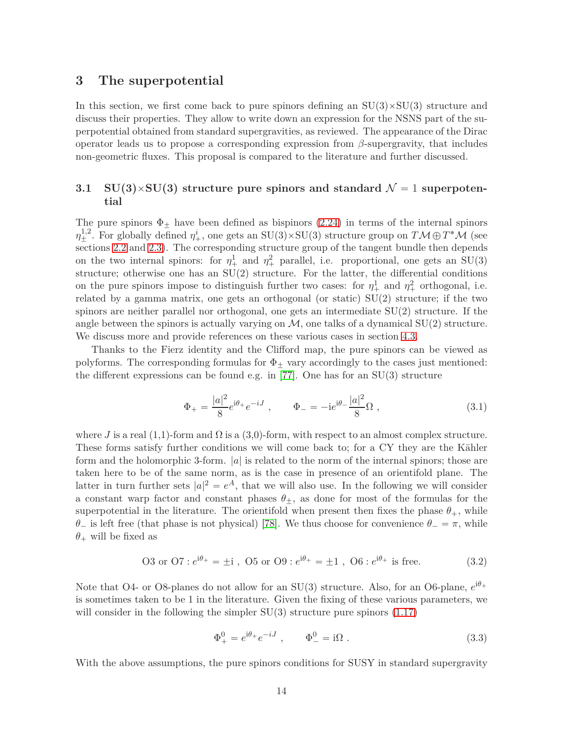# 3 The superpotential

In this section, we first come back to pure spinors defining an SU(3)×SU(3) structure and discuss their properties. They allow to write down an expression for the NSNS part of the superpotential obtained from standard supergravities, as reviewed. The appearance of the Dirac operator leads us to propose a corresponding expression from $\beta$-supergravity, that includes non-geometric fluxes. This proposal is compared to the literature and further discussed.

## 3.1 SU(3)×SU(3) structure pure spinors and standard $\mathcal{N}=1$ superpotential

The pure spinors $\Phi_\pm$ have been defined as bispinors (2.24) in terms of the internal spinors $\eta_\pm^{1,2}$. For globally defined $\eta_+^i$, one gets an SU(3)×SU(3) structure group on $T\mathcal{M}\oplus T^*\mathcal{M}$ (see sections 2.2 and 2.3). The corresponding structure group of the tangent bundle then depends on the two internal spinors: for $\eta_+^1$ and $\eta_+^2$ parallel, i.e. proportional, one gets an SU(3) structure; otherwise one has an SU(2) structure. For the latter, the differential conditions on the pure spinors impose to distinguish further two cases: for $\eta_+^1$ and $\eta_+^2$ orthogonal, i.e. related by a gamma matrix, one gets an orthogonal (or static) SU(2) structure; if the two spinors are neither parallel nor orthogonal, one gets an intermediate SU(2) structure. If the angle between the spinors is actually varying on $\mathcal{M}$, one talks of a dynamical SU(2) structure. We discuss more and provide references on these various cases in section 4.3.

Thanks to the Fierz identity and the Clifford map, the pure spinors can be viewed as polyforms. The corresponding formulas for $\Phi_\pm$ vary accordingly to the cases just mentioned: the different expressions can be found e.g. in [77]. One has for an SU(3) structure

$$\Phi_+ = \frac{|a|^2}{8} e^{\mathrm{i}\theta_+} e^{-iJ} \ , \qquad \Phi_- = -\mathrm{i} e^{\mathrm{i}\theta_-} \frac{|a|^2}{8} \Omega \ , \tag{3.1}$$

where $J$ is a real (1,1)-form and $\Omega$ is a (3,0)-form, with respect to an almost complex structure. These forms satisfy further conditions we will come back to; for a CY they are the Kähler form and the holomorphic 3-form. $|a|$ is related to the norm of the internal spinors; those are taken here to be of the same norm, as is the case in presence of an orientifold plane. The latter in turn further sets $|a|^2 = e^A$, that we will also use. In the following we will consider a constant warp factor and constant phases $\theta_\pm$, as done for most of the formulas for the superpotential in the literature. The orientifold when present then fixes the phase $\theta_+$, while $\theta_-$ is left free (that phase is not physical) [78]. We thus choose for convenience $\theta_- = \pi$, while $\theta_+$ will be fixed as

$$\text{O3 or O7} : e^{\mathrm{i}\theta_+} = \pm \mathrm{i} \ , \ \text{O5 or O9} : e^{\mathrm{i}\theta_+} = \pm 1 \ , \ \text{O6} : e^{\mathrm{i}\theta_+} \text{ is free.} \tag{3.2}$$

Note that O4- or O8-planes do not allow for an SU(3) structure. Also, for an O6-plane, $e^{\mathrm{i}\theta_+}$ is sometimes taken to be 1 in the literature. Given the fixing of these various parameters, we will consider in the following the simpler SU(3) structure pure spinors (1.17)

$$\Phi_+^0 = e^{\mathrm{i}\theta_+} e^{-iJ} \ , \qquad \Phi_-^0 = \mathrm{i}\Omega \ . \tag{3.3}$$

With the above assumptions, the pure spinors conditions for SUSY in standard supergravity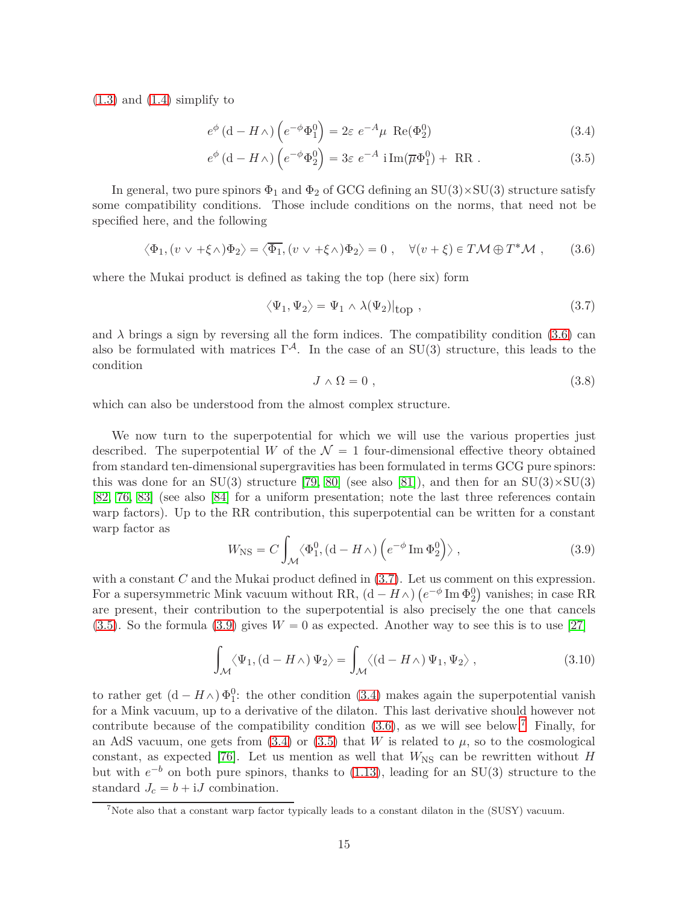(1.3) and (1.4) simplify to

$$e^{\phi}\,(\mathrm{d}-H\wedge)\left(e^{-\phi}\Phi_1^0\right) = 2\varepsilon\ e^{-A}\mu\ \ \mathrm{Re}(\Phi_2^0) \tag{3.4}$$

$$e^{\phi}\,(\mathrm{d}-H\wedge)\left(e^{-\phi}\Phi_2^0\right) = 3\varepsilon\ e^{-A}\ \mathrm{i}\,\mathrm{Im}(\overline{\mu}\Phi_1^0) + \ \mathrm{RR}\ . \tag{3.5}$$

In general, two pure spinors $\Phi_1$ and $\Phi_2$ of GCG defining an SU(3)×SU(3) structure satisfy some compatibility conditions. Those include conditions on the norms, that need not be specified here, and the following

$$\langle \Phi_1, (v\ \vee +\xi\wedge)\Phi_2\rangle = \langle \overline{\Phi_1}, (v\ \vee +\xi\wedge)\Phi_2\rangle = 0\ ,\quad \forall (v+\xi)\in T\mathcal{M}\oplus T^*\mathcal{M}\ , \tag{3.6}$$

where the Mukai product is defined as taking the top (here six) form

$$\langle \Psi_1, \Psi_2\rangle = \Psi_1 \wedge \lambda(\Psi_2)|_{\mathrm{top}}\ , \tag{3.7}$$

and $\lambda$ brings a sign by reversing all the form indices. The compatibility condition (3.6) can also be formulated with matrices $\Gamma^{\mathcal{A}}$. In the case of an SU(3) structure, this leads to the condition

$$J\wedge\Omega = 0\ , \tag{3.8}$$

which can also be understood from the almost complex structure.

We now turn to the superpotential for which we will use the various properties just described. The superpotential $W$ of the $\mathcal{N}=1$ four-dimensional effective theory obtained from standard ten-dimensional supergravities has been formulated in terms GCG pure spinors: this was done for an SU(3) structure [79, 80] (see also [81]), and then for an SU(3)×SU(3) [82, 76, 83] (see also [84] for a uniform presentation; note the last three references contain warp factors). Up to the RR contribution, this superpotential can be written for a constant warp factor as

$$W_{\mathrm{NS}} = C\int_{\mathcal{M}}\langle \Phi_1^0, (\mathrm{d}-H\wedge)\left(e^{-\phi}\,\mathrm{Im}\,\Phi_2^0\right)\rangle\ , \tag{3.9}$$

with a constant $C$ and the Mukai product defined in (3.7). Let us comment on this expression. For a supersymmetric Mink vacuum without RR, $(\mathrm{d}-H\wedge)\left(e^{-\phi}\,\mathrm{Im}\,\Phi_2^0\right)$ vanishes; in case RR are present, their contribution to the superpotential is also precisely the one that cancels (3.5). So the formula (3.9) gives $W=0$ as expected. Another way to see this is to use [27]

$$\int_{\mathcal{M}}\langle \Psi_1, (\mathrm{d}-H\wedge)\,\Psi_2\rangle = \int_{\mathcal{M}}\langle (\mathrm{d}-H\wedge)\,\Psi_1, \Psi_2\rangle\ , \tag{3.10}$$

to rather get $(\mathrm{d}-H\wedge)\,\Phi_1^0$: the other condition (3.4) makes again the superpotential vanish for a Mink vacuum, up to a derivative of the dilaton. This last derivative should however not contribute because of the compatibility condition (3.6), as we will see below.[7] Finally, for an AdS vacuum, one gets from (3.4) or (3.5) that $W$ is related to $\mu$, so to the cosmological constant, as expected [76]. Let us mention as well that $W_{\mathrm{NS}}$ can be rewritten without $H$ but with $e^{-b}$ on both pure spinors, thanks to (1.13), leading for an SU(3) structure to the standard $J_c = b + \mathrm{i}J$ combination.

[7] Note also that a constant warp factor typically leads to a constant dilaton in the (SUSY) vacuum.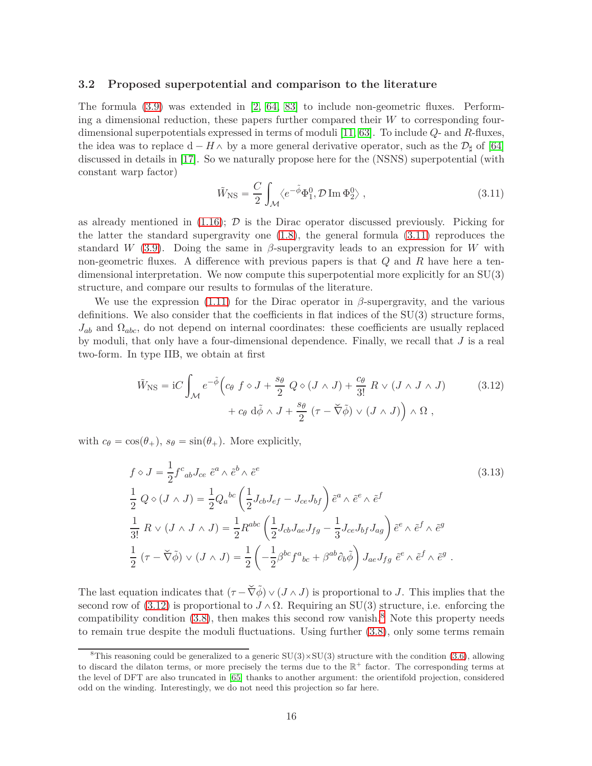### 3.2 Proposed superpotential and comparison to the literature

The formula (3.9) was extended in [2, 64, 83] to include non-geometric fluxes. Performing a dimensional reduction, these papers further compared their $W$ to corresponding four-dimensional superpotentials expressed in terms of moduli [11, 63]. To include $Q$- and $R$-fluxes, the idea was to replace $\mathrm{d} - H\wedge$ by a more general derivative operator, such as the $\mathcal{D}_\sharp$ of [64] discussed in details in [17]. So we naturally propose here for the (NSNS) superpotential (with constant warp factor)

$$\tilde{W}_{\rm NS} = \frac{C}{2}\int_{\mathcal{M}} \langle e^{-\tilde{\phi}}\Phi_1^0, \mathcal{D}\,{\rm Im}\,\Phi_2^0\rangle \ , \tag{3.11}$$

as already mentioned in (1.16); $\mathcal{D}$ is the Dirac operator discussed previously. Picking for the latter the standard supergravity one (1.8), the general formula (3.11) reproduces the standard $W$ (3.9). Doing the same in $\beta$-supergravity leads to an expression for $W$ with non-geometric fluxes. A difference with previous papers is that $Q$ and $R$ have here a ten-dimensional interpretation. We now compute this superpotential more explicitly for an SU(3) structure, and compare our results to formulas of the literature.

We use the expression (1.11) for the Dirac operator in $\beta$-supergravity, and the various definitions. We also consider that the coefficients in flat indices of the SU(3) structure forms, $J_{ab}$ and $\Omega_{abc}$, do not depend on internal coordinates: these coefficients are usually replaced by moduli, that only have a four-dimensional dependence. Finally, we recall that $J$ is a real two-form. In type IIB, we obtain at first

$$\begin{aligned}\tilde{W}_{\rm NS} = {\rm i}C\int_{\mathcal{M}} e^{-\tilde{\phi}}\Big(& c_\theta\ f\diamond J + \frac{s_\theta}{2}\ Q\diamond(J\wedge J) + \frac{c_\theta}{3!}\ R\vee(J\wedge J\wedge J) \\ & + c_\theta\ {\rm d}\tilde{\phi}\wedge J + \frac{s_\theta}{2}\ (\tau - \check{\nabla}\tilde{\phi})\vee(J\wedge J)\Big)\wedge\Omega\ ,\end{aligned} \tag{3.12}$$

with $c_\theta = \cos(\theta_+)$, $s_\theta = \sin(\theta_+)$. More explicitly,

$$\begin{aligned} f\diamond J &= \frac{1}{2} f^c{}_{ab} J_{ce}\ \tilde{e}^a\wedge\tilde{e}^b\wedge\tilde{e}^e \\ \frac{1}{2}\ Q\diamond(J\wedge J) &= \frac{1}{2} Q_a{}^{bc}\left(\frac{1}{2}J_{cb}J_{ef} - J_{ce}J_{bf}\right)\tilde{e}^a\wedge\tilde{e}^e\wedge\tilde{e}^f \\ \frac{1}{3!}\ R\vee(J\wedge J\wedge J) &= \frac{1}{2}R^{abc}\left(\frac{1}{2}J_{cb}J_{ae}J_{fg} - \frac{1}{3}J_{ce}J_{bf}J_{ag}\right)\tilde{e}^e\wedge\tilde{e}^f\wedge\tilde{e}^g \\ \frac{1}{2}\ (\tau - \check{\nabla}\tilde{\phi})\vee(J\wedge J) &= \frac{1}{2}\left(-\frac{1}{2}\beta^{bc}f^a{}_{bc} + \beta^{ab}\partial_b\tilde{\phi}\right)J_{ae}J_{fg}\ \tilde{e}^e\wedge\tilde{e}^f\wedge\tilde{e}^g\ . \end{aligned} \tag{3.13}$$

The last equation indicates that $(\tau - \check{\nabla}\tilde{\phi})\vee(J\wedge J)$ is proportional to $J$. This implies that the second row of (3.12) is proportional to $J\wedge\Omega$. Requiring an SU(3) structure, i.e. enforcing the compatibility condition (3.8), then makes this second row vanish.[8] Note this property needs to remain true despite the moduli fluctuations. Using further (3.8), only some terms remain

[8] This reasoning could be generalized to a generic SU(3)×SU(3) structure with the condition (3.6), allowing to discard the dilaton terms, or more precisely the terms due to the $\mathbb{R}^+$ factor. The corresponding terms at the level of DFT are also truncated in [65] thanks to another argument: the orientifold projection, considered odd on the winding. Interestingly, we do not need this projection so far here.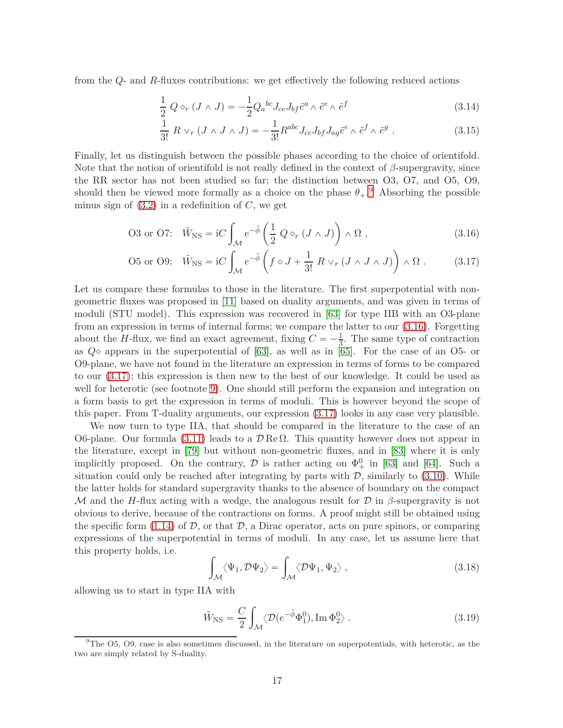from the $Q$- and $R$-fluxes contributions: we get effectively the following reduced actions

$$\frac{1}{2}\, Q \diamond_r (J \wedge J) = -\frac{1}{2} Q_a{}^{bc} J_{ce} J_{bf} \tilde{e}^a \wedge \tilde{e}^e \wedge \tilde{e}^f \tag{3.14}$$

$$\frac{1}{3!}\, R \vee_r (J \wedge J \wedge J) = -\frac{1}{3!} R^{abc} J_{ce} J_{bf} J_{ag} \tilde{e}^e \wedge \tilde{e}^f \wedge \tilde{e}^g \ . \tag{3.15}$$

Finally, let us distinguish between the possible phases according to the choice of orientifold. Note that the notion of orientifold is not really defined in the context of $\beta$-supergravity, since the RR sector has not been studied so far; the distinction between O3, O7, and O5, O9, should then be viewed more formally as a choice on the phase $\theta_+$.[9] Absorbing the possible minus sign of (3.2) in a redefinition of $C$, we get

$$\text{O3 or O7:} \quad \tilde{W}_{\rm NS} = {\rm i} C \int_{\mathcal{M}} e^{-\tilde{\phi}} \left( \frac{1}{2}\, Q \diamond_r (J \wedge J) \right) \wedge \Omega \ , \tag{3.16}$$

$$\text{O5 or O9:} \quad \tilde{W}_{\rm NS} = {\rm i} C \int_{\mathcal{M}} e^{-\tilde{\phi}} \left( f \diamond J + \frac{1}{3!}\, R \vee_r (J \wedge J \wedge J) \right) \wedge \Omega \ . \tag{3.17}$$

Let us compare these formulas to those in the literature. The first superpotential with non-geometric fluxes was proposed in [11] based on duality arguments, and was given in terms of moduli (STU model). This expression was recovered in [63] for type IIB with an O3-plane from an expression in terms of internal forms; we compare the latter to our (3.16). Forgetting about the $H$-flux, we find an exact agreement, fixing $C = -\frac{1}{3}$. The same type of contraction as $Q\diamond$ appears in the superpotential of [63], as well as in [65]. For the case of an O5- or O9-plane, we have not found in the literature an expression in terms of forms to be compared to our (3.17); this expression is then new to the best of our knowledge. It could be used as well for heterotic (see footnote 9). One should still perform the expansion and integration on a form basis to get the expression in terms of moduli. This is however beyond the scope of this paper. From T-duality arguments, our expression (3.17) looks in any case very plausible.

We now turn to type IIA, that should be compared in the literature to the case of an O6-plane. Our formula (3.11) leads to a $\mathcal{D}\,{\rm Re}\,\Omega$. This quantity however does not appear in the literature, except in [79] but without non-geometric fluxes, and in [83] where it is only implicitly proposed. On the contrary, $\mathcal{D}$ is rather acting on $\Phi_+^0$ in [63] and [64]. Such a situation could only be reached after integrating by parts with $\mathcal{D}$, similarly to (3.10). While the latter holds for standard supergravity thanks to the absence of boundary on the compact $\mathcal{M}$ and the $H$-flux acting with a wedge, the analogous result for $\mathcal{D}$ in $\beta$-supergravity is not obvious to derive, because of the contractions on forms. A proof might still be obtained using the specific form (1.14) of $\mathcal{D}$, or that $\mathcal{D}$, a Dirac operator, acts on pure spinors, or comparing expressions of the superpotential in terms of moduli. In any case, let us assume here that this property holds, i.e.

$$\int_{\mathcal{M}} \langle \Psi_1, \mathcal{D}\Psi_2 \rangle = \int_{\mathcal{M}} \langle \mathcal{D}\Psi_1, \Psi_2 \rangle \ , \tag{3.18}$$

allowing us to start in type IIA with

$$\tilde{W}_{\rm NS} = \frac{C}{2} \int_{\mathcal{M}} \langle \mathcal{D}(e^{-\tilde{\phi}} \Phi_1^0), {\rm Im}\,\Phi_2^0 \rangle \ . \tag{3.19}$$

[9] The O5, O9, case is also sometimes discussed, in the literature on superpotentials, with heterotic, as the two are simply related by S-duality.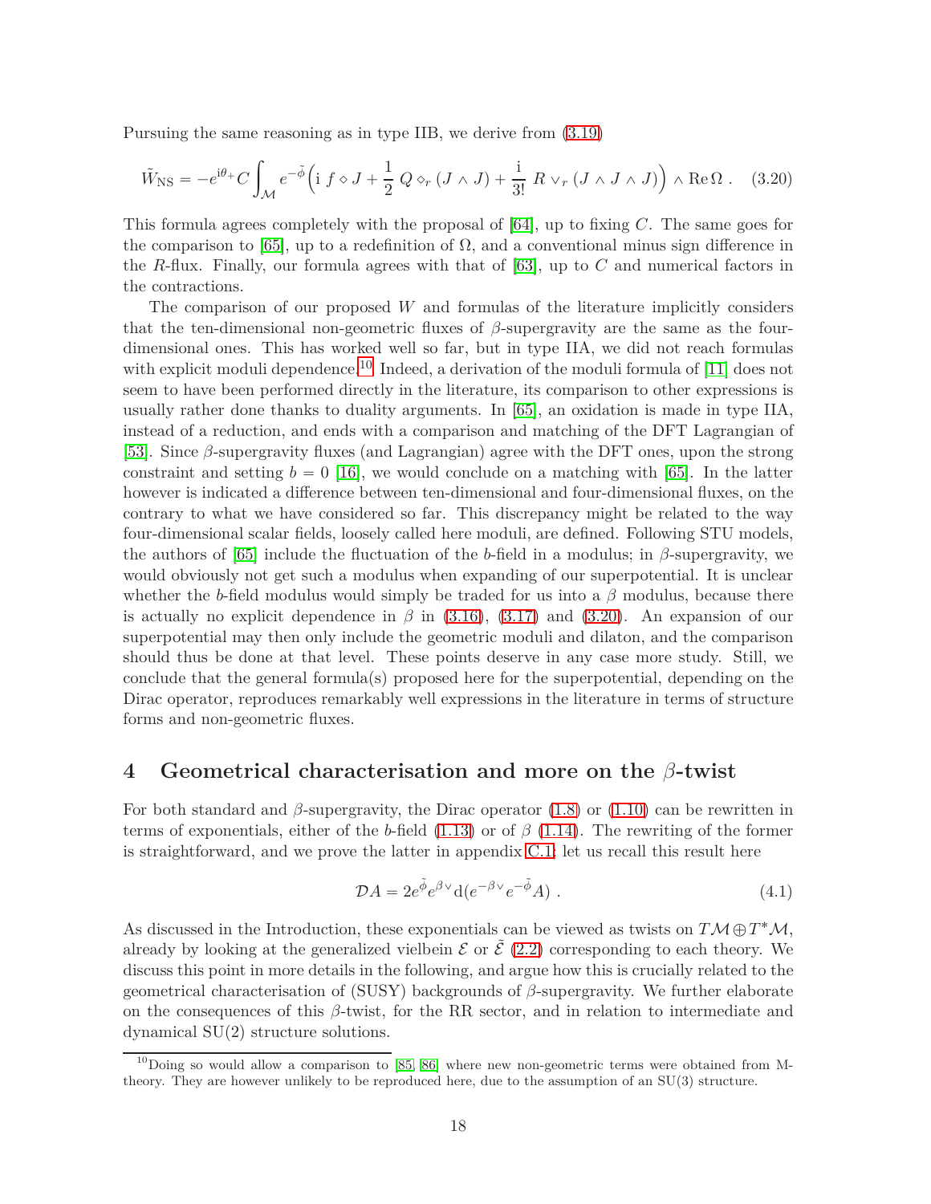Pursuing the same reasoning as in type IIB, we derive from (3.19)

$$\tilde{W}_{\rm NS} = -e^{{\rm i}\theta_+} C \int_{\mathcal{M}} e^{-\tilde{\phi}} \Big( {\rm i}\ f \diamond J + \frac{1}{2}\ Q \diamond_r (J\wedge J) + \frac{\rm i}{3!}\ R \vee_r (J\wedge J \wedge J) \Big) \wedge {\rm Re}\,\Omega\ . \quad (3.20)$$

This formula agrees completely with the proposal of [64], up to fixing $C$. The same goes for the comparison to [65], up to a redefinition of $\Omega$, and a conventional minus sign difference in the $R$-flux. Finally, our formula agrees with that of [63], up to $C$ and numerical factors in the contractions.

The comparison of our proposed $W$ and formulas of the literature implicitly considers that the ten-dimensional non-geometric fluxes of $\beta$-supergravity are the same as the four-dimensional ones. This has worked well so far, but in type IIA, we did not reach formulas with explicit moduli dependence.[10] Indeed, a derivation of the moduli formula of [11] does not seem to have been performed directly in the literature, its comparison to other expressions is usually rather done thanks to duality arguments. In [65], an oxidation is made in type IIA, instead of a reduction, and ends with a comparison and matching of the DFT Lagrangian of [53]. Since $\beta$-supergravity fluxes (and Lagrangian) agree with the DFT ones, upon the strong constraint and setting $b = 0$ [16], we would conclude on a matching with [65]. In the latter however is indicated a difference between ten-dimensional and four-dimensional fluxes, on the contrary to what we have considered so far. This discrepancy might be related to the way four-dimensional scalar fields, loosely called here moduli, are defined. Following STU models, the authors of [65] include the fluctuation of the $b$-field in a modulus; in $\beta$-supergravity, we would obviously not get such a modulus when expanding of our superpotential. It is unclear whether the $b$-field modulus would simply be traded for us into a $\beta$ modulus, because there is actually no explicit dependence in $\beta$ in (3.16), (3.17) and (3.20). An expansion of our superpotential may then only include the geometric moduli and dilaton, and the comparison should thus be done at that level. These points deserve in any case more study. Still, we conclude that the general formula(s) proposed here for the superpotential, depending on the Dirac operator, reproduces remarkably well expressions in the literature in terms of structure forms and non-geometric fluxes.

# 4 Geometrical characterisation and more on the $\beta$-twist

For both standard and $\beta$-supergravity, the Dirac operator (1.8) or (1.10) can be rewritten in terms of exponentials, either of the $b$-field (1.13) or of $\beta$ (1.14). The rewriting of the former is straightforward, and we prove the latter in appendix C.1; let us recall this result here

$$\mathcal{D}A = 2 e^{\tilde{\phi}} e^{\beta \vee} {\rm d}(e^{-\beta\vee} e^{-\tilde{\phi}} A)\ . \quad (4.1)$$

As discussed in the Introduction, these exponentials can be viewed as twists on $T\mathcal{M} \oplus T^*\mathcal{M}$, already by looking at the generalized vielbein $\mathcal{E}$ or $\tilde{\mathcal{E}}$ (2.2) corresponding to each theory. We discuss this point in more details in the following, and argue how this is crucially related to the geometrical characterisation of (SUSY) backgrounds of $\beta$-supergravity. We further elaborate on the consequences of this $\beta$-twist, for the RR sector, and in relation to intermediate and dynamical SU(2) structure solutions.

[10] Doing so would allow a comparison to [85, 86] where new non-geometric terms were obtained from M-theory. They are however unlikely to be reproduced here, due to the assumption of an SU(3) structure.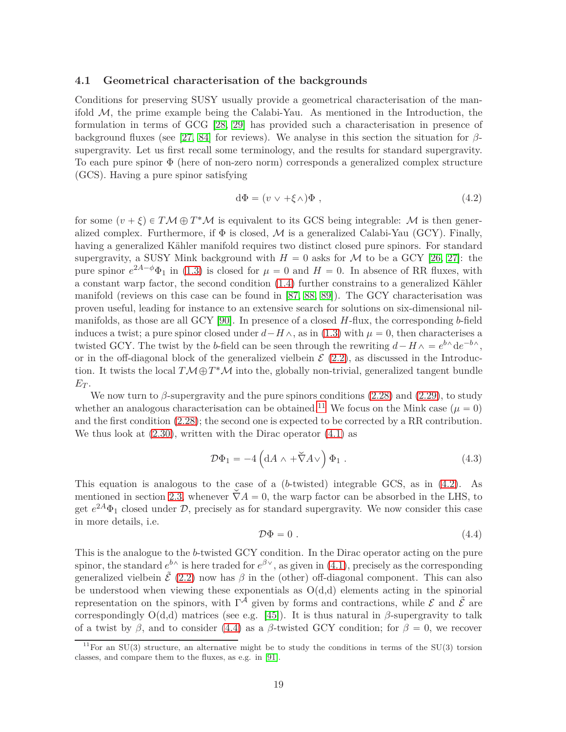### 4.1 Geometrical characterisation of the backgrounds

Conditions for preserving SUSY usually provide a geometrical characterisation of the manifold $\mathcal{M}$, the prime example being the Calabi-Yau. As mentioned in the Introduction, the formulation in terms of GCG [28, 29] has provided such a characterisation in presence of background fluxes (see [27, 84] for reviews). We analyse in this section the situation for $\beta$-supergravity. Let us first recall some terminology, and the results for standard supergravity. To each pure spinor $\Phi$ (here of non-zero norm) corresponds a generalized complex structure (GCS). Having a pure spinor satisfying

$$\mathrm{d}\Phi = (v \vee + \xi \wedge)\Phi \ , \tag{4.2}$$

for some $(v+\xi) \in T\mathcal{M} \oplus T^*\mathcal{M}$ is equivalent to its GCS being integrable: $\mathcal{M}$ is then generalized complex. Furthermore, if $\Phi$ is closed, $\mathcal{M}$ is a generalized Calabi-Yau (GCY). Finally, having a generalized Kähler manifold requires two distinct closed pure spinors. For standard supergravity, a SUSY Mink background with $H=0$ asks for $\mathcal{M}$ to be a GCY [26, 27]: the pure spinor $e^{2A-\phi}\Phi_1$ in (1.3) is closed for $\mu=0$ and $H=0$. In absence of RR fluxes, with a constant warp factor, the second condition (1.4) further constrains to a generalized Kähler manifold (reviews on this case can be found in [87, 88, 89]). The GCY characterisation was proven useful, leading for instance to an extensive search for solutions on six-dimensional nilmanifolds, as those are all GCY [90]. In presence of a closed $H$-flux, the corresponding $b$-field induces a twist; a pure spinor closed under $d - H\wedge$, as in (1.3) with $\mu=0$, then characterises a twisted GCY. The twist by the $b$-field can be seen through the rewriting $d - H\wedge = e^{b\wedge}\mathrm{d}e^{-b\wedge}$, or in the off-diagonal block of the generalized vielbein $\mathcal{E}$ (2.2), as discussed in the Introduction. It twists the local $T\mathcal{M} \oplus T^*\mathcal{M}$ into the, globally non-trivial, generalized tangent bundle $E_T$.

We now turn to $\beta$-supergravity and the pure spinors conditions (2.28) and (2.29), to study whether an analogous characterisation can be obtained.[11] We focus on the Mink case ($\mu=0$) and the first condition (2.28); the second one is expected to be corrected by a RR contribution. We thus look at (2.30), written with the Dirac operator (4.1) as

$$\mathcal{D}\Phi_1 = -4\left(\mathrm{d}A \wedge + \check{\nabla} A \vee\right)\Phi_1 \ . \tag{4.3}$$

This equation is analogous to the case of a ($b$-twisted) integrable GCS, as in (4.2). As mentioned in section 2.3, whenever $\check{\nabla} A = 0$, the warp factor can be absorbed in the LHS, to get $e^{2A}\Phi_1$ closed under $\mathcal{D}$, precisely as for standard supergravity. We now consider this case in more details, i.e.

$$\mathcal{D}\Phi = 0 \ . \tag{4.4}$$

This is the analogue to the $b$-twisted GCY condition. In the Dirac operator acting on the pure spinor, the standard $e^{b\wedge}$ is here traded for $e^{\beta\vee}$, as given in (4.1), precisely as the corresponding generalized vielbein $\tilde{\mathcal{E}}$ (2.2) now has $\beta$ in the (other) off-diagonal component. This can also be understood when viewing these exponentials as O(d,d) elements acting in the spinorial representation on the spinors, with $\Gamma^{\mathcal{A}}$ given by forms and contractions, while $\mathcal{E}$ and $\tilde{\mathcal{E}}$ are correspondingly O(d,d) matrices (see e.g. [45]). It is thus natural in $\beta$-supergravity to talk of a twist by $\beta$, and to consider (4.4) as a $\beta$-twisted GCY condition; for $\beta=0$, we recover

[11] For an SU(3) structure, an alternative might be to study the conditions in terms of the SU(3) torsion classes, and compare them to the fluxes, as e.g. in [91].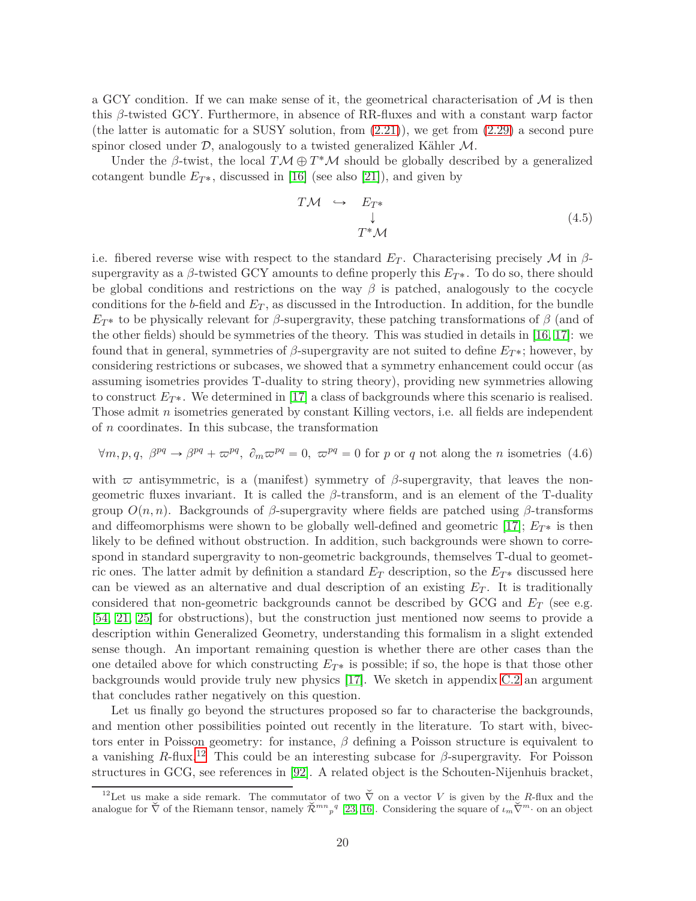a GCY condition. If we can make sense of it, the geometrical characterisation of $\mathcal{M}$ is then this $\beta$-twisted GCY. Furthermore, in absence of RR-fluxes and with a constant warp factor (the latter is automatic for a SUSY solution, from (2.21)), we get from (2.29) a second pure spinor closed under $\mathcal{D}$, analogously to a twisted generalized Kähler $\mathcal{M}$.

Under the $\beta$-twist, the local $T\mathcal{M} \oplus T^*\mathcal{M}$ should be globally described by a generalized cotangent bundle $E_{T^*}$, discussed in [16] (see also [21]), and given by

$$\begin{array}{ccc} T\mathcal{M} & \hookrightarrow & E_{T^*} \\ & & \downarrow \\ & & T^*\mathcal{M} \end{array} \tag{4.5}$$

i.e. fibered reverse wise with respect to the standard $E_T$. Characterising precisely $\mathcal{M}$ in $\beta$-supergravity as a $\beta$-twisted GCY amounts to define properly this $E_{T^*}$. To do so, there should be global conditions and restrictions on the way $\beta$ is patched, analogously to the cocycle conditions for the $b$-field and $E_T$, as discussed in the Introduction. In addition, for the bundle $E_{T^*}$ to be physically relevant for $\beta$-supergravity, these patching transformations of $\beta$ (and of the other fields) should be symmetries of the theory. This was studied in details in [16, 17]: we found that in general, symmetries of $\beta$-supergravity are not suited to define $E_{T^*}$; however, by considering restrictions or subcases, we showed that a symmetry enhancement could occur (as assuming isometries provides T-duality to string theory), providing new symmetries allowing to construct $E_{T^*}$. We determined in [17] a class of backgrounds where this scenario is realised. Those admit $n$ isometries generated by constant Killing vectors, i.e. all fields are independent of $n$ coordinates. In this subcase, the transformation

$$\forall m,p,q,\ \beta^{pq} \rightarrow \beta^{pq} + \varpi^{pq},\ \partial_m \varpi^{pq} = 0,\ \varpi^{pq} = 0 \text{ for } p \text{ or } q \text{ not along the } n \text{ isometries} \tag{4.6}$$

with $\varpi$ antisymmetric, is a (manifest) symmetry of $\beta$-supergravity, that leaves the non-geometric fluxes invariant. It is called the $\beta$-transform, and is an element of the T-duality group $O(n,n)$. Backgrounds of $\beta$-supergravity where fields are patched using $\beta$-transforms and diffeomorphisms were shown to be globally well-defined and geometric [17]; $E_{T^*}$ is then likely to be defined without obstruction. In addition, such backgrounds were shown to correspond in standard supergravity to non-geometric backgrounds, themselves T-dual to geometric ones. The latter admit by definition a standard $E_T$ description, so the $E_{T^*}$ discussed here can be viewed as an alternative and dual description of an existing $E_T$. It is traditionally considered that non-geometric backgrounds cannot be described by GCG and $E_T$ (see e.g. [54, 21, 25] for obstructions), but the construction just mentioned now seems to provide a description within Generalized Geometry, understanding this formalism in a slight extended sense though. An important remaining question is whether there are other cases than the one detailed above for which constructing $E_{T^*}$ is possible; if so, the hope is that those other backgrounds would provide truly new physics [17]. We sketch in appendix C.2 an argument that concludes rather negatively on this question.

Let us finally go beyond the structures proposed so far to characterise the backgrounds, and mention other possibilities pointed out recently in the literature. To start with, bivectors enter in Poisson geometry: for instance, $\beta$ defining a Poisson structure is equivalent to a vanishing $R$-flux.[12] This could be an interesting subcase for $\beta$-supergravity. For Poisson structures in GCG, see references in [92]. A related object is the Schouten-Nijenhuis bracket,

[12] Let us make a side remark. The commutator of two $\check{\nabla}$ on a vector $V$ is given by the $R$-flux and the analogue for $\check{\nabla}$ of the Riemann tensor, namely $\check{\mathcal{R}}^{mn}{}_p{}^q$ [23, 16]. Considering the square of $\iota_m \check{\nabla}^m \cdot$ on an object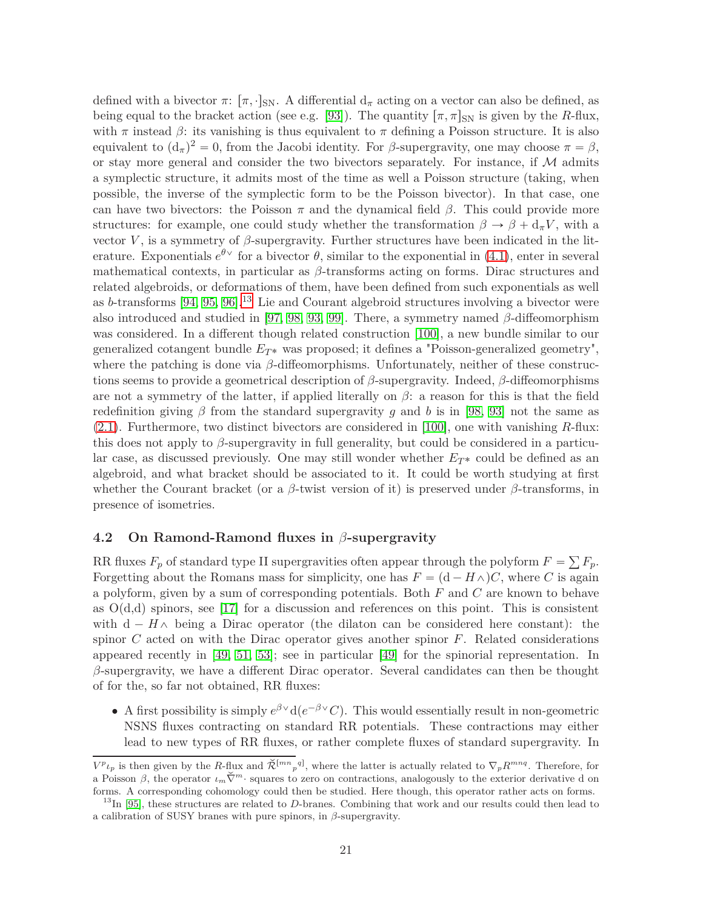defined with a bivector $\pi$: $[\pi, \cdot]_{\rm SN}$. A differential $\mathrm{d}_\pi$ acting on a vector can also be defined, as being equal to the bracket action (see e.g. [93]). The quantity $[\pi, \pi]_{\rm SN}$ is given by the $R$-flux, with $\pi$ instead $\beta$: its vanishing is thus equivalent to $\pi$ defining a Poisson structure. It is also equivalent to $(\mathrm{d}_\pi)^2 = 0$, from the Jacobi identity. For $\beta$-supergravity, one may choose $\pi = \beta$, or stay more general and consider the two bivectors separately. For instance, if $\mathcal{M}$ admits a symplectic structure, it admits most of the time as well a Poisson structure (taking, when possible, the inverse of the symplectic form to be the Poisson bivector). In that case, one can have two bivectors: the Poisson $\pi$ and the dynamical field $\beta$. This could provide more structures: for example, one could study whether the transformation $\beta \to \beta + \mathrm{d}_\pi V$, with a vector $V$, is a symmetry of $\beta$-supergravity. Further structures have been indicated in the literature. Exponentials $e^{\theta \vee}$ for a bivector $\theta$, similar to the exponential in (4.1), enter in several mathematical contexts, in particular as $\beta$-transforms acting on forms. Dirac structures and related algebroids, or deformations of them, have been defined from such exponentials as well as $b$-transforms [94, 95, 96].[13] Lie and Courant algebroid structures involving a bivector were also introduced and studied in [97, 98, 93, 99]. There, a symmetry named $\beta$-diffeomorphism was considered. In a different though related construction [100], a new bundle similar to our generalized cotangent bundle $E_{T*}$ was proposed; it defines a "Poisson-generalized geometry", where the patching is done via $\beta$-diffeomorphisms. Unfortunately, neither of these constructions seems to provide a geometrical description of $\beta$-supergravity. Indeed, $\beta$-diffeomorphisms are not a symmetry of the latter, if applied literally on $\beta$: a reason for this is that the field redefinition giving $\beta$ from the standard supergravity $g$ and $b$ is in [98, 93] not the same as (2.1). Furthermore, two distinct bivectors are considered in [100], one with vanishing $R$-flux: this does not apply to $\beta$-supergravity in full generality, but could be considered in a particular case, as discussed previously. One may still wonder whether $E_{T*}$ could be defined as an algebroid, and what bracket should be associated to it. It could be worth studying at first whether the Courant bracket (or a $\beta$-twist version of it) is preserved under $\beta$-transforms, in presence of isometries.

### 4.2 On Ramond-Ramond fluxes in $\beta$-supergravity

RR fluxes $F_p$ of standard type II supergravities often appear through the polyform $F = \sum F_p$. Forgetting about the Romans mass for simplicity, one has $F = (\mathrm{d} - H\wedge)C$, where $C$ is again a polyform, given by a sum of corresponding potentials. Both $F$ and $C$ are known to behave as O(d,d) spinors, see [17] for a discussion and references on this point. This is consistent with $\mathrm{d} - H\wedge$ being a Dirac operator (the dilaton can be considered here constant): the spinor $C$ acted on with the Dirac operator gives another spinor $F$. Related considerations appeared recently in [49, 51, 53]; see in particular [49] for the spinorial representation. In $\beta$-supergravity, we have a different Dirac operator. Several candidates can then be thought of for the, so far not obtained, RR fluxes:

- A first possibility is simply $e^{\beta\vee}\mathrm{d}(e^{-\beta\vee}C)$. This would essentially result in non-geometric NSNS fluxes contracting on standard RR potentials. These contractions may either lead to new types of RR fluxes, or rather complete fluxes of standard supergravity. In

---

$V^p \iota_p$ is then given by the $R$-flux and $\check{\tilde{\mathcal{R}}}^{[mn}{}_p{}^{q]}$, where the latter is actually related to $\nabla_p R^{mnq}$. Therefore, for a Poisson $\beta$, the operator $\iota_m \check{\tilde{\nabla}}^m \cdot$ squares to zero on contractions, analogously to the exterior derivative d on forms. A corresponding cohomology could then be studied. Here though, this operator rather acts on forms.

[13] In [95], these structures are related to $D$-branes. Combining that work and our results could then lead to a calibration of SUSY branes with pure spinors, in $\beta$-supergravity.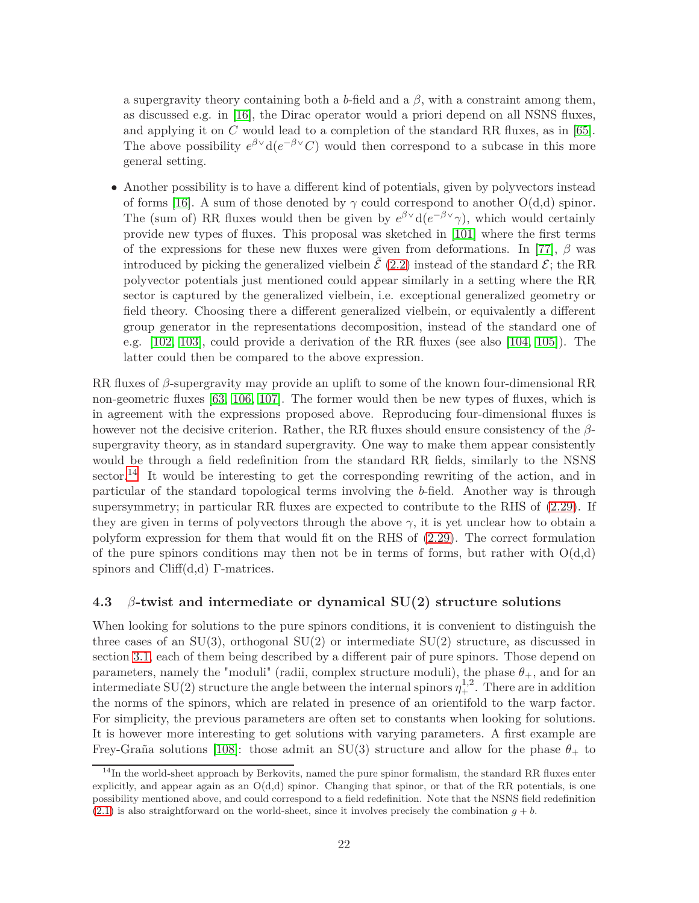a supergravity theory containing both a $b$-field and a $\beta$, with a constraint among them, as discussed e.g. in [16], the Dirac operator would a priori depend on all NSNS fluxes, and applying it on $C$ would lead to a completion of the standard RR fluxes, as in [65]. The above possibility $e^{\beta\vee}\mathrm{d}(e^{-\beta\vee}C)$ would then correspond to a subcase in this more general setting.

- Another possibility is to have a different kind of potentials, given by polyvectors instead of forms [16]. A sum of those denoted by $\gamma$ could correspond to another O(d,d) spinor. The (sum of) RR fluxes would then be given by $e^{\beta\vee}\mathrm{d}(e^{-\beta\vee}\gamma)$, which would certainly provide new types of fluxes. This proposal was sketched in [101] where the first terms of the expressions for these new fluxes were given from deformations. In [77], $\beta$ was introduced by picking the generalized vielbein $\tilde{\mathcal{E}}$ (2.2) instead of the standard $\mathcal{E}$; the RR polyvector potentials just mentioned could appear similarly in a setting where the RR sector is captured by the generalized vielbein, i.e. exceptional generalized geometry or field theory. Choosing there a different generalized vielbein, or equivalently a different group generator in the representations decomposition, instead of the standard one of e.g. [102, 103], could provide a derivation of the RR fluxes (see also [104, 105]). The latter could then be compared to the above expression.

RR fluxes of $\beta$-supergravity may provide an uplift to some of the known four-dimensional RR non-geometric fluxes [63, 106, 107]. The former would then be new types of fluxes, which is in agreement with the expressions proposed above. Reproducing four-dimensional fluxes is however not the decisive criterion. Rather, the RR fluxes should ensure consistency of the $\beta$-supergravity theory, as in standard supergravity. One way to make them appear consistently would be through a field redefinition from the standard RR fields, similarly to the NSNS sector.[14] It would be interesting to get the corresponding rewriting of the action, and in particular of the standard topological terms involving the $b$-field. Another way is through supersymmetry; in particular RR fluxes are expected to contribute to the RHS of (2.29). If they are given in terms of polyvectors through the above $\gamma$, it is yet unclear how to obtain a polyform expression for them that would fit on the RHS of (2.29). The correct formulation of the pure spinors conditions may then not be in terms of forms, but rather with O(d,d) spinors and Cliff(d,d) $\Gamma$-matrices.

### 4.3 $\beta$-twist and intermediate or dynamical SU(2) structure solutions

When looking for solutions to the pure spinors conditions, it is convenient to distinguish the three cases of an SU(3), orthogonal SU(2) or intermediate SU(2) structure, as discussed in section 3.1, each of them being described by a different pair of pure spinors. Those depend on parameters, namely the "moduli" (radii, complex structure moduli), the phase $\theta_+$, and for an intermediate SU(2) structure the angle between the internal spinors $\eta_+^{1,2}$. There are in addition the norms of the spinors, which are related in presence of an orientifold to the warp factor. For simplicity, the previous parameters are often set to constants when looking for solutions. It is however more interesting to get solutions with varying parameters. A first example are Frey-Graña solutions [108]: those admit an SU(3) structure and allow for the phase $\theta_+$ to

[14] In the world-sheet approach by Berkovits, named the pure spinor formalism, the standard RR fluxes enter explicitly, and appear again as an O(d,d) spinor. Changing that spinor, or that of the RR potentials, is one possibility mentioned above, and could correspond to a field redefinition. Note that the NSNS field redefinition (2.1) is also straightforward on the world-sheet, since it involves precisely the combination $g + b$.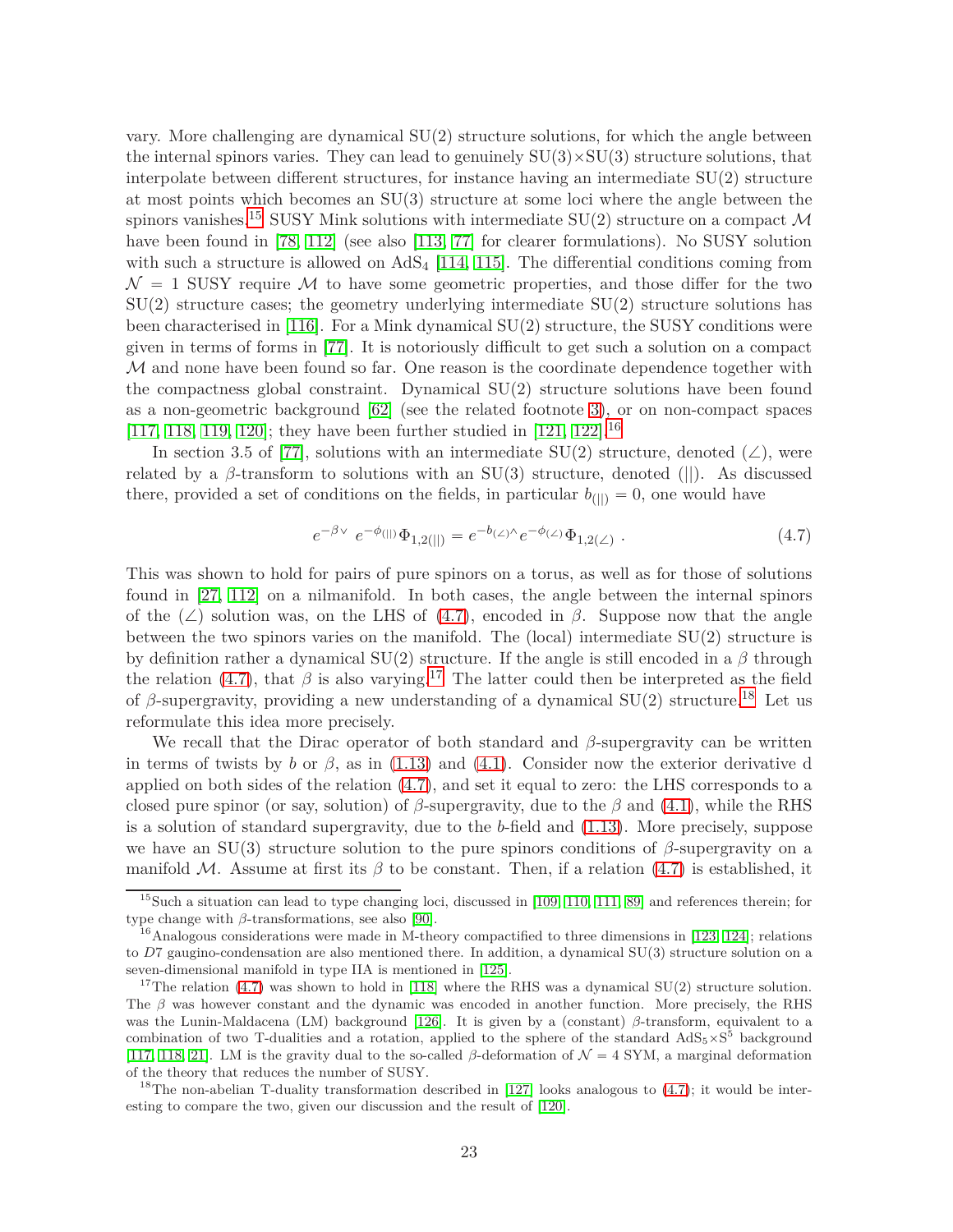vary. More challenging are dynamical SU(2) structure solutions, for which the angle between the internal spinors varies. They can lead to genuinely SU(3)×SU(3) structure solutions, that interpolate between different structures, for instance having an intermediate SU(2) structure at most points which becomes an SU(3) structure at some loci where the angle between the spinors vanishes.[15] SUSY Mink solutions with intermediate SU(2) structure on a compact $\mathcal{M}$ have been found in [78, 112] (see also [113, 77] for clearer formulations). No SUSY solution with such a structure is allowed on $AdS_4$ [114, 115]. The differential conditions coming from $\mathcal{N} = 1$ SUSY require $\mathcal{M}$ to have some geometric properties, and those differ for the two SU(2) structure cases; the geometry underlying intermediate SU(2) structure solutions has been characterised in [116]. For a Mink dynamical SU(2) structure, the SUSY conditions were given in terms of forms in [77]. It is notoriously difficult to get such a solution on a compact $\mathcal{M}$ and none have been found so far. One reason is the coordinate dependence together with the compactness global constraint. Dynamical SU(2) structure solutions have been found as a non-geometric background [62] (see the related footnote 3), or on non-compact spaces [117, 118, 119, 120]; they have been further studied in [121, 122].[16]

In section 3.5 of [77], solutions with an intermediate SU(2) structure, denoted $(\angle)$, were related by a $\beta$-transform to solutions with an SU(3) structure, denoted $(||)$. As discussed there, provided a set of conditions on the fields, in particular $b_{(||)} = 0$, one would have

$$e^{-\beta\vee}\ e^{-\phi_{(||)}}\Phi_{1,2(||)} = e^{-b_{(\angle)}\wedge}e^{-\phi_{(\angle)}}\Phi_{1,2(\angle)}\ . \tag{4.7}$$

This was shown to hold for pairs of pure spinors on a torus, as well as for those of solutions found in [27, 112] on a nilmanifold. In both cases, the angle between the internal spinors of the $(\angle)$ solution was, on the LHS of (4.7), encoded in $\beta$. Suppose now that the angle between the two spinors varies on the manifold. The (local) intermediate SU(2) structure is by definition rather a dynamical SU(2) structure. If the angle is still encoded in a $\beta$ through the relation (4.7), that $\beta$ is also varying.[17] The latter could then be interpreted as the field of $\beta$-supergravity, providing a new understanding of a dynamical SU(2) structure.[18] Let us reformulate this idea more precisely.

We recall that the Dirac operator of both standard and $\beta$-supergravity can be written in terms of twists by $b$ or $\beta$, as in (1.13) and (4.1). Consider now the exterior derivative d applied on both sides of the relation (4.7), and set it equal to zero: the LHS corresponds to a closed pure spinor (or say, solution) of $\beta$-supergravity, due to the $\beta$ and (4.1), while the RHS is a solution of standard supergravity, due to the $b$-field and (1.13). More precisely, suppose we have an SU(3) structure solution to the pure spinors conditions of $\beta$-supergravity on a manifold $\mathcal{M}$. Assume at first its $\beta$ to be constant. Then, if a relation (4.7) is established, it

[15] Such a situation can lead to type changing loci, discussed in [109, 110, 111, 89] and references therein; for type change with $\beta$-transformations, see also [90].

[16] Analogous considerations were made in M-theory compactified to three dimensions in [123, 124]; relations to $D7$ gaugino-condensation are also mentioned there. In addition, a dynamical SU(3) structure solution on a seven-dimensional manifold in type IIA is mentioned in [125].

[17] The relation (4.7) was shown to hold in [118] where the RHS was a dynamical SU(2) structure solution. The $\beta$ was however constant and the dynamic was encoded in another function. More precisely, the RHS was the Lunin-Maldacena (LM) background [126]. It is given by a (constant) $\beta$-transform, equivalent to a combination of two T-dualities and a rotation, applied to the sphere of the standard $AdS_5 \times S^5$ background [117, 118, 21]. LM is the gravity dual to the so-called $\beta$-deformation of $\mathcal{N} = 4$ SYM, a marginal deformation of the theory that reduces the number of SUSY.

[18] The non-abelian T-duality transformation described in [127] looks analogous to (4.7); it would be interesting to compare the two, given our discussion and the result of [120].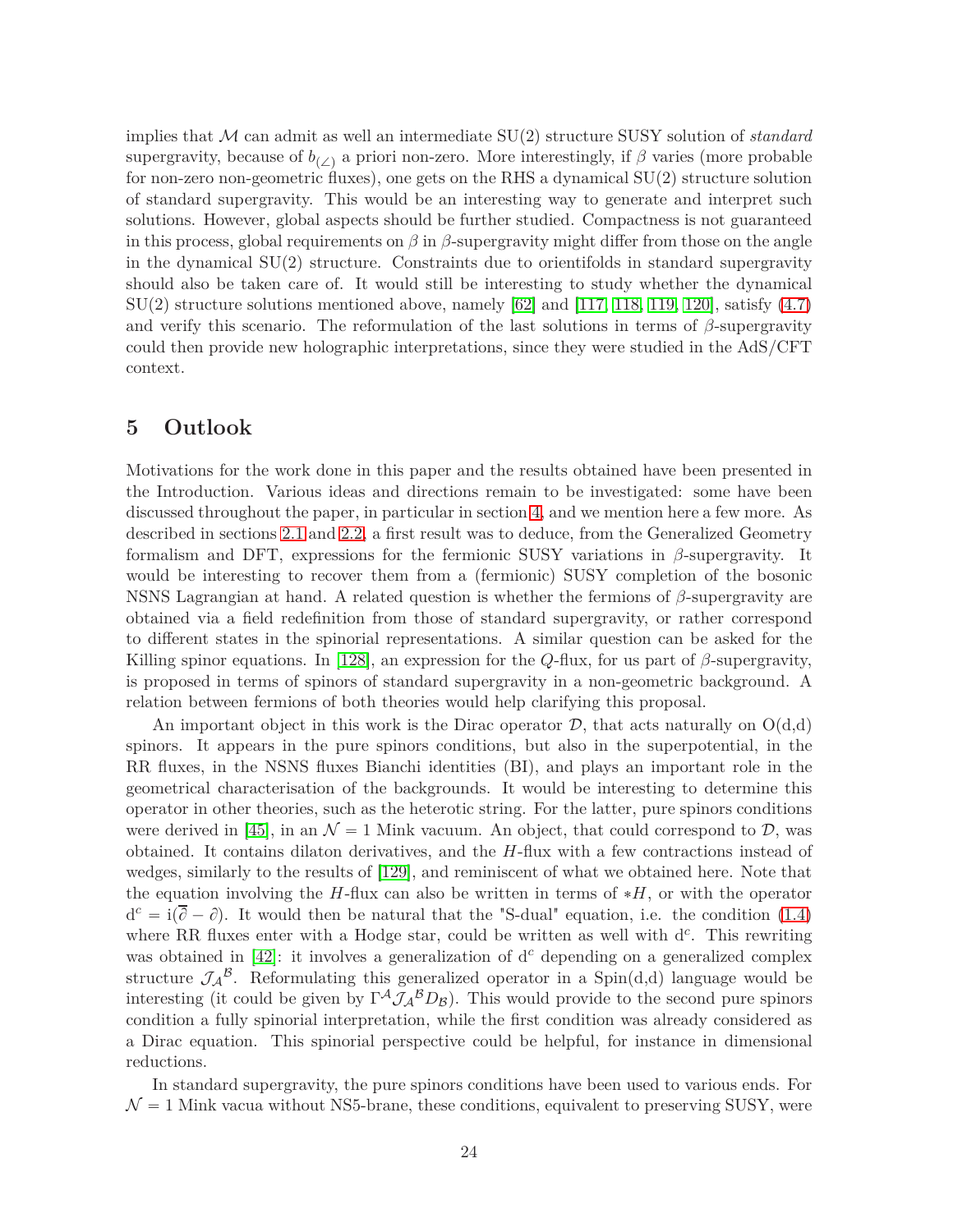implies that $\mathcal{M}$ can admit as well an intermediate SU(2) structure SUSY solution of *standard* supergravity, because of $b_{(\angle)}$ a priori non-zero. More interestingly, if $\beta$ varies (more probable for non-zero non-geometric fluxes), one gets on the RHS a dynamical SU(2) structure solution of standard supergravity. This would be an interesting way to generate and interpret such solutions. However, global aspects should be further studied. Compactness is not guaranteed in this process, global requirements on $\beta$ in $\beta$-supergravity might differ from those on the angle in the dynamical SU(2) structure. Constraints due to orientifolds in standard supergravity should also be taken care of. It would still be interesting to study whether the dynamical SU(2) structure solutions mentioned above, namely [62] and [117, 118, 119, 120], satisfy (4.7) and verify this scenario. The reformulation of the last solutions in terms of $\beta$-supergravity could then provide new holographic interpretations, since they were studied in the AdS/CFT context.

## 5 Outlook

Motivations for the work done in this paper and the results obtained have been presented in the Introduction. Various ideas and directions remain to be investigated: some have been discussed throughout the paper, in particular in section 4, and we mention here a few more. As described in sections 2.1 and 2.2, a first result was to deduce, from the Generalized Geometry formalism and DFT, expressions for the fermionic SUSY variations in $\beta$-supergravity. It would be interesting to recover them from a (fermionic) SUSY completion of the bosonic NSNS Lagrangian at hand. A related question is whether the fermions of $\beta$-supergravity are obtained via a field redefinition from those of standard supergravity, or rather correspond to different states in the spinorial representations. A similar question can be asked for the Killing spinor equations. In [128], an expression for the $Q$-flux, for us part of $\beta$-supergravity, is proposed in terms of spinors of standard supergravity in a non-geometric background. A relation between fermions of both theories would help clarifying this proposal.

An important object in this work is the Dirac operator $\mathcal{D}$, that acts naturally on O(d,d) spinors. It appears in the pure spinors conditions, but also in the superpotential, in the RR fluxes, in the NSNS fluxes Bianchi identities (BI), and plays an important role in the geometrical characterisation of the backgrounds. It would be interesting to determine this operator in other theories, such as the heterotic string. For the latter, pure spinors conditions were derived in [45], in an $\mathcal{N}=1$ Mink vacuum. An object, that could correspond to $\mathcal{D}$, was obtained. It contains dilaton derivatives, and the $H$-flux with a few contractions instead of wedges, similarly to the results of [129], and reminiscent of what we obtained here. Note that the equation involving the $H$-flux can also be written in terms of $*H$, or with the operator $\mathrm{d}^c = \mathrm{i}(\overline{\partial} - \partial)$. It would then be natural that the "S-dual" equation, i.e. the condition (1.4) where RR fluxes enter with a Hodge star, could be written as well with $\mathrm{d}^c$. This rewriting was obtained in [42]: it involves a generalization of $\mathrm{d}^c$ depending on a generalized complex structure $\mathcal{J}_{\mathcal{A}}{}^{\mathcal{B}}$. Reformulating this generalized operator in a Spin(d,d) language would be interesting (it could be given by $\Gamma^{\mathcal{A}}\mathcal{J}_{\mathcal{A}}{}^{\mathcal{B}}D_{\mathcal{B}}$). This would provide to the second pure spinors condition a fully spinorial interpretation, while the first condition was already considered as a Dirac equation. This spinorial perspective could be helpful, for instance in dimensional reductions.

In standard supergravity, the pure spinors conditions have been used to various ends. For $\mathcal{N}=1$ Mink vacua without NS5-brane, these conditions, equivalent to preserving SUSY, were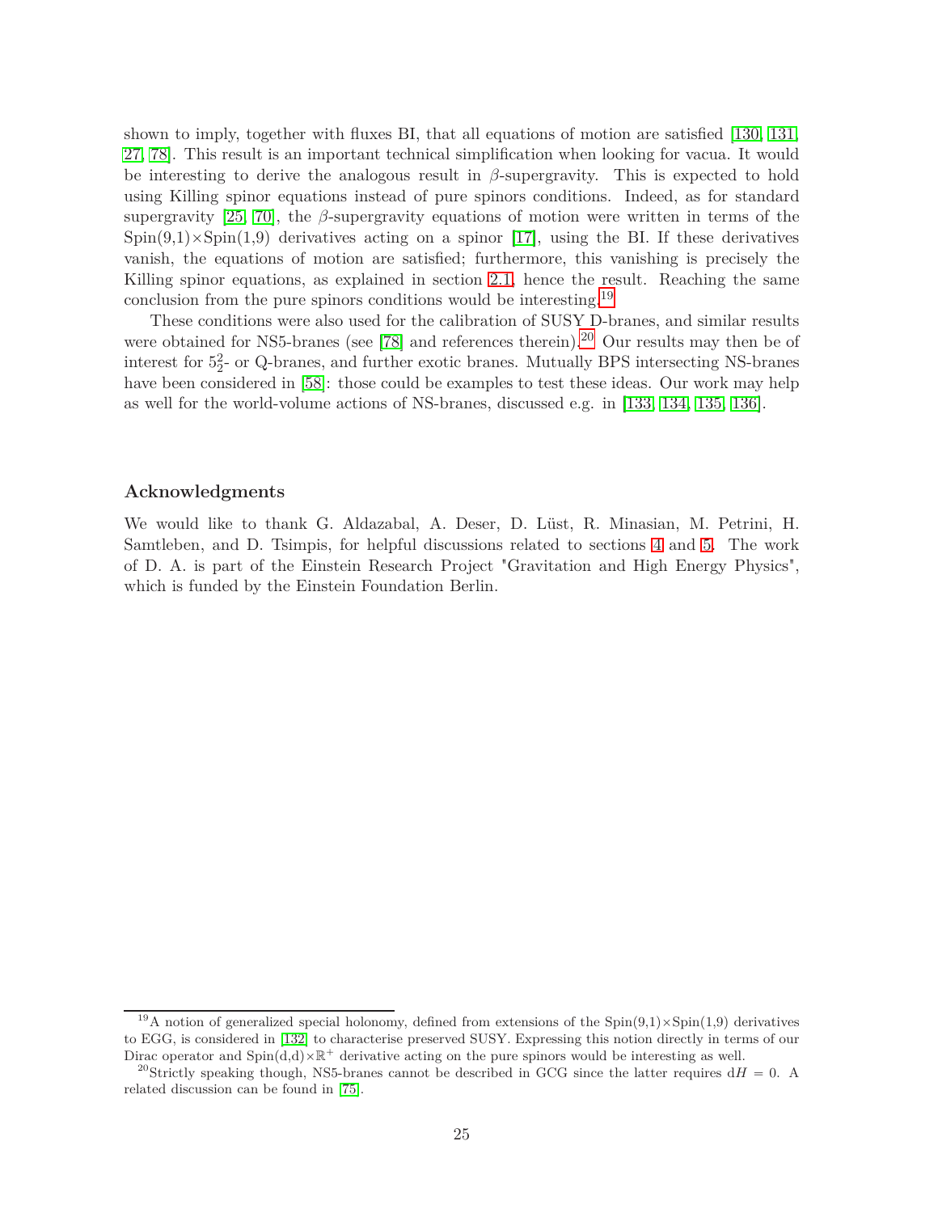shown to imply, together with fluxes BI, that all equations of motion are satisfied [130, 131, 27, 78]. This result is an important technical simplification when looking for vacua. It would be interesting to derive the analogous result in $\beta$-supergravity. This is expected to hold using Killing spinor equations instead of pure spinors conditions. Indeed, as for standard supergravity [25, 70], the $\beta$-supergravity equations of motion were written in terms of the Spin(9,1)×Spin(1,9) derivatives acting on a spinor [17], using the BI. If these derivatives vanish, the equations of motion are satisfied; furthermore, this vanishing is precisely the Killing spinor equations, as explained in section 2.1, hence the result. Reaching the same conclusion from the pure spinors conditions would be interesting.[19]

These conditions were also used for the calibration of SUSY D-branes, and similar results were obtained for NS5-branes (see [78] and references therein).[20] Our results may then be of interest for $5^2_2$- or Q-branes, and further exotic branes. Mutually BPS intersecting NS-branes have been considered in [58]: those could be examples to test these ideas. Our work may help as well for the world-volume actions of NS-branes, discussed e.g. in [133, 134, 135, 136].

## Acknowledgments

We would like to thank G. Aldazabal, A. Deser, D. Lüst, R. Minasian, M. Petrini, H. Samtleben, and D. Tsimpis, for helpful discussions related to sections 4 and 5. The work of D. A. is part of the Einstein Research Project "Gravitation and High Energy Physics", which is funded by the Einstein Foundation Berlin.

---

[19] A notion of generalized special holonomy, defined from extensions of the Spin(9,1)×Spin(1,9) derivatives to EGG, is considered in [132] to characterise preserved SUSY. Expressing this notion directly in terms of our Dirac operator and Spin(d,d)×$\mathbb{R}^+$ derivative acting on the pure spinors would be interesting as well.

[20] Strictly speaking though, NS5-branes cannot be described in GCG since the latter requires $\mathrm{d}H = 0$. A related discussion can be found in [75].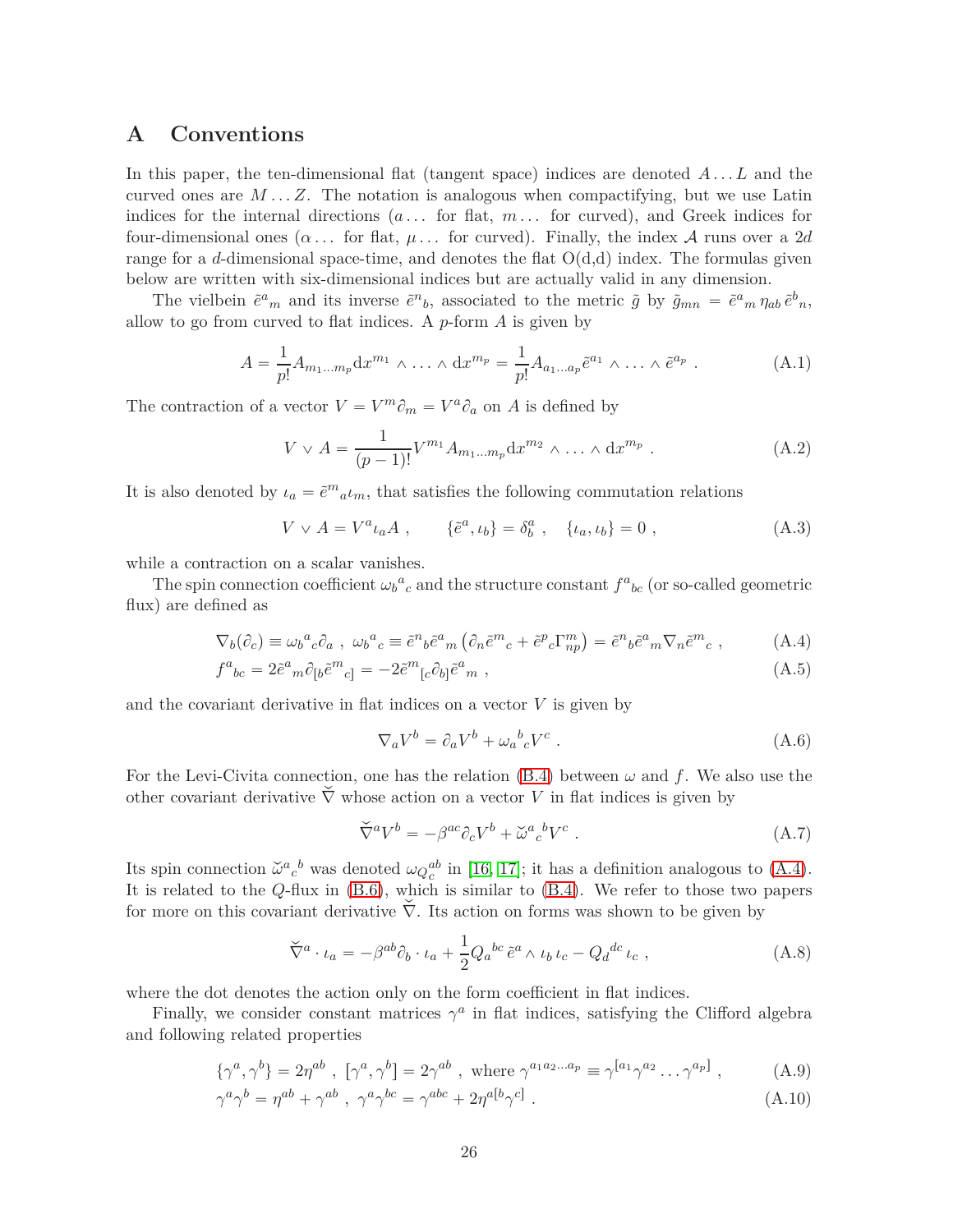# A Conventions

In this paper, the ten-dimensional flat (tangent space) indices are denoted $A \dots L$ and the curved ones are $M \dots Z$. The notation is analogous when compactifying, but we use Latin indices for the internal directions ($a \dots$ for flat, $m \dots$ for curved), and Greek indices for four-dimensional ones ($\alpha \dots$ for flat, $\mu \dots$ for curved). Finally, the index $\mathcal{A}$ runs over a $2d$ range for a $d$-dimensional space-time, and denotes the flat O(d,d) index. The formulas given below are written with six-dimensional indices but are actually valid in any dimension.

The vielbein $\tilde{e}^a{}_m$ and its inverse $\tilde{e}^n{}_b$, associated to the metric $\tilde{g}$ by $\tilde{g}_{mn} = \tilde{e}^a{}_m \, \eta_{ab} \, \tilde{e}^b{}_n$, allow to go from curved to flat indices. A $p$-form $A$ is given by

$$A = \frac{1}{p!} A_{m_1 \dots m_p} \mathrm{d}x^{m_1} \wedge \dots \wedge \mathrm{d}x^{m_p} = \frac{1}{p!} A_{a_1 \dots a_p} \tilde{e}^{a_1} \wedge \dots \wedge \tilde{e}^{a_p} \ . \tag{A.1}$$

The contraction of a vector $V = V^m \partial_m = V^a \partial_a$ on $A$ is defined by

$$V \vee A = \frac{1}{(p-1)!} V^{m_1} A_{m_1 \dots m_p} \mathrm{d}x^{m_2} \wedge \dots \wedge \mathrm{d}x^{m_p} \ . \tag{A.2}$$

It is also denoted by $\iota_a = \tilde{e}^m{}_a \iota_m$, that satisfies the following commutation relations

$$V \vee A = V^a \iota_a A \ , \qquad \{\tilde{e}^a, \iota_b\} = \delta^a_b \ , \quad \{\iota_a, \iota_b\} = 0 \ , \tag{A.3}$$

while a contraction on a scalar vanishes.

The spin connection coefficient $\omega_b{}^a{}_c$ and the structure constant $f^a{}_{bc}$ (or so-called geometric flux) are defined as

$$\nabla_b(\partial_c) \equiv \omega_b{}^a{}_c \partial_a \ , \ \omega_b{}^a{}_c \equiv \tilde{e}^n{}_b \tilde{e}^a{}_m \left( \partial_n \tilde{e}^m{}_c + \tilde{e}^p{}_c \Gamma^m_{np} \right) = \tilde{e}^n{}_b \tilde{e}^a{}_m \nabla_n \tilde{e}^m{}_c \ , \tag{A.4}$$

$$f^a{}_{bc} = 2 \tilde{e}^a{}_m \partial_{[b} \tilde{e}^m{}_{c]} = -2 \tilde{e}^m{}_{[c} \partial_{b]} \tilde{e}^a{}_m \ , \tag{A.5}$$

and the covariant derivative in flat indices on a vector $V$ is given by

$$\nabla_a V^b = \partial_a V^b + \omega_a{}^b{}_c V^c \ . \tag{A.6}$$

For the Levi-Civita connection, one has the relation (B.4) between $\omega$ and $f$. We also use the other covariant derivative $\check{\nabla}$ whose action on a vector $V$ in flat indices is given by

$$\check{\nabla}^a V^b = -\beta^{ac} \partial_c V^b + \check{\omega}^a{}_c{}^b V^c \ . \tag{A.7}$$

Its spin connection $\check{\omega}^a{}_c{}^b$ was denoted $\omega_{Q_c}^{\ ab}$ in [16, 17]; it has a definition analogous to (A.4). It is related to the $Q$-flux in (B.6), which is similar to (B.4). We refer to those two papers for more on this covariant derivative $\check{\nabla}$. Its action on forms was shown to be given by

$$\check{\nabla}^a \cdot \iota_a = -\beta^{ab} \partial_b \cdot \iota_a + \frac{1}{2} Q_a{}^{bc} \, \tilde{e}^a \wedge \iota_b \, \iota_c - Q_d{}^{dc} \, \iota_c \ , \tag{A.8}$$

where the dot denotes the action only on the form coefficient in flat indices.

Finally, we consider constant matrices $\gamma^a$ in flat indices, satisfying the Clifford algebra and following related properties

$$\{\gamma^a, \gamma^b\} = 2\eta^{ab} \ , \ [\gamma^a, \gamma^b] = 2\gamma^{ab} \ , \text{ where } \gamma^{a_1 a_2 \dots a_p} \equiv \gamma^{[a_1} \gamma^{a_2} \dots \gamma^{a_p]} \ , \tag{A.9}$$

$$\gamma^a \gamma^b = \eta^{ab} + \gamma^{ab} \ , \ \gamma^a \gamma^{bc} = \gamma^{abc} + 2\eta^{a[b} \gamma^{c]} \ . \tag{A.10}$$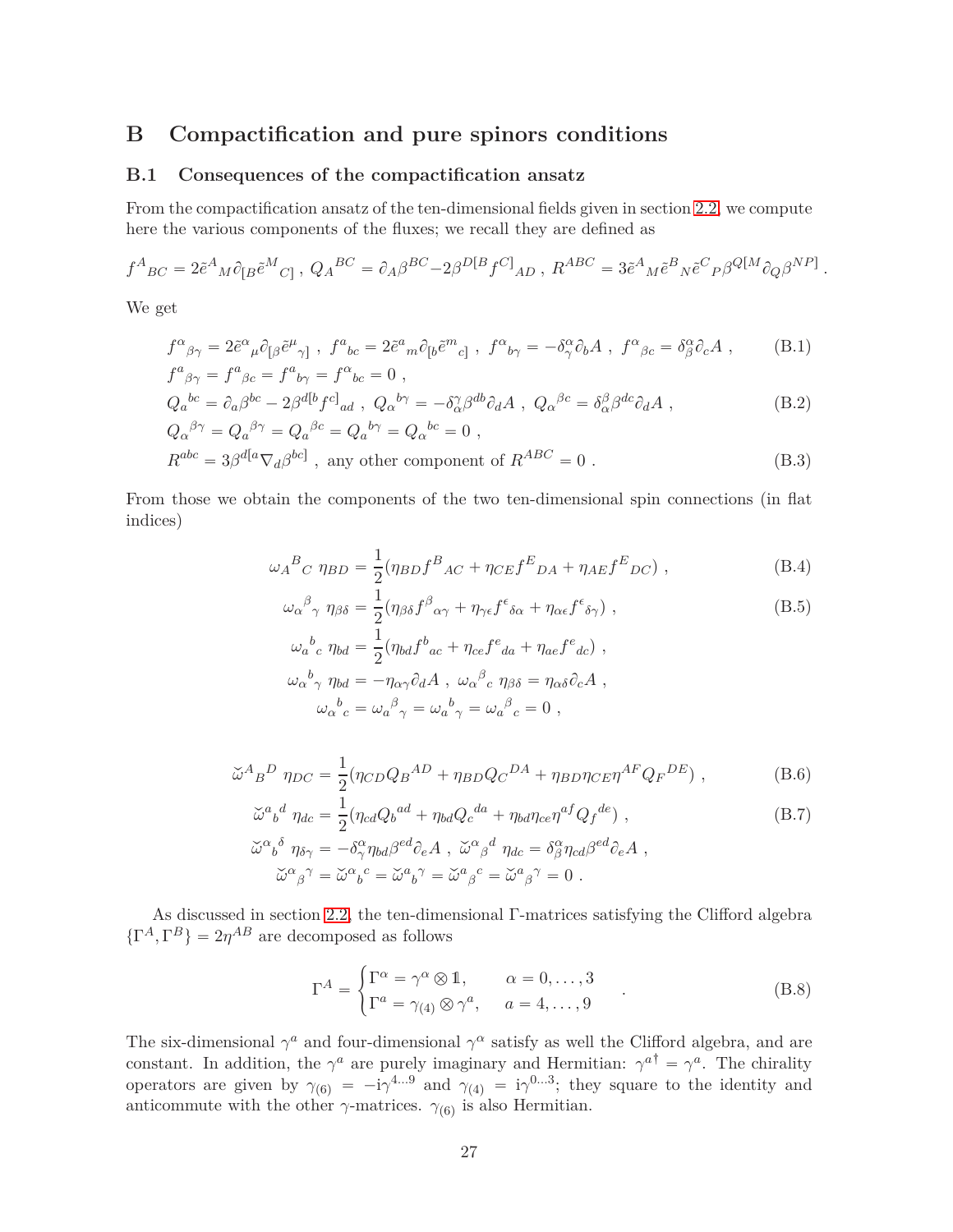## B Compactification and pure spinors conditions

### B.1 Consequences of the compactification ansatz

From the compactification ansatz of the ten-dimensional fields given in section 2.2, we compute here the various components of the fluxes; we recall they are defined as

$$f^A{}_{BC} = 2\tilde{e}^A{}_M \partial_{[B}\tilde{e}^M{}_{C]} \ , \ Q_A{}^{BC} = \partial_A \beta^{BC} - 2\beta^{D[B} f^{C]}{}_{AD} \ , \ R^{ABC} = 3\tilde{e}^A{}_M \tilde{e}^B{}_N \tilde{e}^C{}_P \beta^{Q[M}\partial_Q \beta^{NP]} \ .$$

We get

$$f^\alpha{}_{\beta\gamma} = 2\tilde{e}^\alpha{}_\mu \partial_{[\beta}\tilde{e}^\mu{}_{\gamma]} \ , \ f^a{}_{bc} = 2\tilde{e}^a{}_m \partial_{[b}\tilde{e}^m{}_{c]} \ , \ f^\alpha{}_{b\gamma} = -\delta^\alpha_\gamma \partial_b A \ , \ f^\alpha{}_{\beta c} = \delta^\alpha_\beta \partial_c A \ , \tag{B.1}$$

$$f^a{}_{\beta\gamma} = f^a{}_{\beta c} = f^a{}_{b\gamma} = f^\alpha{}_{bc} = 0 \ ,$$

$$Q_a{}^{bc} = \partial_a \beta^{bc} - 2\beta^{d[b} f^{c]}{}_{ad} \ , \ Q_\alpha{}^{b\gamma} = -\delta^\gamma_\alpha \beta^{db}\partial_d A \ , \ Q_\alpha{}^{\beta c} = \delta^\beta_\alpha \beta^{dc}\partial_d A \ , \tag{B.2}$$

$$Q_\alpha{}^{\beta\gamma} = Q_a{}^{\beta\gamma} = Q_a{}^{\beta c} = Q_a{}^{b\gamma} = Q_\alpha{}^{bc} = 0 \ ,$$

$$R^{abc} = 3\beta^{d[a}\nabla_d \beta^{bc]} \ , \text{ any other component of } R^{ABC} = 0 \ . \tag{B.3}$$

From those we obtain the components of the two ten-dimensional spin connections (in flat indices)

$$\omega_A{}^B{}_C \ \eta_{BD} = \frac{1}{2}(\eta_{BD} f^B{}_{AC} + \eta_{CE} f^E{}_{DA} + \eta_{AE} f^E{}_{DC}) \ , \tag{B.4}$$

$$\omega_\alpha{}^\beta{}_\gamma \ \eta_{\beta\delta} = \frac{1}{2}(\eta_{\beta\delta} f^\beta{}_{\alpha\gamma} + \eta_{\gamma\epsilon} f^\epsilon{}_{\delta\alpha} + \eta_{\alpha\epsilon} f^\epsilon{}_{\delta\gamma}) \ , \tag{B.5}$$

$$\omega_a{}^b{}_c \ \eta_{bd} = \frac{1}{2}(\eta_{bd} f^b{}_{ac} + \eta_{ce} f^e{}_{da} + \eta_{ae} f^e{}_{dc}) \ ,$$

$$\omega_\alpha{}^b{}_\gamma \ \eta_{bd} = -\eta_{\alpha\gamma}\partial_d A \ , \ \omega_\alpha{}^\beta{}_c \ \eta_{\beta\delta} = \eta_{\alpha\delta}\partial_c A \ ,$$

$$\omega_\alpha{}^b{}_c = \omega_a{}^\beta{}_\gamma = \omega_a{}^b{}_\gamma = \omega_a{}^\beta{}_c = 0 \ ,$$

$$\breve{\omega}^A{}_B{}^D \ \eta_{DC} = \frac{1}{2}(\eta_{CD} Q_B{}^{AD} + \eta_{BD} Q_C{}^{DA} + \eta_{BD}\eta_{CE}\eta^{AF} Q_F{}^{DE}) \ , \tag{B.6}$$

$$\breve{\omega}^a{}_b{}^d \ \eta_{dc} = \frac{1}{2}(\eta_{cd} Q_b{}^{ad} + \eta_{bd} Q_c{}^{da} + \eta_{bd}\eta_{ce}\eta^{af} Q_f{}^{de}) \ , \tag{B.7}$$

$$\breve{\omega}^\alpha{}_b{}^\delta \ \eta_{\delta\gamma} = -\delta^\alpha_\gamma \eta_{bd}\beta^{ed}\partial_e A \ , \ \breve{\omega}^\alpha{}_\beta{}^d \ \eta_{dc} = \delta^\alpha_\beta \eta_{cd}\beta^{ed}\partial_e A \ ,$$

$$\breve{\omega}^\alpha{}_\beta{}^\gamma = \breve{\omega}^\alpha{}_b{}^c = \breve{\omega}^a{}_b{}^\gamma = \breve{\omega}^a{}_\beta{}^c = \breve{\omega}^a{}_\beta{}^\gamma = 0 \ .$$

As discussed in section 2.2, the ten-dimensional Γ-matrices satisfying the Clifford algebra $\{\Gamma^A, \Gamma^B\} = 2\eta^{AB}$ are decomposed as follows

$$\Gamma^A = \begin{cases} \Gamma^\alpha = \gamma^\alpha \otimes \mathbb{1}, & \alpha = 0, \ldots, 3 \\ \Gamma^a = \gamma_{(4)} \otimes \gamma^a, & a = 4, \ldots, 9 \end{cases} \ . \tag{B.8}$$

The six-dimensional $\gamma^a$ and four-dimensional $\gamma^\alpha$ satisfy as well the Clifford algebra, and are constant. In addition, the $\gamma^a$ are purely imaginary and Hermitian: ${\gamma^a}^\dagger = \gamma^a$. The chirality operators are given by $\gamma_{(6)} = -\mathrm{i}\gamma^{4\ldots 9}$ and $\gamma_{(4)} = \mathrm{i}\gamma^{0\ldots 3}$; they square to the identity and anticommute with the other $\gamma$-matrices. $\gamma_{(6)}$ is also Hermitian.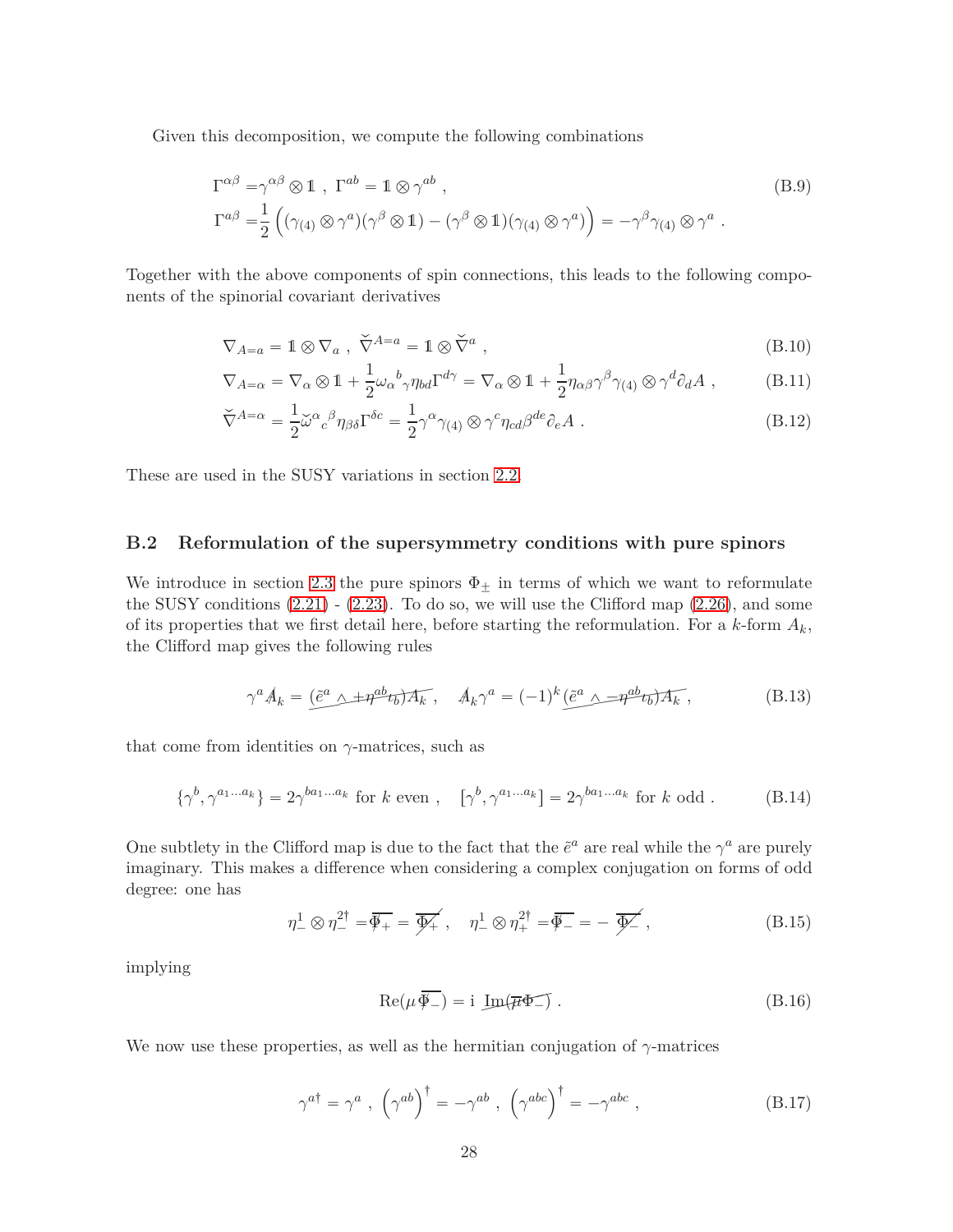Given this decomposition, we compute the following combinations

$$
\begin{aligned}
\Gamma^{\alpha\beta} =& \gamma^{\alpha\beta}\otimes \mathbb{1} \ , \ \Gamma^{ab} = \mathbb{1}\otimes\gamma^{ab} \ , \\
\Gamma^{a\beta} =& \frac{1}{2}\left((\gamma_{(4)}\otimes\gamma^{a})(\gamma^{\beta}\otimes\mathbb{1}) - (\gamma^{\beta}\otimes\mathbb{1})(\gamma_{(4)}\otimes\gamma^{a})\right) = -\gamma^{\beta}\gamma_{(4)}\otimes\gamma^{a} \ .
\end{aligned}
\tag{B.9}
$$

Together with the above components of spin connections, this leads to the following components of the spinorial covariant derivatives

$$
\nabla_{A=a} = \mathbb{1}\otimes\nabla_{a} \ , \ \breve{\nabla}^{A=a} = \mathbb{1}\otimes\breve{\nabla}^{a} \ , \tag{B.10}
$$

$$
\nabla_{A=\alpha} = \nabla_{\alpha}\otimes\mathbb{1} + \frac{1}{2}\omega_{\alpha}{}^{b}{}_{\gamma}\eta_{bd}\Gamma^{d\gamma} = \nabla_{\alpha}\otimes\mathbb{1} + \frac{1}{2}\eta_{\alpha\beta}\gamma^{\beta}\gamma_{(4)}\otimes\gamma^{d}\partial_{d}A \ , \tag{B.11}
$$

$$
\breve{\nabla}^{A=\alpha} = \frac{1}{2}\breve{\omega}^{\alpha}{}_{c}{}^{\beta}\eta_{\beta\delta}\Gamma^{\delta c} = \frac{1}{2}\gamma^{\alpha}\gamma_{(4)}\otimes\gamma^{c}\eta_{cd}\beta^{de}\partial_{e}A \ . \tag{B.12}
$$

These are used in the SUSY variations in section 2.2.

## B.2 Reformulation of the supersymmetry conditions with pure spinors

We introduce in section 2.3 the pure spinors $\Phi_{\pm}$ in terms of which we want to reformulate the SUSY conditions (2.21) - (2.23). To do so, we will use the Clifford map (2.26), and some of its properties that we first detail here, before starting the reformulation. For a $k$-form $A_k$, the Clifford map gives the following rules

$$
\gamma^{a}\not{A}_{k} = \overbrace{(\tilde{e}^{a}\wedge + \eta^{ab}\iota_{b})A_{k}} \ , \quad \not{A}_{k}\gamma^{a} = (-1)^{k}\,\overbrace{(\tilde{e}^{a}\wedge - \eta^{ab}\iota_{b})A_{k}} \ , \tag{B.13}
$$

that come from identities on $\gamma$-matrices, such as

$$
\{\gamma^{b},\gamma^{a_1\dots a_k}\} = 2\gamma^{ba_1\dots a_k} \text{ for } k \text{ even} \ , \quad [\gamma^{b},\gamma^{a_1\dots a_k}] = 2\gamma^{ba_1\dots a_k} \text{ for } k \text{ odd} \ . \tag{B.14}
$$

One subtlety in the Clifford map is due to the fact that the $\tilde{e}^{a}$ are real while the $\gamma^{a}$ are purely imaginary. This makes a difference when considering a complex conjugation on forms of odd degree: one has

$$
\eta^{1}_{-}\otimes\eta^{2\dagger}_{-} = \overline{\not{\Phi}_{+}} = \overline{\not{\Phi}_{+}} \ , \quad \eta^{1}_{-}\otimes\eta^{2\dagger}_{+} = \overline{\not{\Phi}_{-}} = -\ \overline{\not{\Phi}_{-}} \ , \tag{B.15}
$$

implying

$$
\mathrm{Re}(\mu\,\overline{\not{\Phi}_{-}}) = \mathrm{i}\ \overbrace{\mathrm{Im}(\overline{\mu}\Phi_{-})} \ . \tag{B.16}
$$

We now use these properties, as well as the hermitian conjugation of $\gamma$-matrices

$$
\gamma^{a\dagger} = \gamma^{a} \ , \ \left(\gamma^{ab}\right)^{\dagger} = -\gamma^{ab} \ , \ \left(\gamma^{abc}\right)^{\dagger} = -\gamma^{abc} \ , \tag{B.17}
$$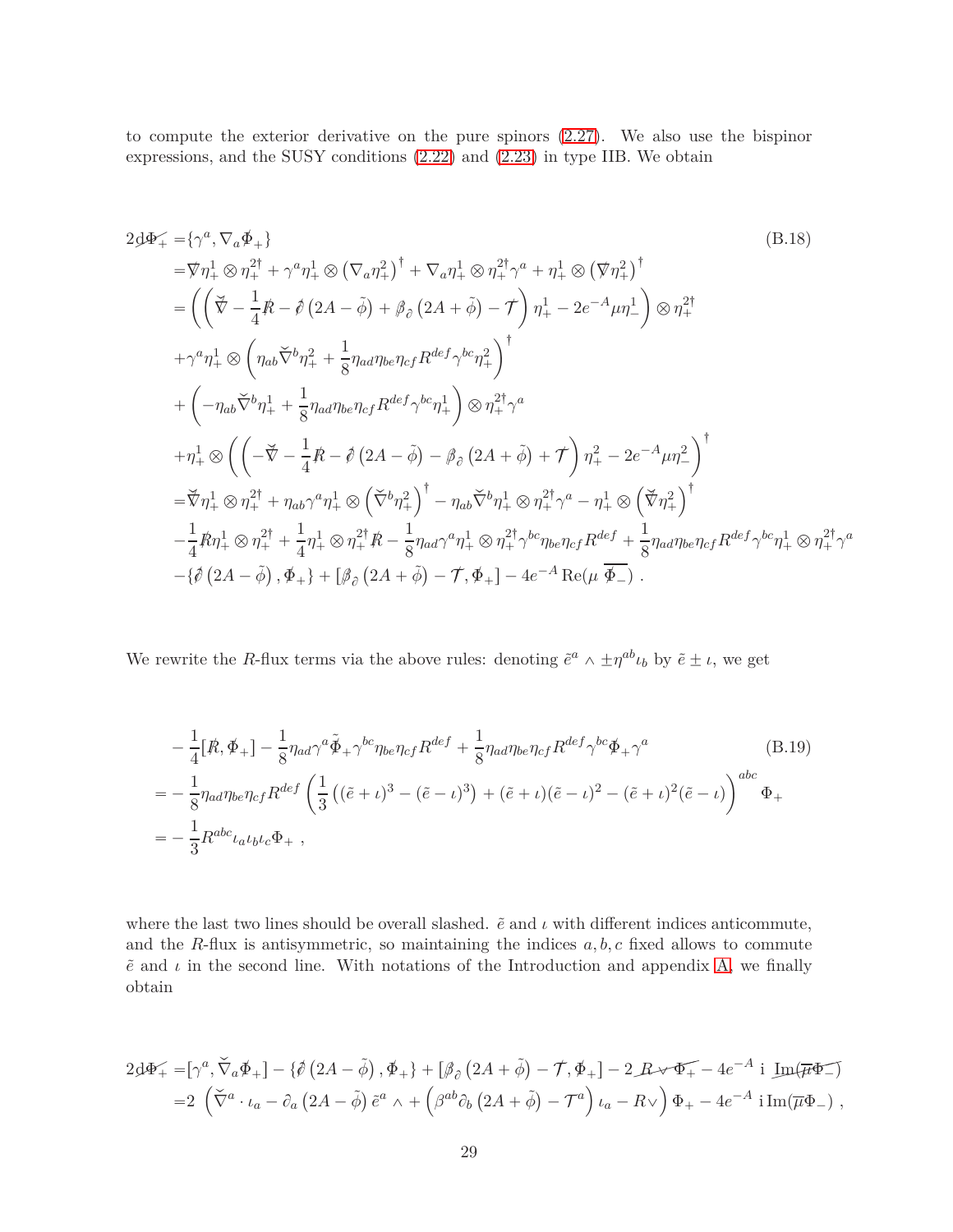to compute the exterior derivative on the pure spinors (2.27). We also use the bispinor expressions, and the SUSY conditions (2.22) and (2.23) in type IIB. We obtain

$$
\begin{aligned}
2\mathrm{d}\not{\Phi}_+ =&\{\gamma^a, \nabla_a \not{\Phi}_+\} \qquad\qquad\qquad\qquad\qquad\qquad\qquad\qquad\qquad\qquad\qquad\qquad\qquad\qquad\qquad\qquad\qquad (\text{B.18})\\
=&\not{\nabla}\eta_+^1 \otimes \eta_+^{2\dagger} + \gamma^a\eta_+^1 \otimes \left(\nabla_a \eta_+^2\right)^\dagger + \nabla_a\eta_+^1 \otimes \eta_+^{2\dagger}\gamma^a + \eta_+^1 \otimes \left(\not{\nabla}\eta_+^2\right)^\dagger\\
=&\left(\left(\breve{\not{\nabla}} - \frac{1}{4}\not{R} - \not{\partial}\left(2A - \tilde{\phi}\right) + \not{\beta}_{\partial}\left(2A + \tilde{\phi}\right) - \not{\mathcal{T}}\right)\eta_+^1 - 2e^{-A}\mu\eta_-^1\right) \otimes \eta_+^{2\dagger}\\
&+\gamma^a\eta_+^1 \otimes \left(\eta_{ab}\breve{\nabla}^b\eta_+^2 + \frac{1}{8}\eta_{ad}\eta_{be}\eta_{cf}R^{def}\gamma^{bc}\eta_+^2\right)^\dagger\\
&+\left(-\eta_{ab}\breve{\nabla}^b\eta_+^1 + \frac{1}{8}\eta_{ad}\eta_{be}\eta_{cf}R^{def}\gamma^{bc}\eta_+^1\right) \otimes \eta_+^{2\dagger}\gamma^a\\
&+\eta_+^1 \otimes \left(\left(-\breve{\not{\nabla}} - \frac{1}{4}\not{R} - \not{\partial}\left(2A - \tilde{\phi}\right) - \not{\beta}_{\partial}\left(2A + \tilde{\phi}\right) + \not{\mathcal{T}}\right)\eta_+^2 - 2e^{-A}\mu\eta_-^2\right)^\dagger\\
=&\breve{\not{\nabla}}\eta_+^1 \otimes \eta_+^{2\dagger} + \eta_{ab}\gamma^a\eta_+^1 \otimes \left(\breve{\nabla}^b\eta_+^2\right)^\dagger - \eta_{ab}\breve{\nabla}^b\eta_+^1 \otimes \eta_+^{2\dagger}\gamma^a - \eta_+^1 \otimes \left(\breve{\not{\nabla}}\eta_+^2\right)^\dagger\\
&-\frac{1}{4}\not{R}\eta_+^1 \otimes \eta_+^{2\dagger} + \frac{1}{4}\eta_+^1 \otimes \eta_+^{2\dagger}\not{R} - \frac{1}{8}\eta_{ad}\gamma^a\eta_+^1 \otimes \eta_+^{2\dagger}\gamma^{bc}\eta_{be}\eta_{cf}R^{def} + \frac{1}{8}\eta_{ad}\eta_{be}\eta_{cf}R^{def}\gamma^{bc}\eta_+^1 \otimes \eta_+^{2\dagger}\gamma^a\\
&-\{\not{\partial}\left(2A - \tilde{\phi}\right), \not{\Phi}_+\} + [\not{\beta}_{\partial}\left(2A + \tilde{\phi}\right) - \not{\mathcal{T}}, \not{\Phi}_+] - 4e^{-A}\,\mathrm{Re}(\mu\ \overline{\not{\Phi}_-})\ .
\end{aligned}
$$

We rewrite the $R$-flux terms via the above rules: denoting $\tilde{e}^a \wedge \pm\eta^{ab}\iota_b$ by $\tilde{e} \pm \iota$, we get

$$
\begin{aligned}
&-\frac{1}{4}[\not{R}, \not{\Phi}_+] - \frac{1}{8}\eta_{ad}\gamma^a\tilde{\not{\Phi}}_+\gamma^{bc}\eta_{be}\eta_{cf}R^{def} + \frac{1}{8}\eta_{ad}\eta_{be}\eta_{cf}R^{def}\gamma^{bc}\not{\Phi}_+\gamma^a \qquad\qquad\qquad\qquad (\text{B.19})\\
=&-\frac{1}{8}\eta_{ad}\eta_{be}\eta_{cf}R^{def}\left(\frac{1}{3}\left((\tilde{e}+\iota)^3 - (\tilde{e}-\iota)^3\right) + (\tilde{e}+\iota)(\tilde{e}-\iota)^2 - (\tilde{e}+\iota)^2(\tilde{e}-\iota)\right)^{abc}\Phi_+\\
=&-\frac{1}{3}R^{abc}\iota_a\iota_b\iota_c\Phi_+\ ,
\end{aligned}
$$

where the last two lines should be overall slashed. $\tilde{e}$ and $\iota$ with different indices anticommute, and the $R$-flux is antisymmetric, so maintaining the indices $a, b, c$ fixed allows to commute $\tilde{e}$ and $\iota$ in the second line. With notations of the Introduction and appendix A, we finally obtain

$$
\begin{aligned}
2\mathrm{d}\not{\Phi}_+ =&[\gamma^a, \breve{\nabla}_a\not{\Phi}_+] - \{\not{\partial}\left(2A - \tilde{\phi}\right), \not{\Phi}_+\} + [\not{\beta}_{\partial}\left(2A + \tilde{\phi}\right) - \not{\mathcal{T}}, \not{\Phi}_+] - 2\,\not{R \vee \Phi_+} - 4e^{-A}\ \mathrm{i}\ \not{\mathrm{Im}(\overline{\mu}\Phi_-)}\\
=&2\ \left(\breve{\nabla}^a \cdot \iota_a - \partial_a\left(2A - \tilde{\phi}\right)\tilde{e}^a \wedge + \left(\beta^{ab}\partial_b\left(2A + \tilde{\phi}\right) - \mathcal{T}^a\right)\iota_a - R\vee\right)\Phi_+ - 4e^{-A}\ \mathrm{i}\,\mathrm{Im}(\overline{\mu}\Phi_-)\ ,
\end{aligned}
$$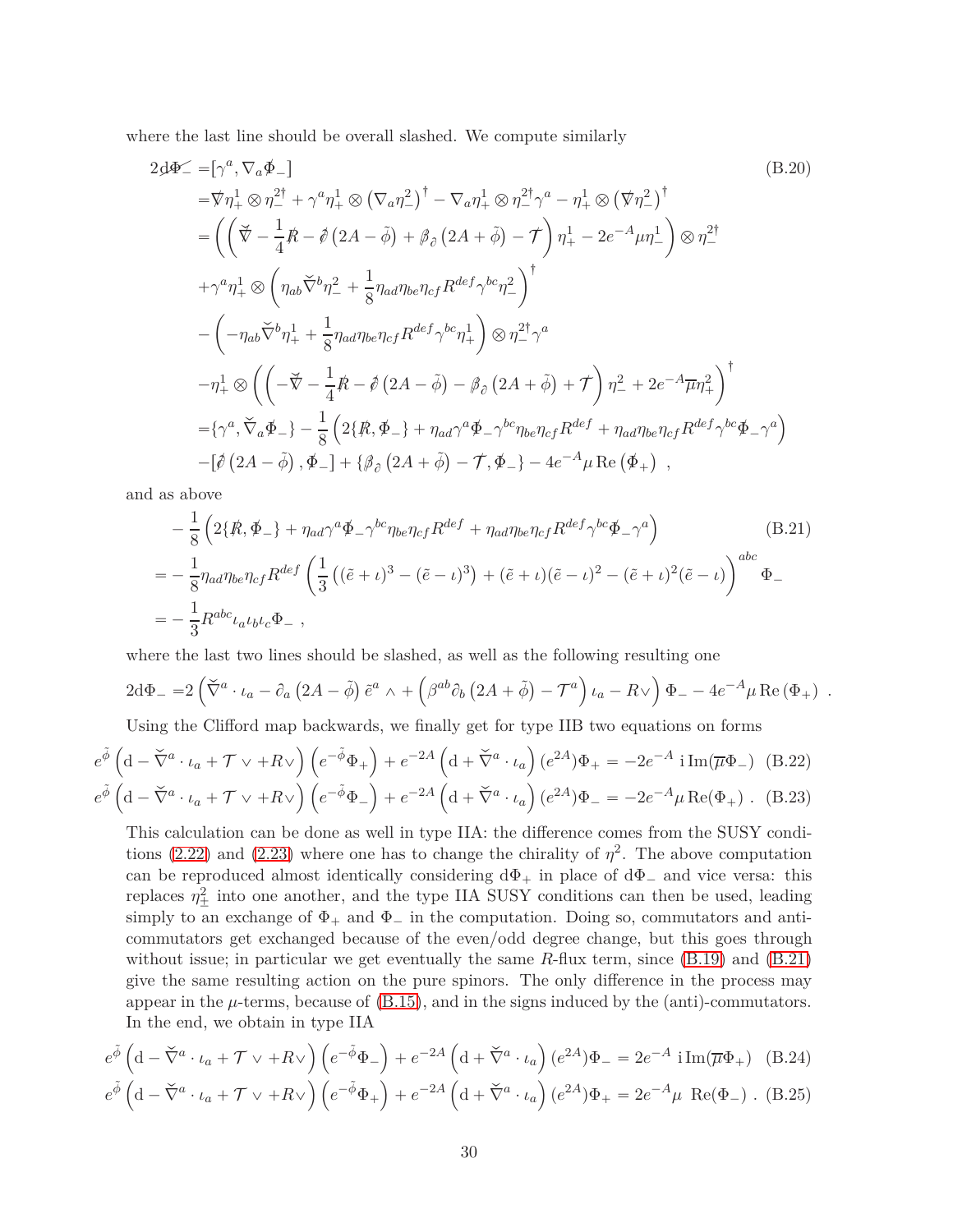where the last line should be overall slashed. We compute similarly

$$
\begin{aligned}
2\mathrm{d}\not{\Phi}_- =&[\gamma^a, \nabla_a \not{\Phi}_-] \qquad\qquad\qquad\qquad\qquad\qquad\qquad\qquad\qquad\qquad\qquad\qquad\qquad\text{(B.20)}\\
=&\not{\nabla}\eta^1_+ \otimes \eta^{2\dagger}_- + \gamma^a \eta^1_+ \otimes \left(\nabla_a \eta^2_-\right)^\dagger - \nabla_a \eta^1_+ \otimes \eta^{2\dagger}_- \gamma^a - \eta^1_+ \otimes \left(\not{\nabla}\eta^2_-\right)^\dagger \\
=&\left(\left(\not{\breve{\nabla}} - \frac{1}{4}\not{R} - \not{\partial}\left(2A - \tilde{\phi}\right) + \not{\beta}_{\partial}\left(2A + \tilde{\phi}\right) - \not{\mathcal{T}}\right)\eta^1_+ - 2e^{-A}\mu\eta^1_-\right) \otimes \eta^{2\dagger}_- \\
&+\gamma^a \eta^1_+ \otimes \left(\eta_{ab}\breve{\nabla}^b \eta^2_- + \frac{1}{8}\eta_{ad}\eta_{be}\eta_{cf}R^{def}\gamma^{bc}\eta^2_-\right)^\dagger \\
&-\left(-\eta_{ab}\breve{\nabla}^b \eta^1_+ + \frac{1}{8}\eta_{ad}\eta_{be}\eta_{cf}R^{def}\gamma^{bc}\eta^1_+\right) \otimes \eta^{2\dagger}_- \gamma^a \\
&-\eta^1_+ \otimes \left(\left(-\not{\breve{\nabla}} - \frac{1}{4}\not{R} - \not{\partial}\left(2A - \tilde{\phi}\right) - \not{\beta}_{\partial}\left(2A + \tilde{\phi}\right) + \not{\mathcal{T}}\right)\eta^2_- + 2e^{-A}\overline{\mu}\eta^2_+\right)^\dagger \\
=&\{\gamma^a, \breve{\nabla}_a \not{\Phi}_-\} - \frac{1}{8}\left(2\{\not{R}, \not{\Phi}_-\} + \eta_{ad}\gamma^a \not{\Phi}_- \gamma^{bc}\eta_{be}\eta_{cf}R^{def} + \eta_{ad}\eta_{be}\eta_{cf}R^{def}\gamma^{bc}\not{\Phi}_- \gamma^a\right) \\
&-[\not{\partial}\left(2A - \tilde{\phi}\right), \not{\Phi}_-] + \{\not{\beta}_{\partial}\left(2A + \tilde{\phi}\right) - \not{\mathcal{T}}, \not{\Phi}_-\} - 4e^{-A}\mu\, \mathrm{Re}\left(\not{\Phi}_+\right) \ ,
\end{aligned}
$$

and as above

$$
\begin{aligned}
&-\frac{1}{8}\left(2\{\not{R}, \not{\Phi}_-\} + \eta_{ad}\gamma^a \not{\Phi}_- \gamma^{bc}\eta_{be}\eta_{cf}R^{def} + \eta_{ad}\eta_{be}\eta_{cf}R^{def}\gamma^{bc}\not{\Phi}_- \gamma^a\right) \qquad\qquad\qquad\text{(B.21)}\\
=&-\frac{1}{8}\eta_{ad}\eta_{be}\eta_{cf}R^{def}\left(\frac{1}{3}\left((\tilde{e}+\iota)^3 - (\tilde{e}-\iota)^3\right) + (\tilde{e}+\iota)(\tilde{e}-\iota)^2 - (\tilde{e}+\iota)^2(\tilde{e}-\iota)\right)^{abc}\Phi_- \\
=&-\frac{1}{3}R^{abc}\iota_a\iota_b\iota_c\Phi_- \ ,
\end{aligned}
$$

where the last two lines should be slashed, as well as the following resulting one

$$
2\mathrm{d}\Phi_- = 2\left(\breve{\nabla}^a \cdot \iota_a - \partial_a\left(2A - \tilde{\phi}\right)\tilde{e}^a \wedge + \left(\beta^{ab}\partial_b\left(2A + \tilde{\phi}\right) - \mathcal{T}^a\right)\iota_a - R\vee\right)\Phi_- - 4e^{-A}\mu\, \mathrm{Re}\left(\Phi_+\right) \ .
$$

Using the Clifford map backwards, we finally get for type IIB two equations on forms

$$
e^{\tilde{\phi}}\left(\mathrm{d} - \breve{\nabla}^a \cdot \iota_a + \mathcal{T}\vee + R\vee\right)\left(e^{-\tilde{\phi}}\Phi_+\right) + e^{-2A}\left(\mathrm{d} + \breve{\nabla}^a \cdot \iota_a\right)(e^{2A})\Phi_+ = -2e^{-A}\ \mathrm{i}\, \mathrm{Im}(\overline{\mu}\Phi_-) \quad \text{(B.22)}
$$

$$
e^{\tilde{\phi}}\left(\mathrm{d} - \breve{\nabla}^a \cdot \iota_a + \mathcal{T}\vee + R\vee\right)\left(e^{-\tilde{\phi}}\Phi_-\right) + e^{-2A}\left(\mathrm{d} + \breve{\nabla}^a \cdot \iota_a\right)(e^{2A})\Phi_- = -2e^{-A}\mu\, \mathrm{Re}(\Phi_+) \ . \quad \text{(B.23)}
$$

This calculation can be done as well in type IIA: the difference comes from the SUSY conditions (2.22) and (2.23) where one has to change the chirality of $\eta^2$. The above computation can be reproduced almost identically considering $\mathrm{d}\Phi_+$ in place of $\mathrm{d}\Phi_-$ and vice versa: this replaces $\eta^2_\pm$ into one another, and the type IIA SUSY conditions can then be used, leading simply to an exchange of $\Phi_+$ and $\Phi_-$ in the computation. Doing so, commutators and anti-commutators get exchanged because of the even/odd degree change, but this goes through without issue; in particular we get eventually the same $R$-flux term, since (B.19) and (B.21) give the same resulting action on the pure spinors. The only difference in the process may appear in the $\mu$-terms, because of (B.15), and in the signs induced by the (anti)-commutators. In the end, we obtain in type IIA

$$
e^{\tilde{\phi}}\left(\mathrm{d} - \breve{\nabla}^a \cdot \iota_a + \mathcal{T}\vee + R\vee\right)\left(e^{-\tilde{\phi}}\Phi_-\right) + e^{-2A}\left(\mathrm{d} + \breve{\nabla}^a \cdot \iota_a\right)(e^{2A})\Phi_- = 2e^{-A}\ \mathrm{i}\, \mathrm{Im}(\overline{\mu}\Phi_+) \quad \text{(B.24)}
$$

$$
e^{\tilde{\phi}}\left(\mathrm{d} - \breve{\nabla}^a \cdot \iota_a + \mathcal{T}\vee + R\vee\right)\left(e^{-\tilde{\phi}}\Phi_+\right) + e^{-2A}\left(\mathrm{d} + \breve{\nabla}^a \cdot \iota_a\right)(e^{2A})\Phi_+ = 2e^{-A}\mu\ \mathrm{Re}(\Phi_-) \ . \quad \text{(B.25)}
$$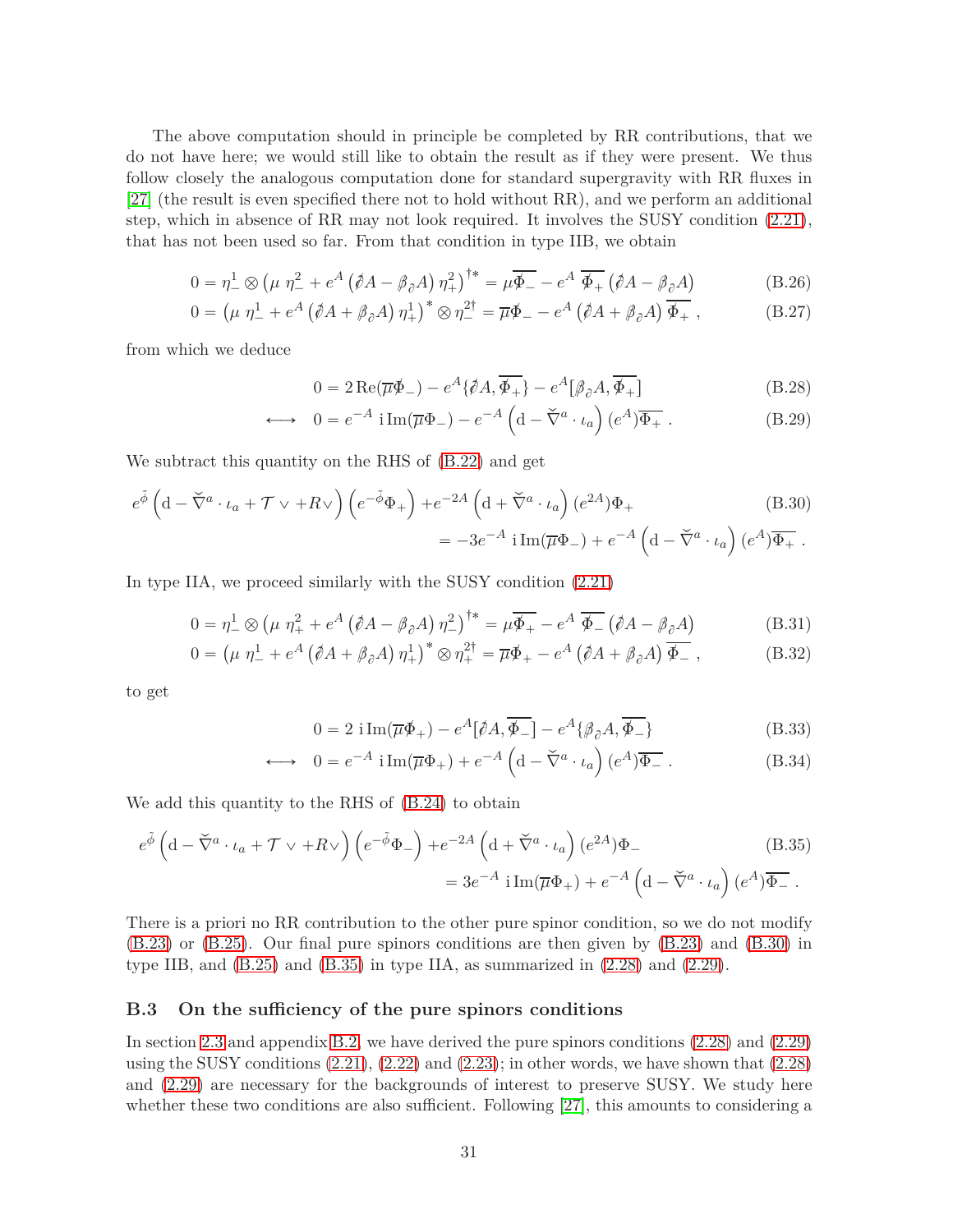The above computation should in principle be completed by RR contributions, that we do not have here; we would still like to obtain the result as if they were present. We thus follow closely the analogous computation done for standard supergravity with RR fluxes in [27] (the result is even specified there not to hold without RR), and we perform an additional step, which in absence of RR may not look required. It involves the SUSY condition (2.21), that has not been used so far. From that condition in type IIB, we obtain

$$0 = \eta^1_- \otimes \left(\mu\ \eta^2_- + e^A \left(\partial\!\!\!/ A - \beta_\partial A\right) \eta^2_+\right)^{\dagger *} = \mu \overline{\Phi\!\!\!/_-} - e^A\ \overline{\Phi\!\!\!/_+} \left(\partial\!\!\!/ A - \beta_\partial A\right) \tag{B.26}$$

$$0 = \left(\mu\ \eta^1_- + e^A \left(\partial\!\!\!/ A + \beta_\partial A\right) \eta^1_+\right)^* \otimes \eta^{2\dagger}_- = \overline{\mu} \Phi\!\!\!/_- - e^A \left(\partial\!\!\!/ A + \beta_\partial A\right) \overline{\Phi\!\!\!/_+}\ , \tag{B.27}$$

from which we deduce

$$0 = 2\,\mathrm{Re}(\overline{\mu}\Phi\!\!\!/_-) - e^A \{\partial\!\!\!/ A, \overline{\Phi\!\!\!/_+}\} - e^A [\beta_\partial A, \overline{\Phi\!\!\!/_+}] \tag{B.28}$$

$$\longleftrightarrow \quad 0 = e^{-A}\ \mathrm{i}\,\mathrm{Im}(\overline{\mu}\Phi_-) - e^{-A} \left(\mathrm{d} - \breve{\nabla}^a \cdot \iota_a\right) (e^A)\overline{\Phi_+}\ . \tag{B.29}$$

We subtract this quantity on the RHS of (B.22) and get

$$e^{\tilde{\phi}} \left(\mathrm{d} - \breve{\nabla}^a \cdot \iota_a + \mathcal{T} \vee + R \vee\right) \left(e^{-\tilde{\phi}}\Phi_+\right) + e^{-2A} \left(\mathrm{d} + \breve{\nabla}^a \cdot \iota_a\right) (e^{2A})\Phi_+ \tag{B.30}$$
$$= -3 e^{-A}\ \mathrm{i}\,\mathrm{Im}(\overline{\mu}\Phi_-) + e^{-A} \left(\mathrm{d} - \breve{\nabla}^a \cdot \iota_a\right) (e^A)\overline{\Phi_+}\ .$$

In type IIA, we proceed similarly with the SUSY condition (2.21)

$$0 = \eta^1_- \otimes \left(\mu\ \eta^2_+ + e^A \left(\partial\!\!\!/ A - \beta_\partial A\right) \eta^2_-\right)^{\dagger *} = \mu \overline{\Phi\!\!\!/_+} - e^A\ \overline{\Phi\!\!\!/_-} \left(\partial\!\!\!/ A - \beta_\partial A\right) \tag{B.31}$$

$$0 = \left(\mu\ \eta^1_- + e^A \left(\partial\!\!\!/ A + \beta_\partial A\right) \eta^1_+\right)^* \otimes \eta^{2\dagger}_+ = \overline{\mu} \Phi\!\!\!/_+ - e^A \left(\partial\!\!\!/ A + \beta_\partial A\right) \overline{\Phi\!\!\!/_-}\ , \tag{B.32}$$

to get

$$0 = 2\ \mathrm{i}\,\mathrm{Im}(\overline{\mu}\Phi\!\!\!/_+) - e^A [\partial\!\!\!/ A, \overline{\Phi\!\!\!/_-}] - e^A \{\beta_\partial A, \overline{\Phi\!\!\!/_-}\} \tag{B.33}$$

$$\longleftrightarrow \quad 0 = e^{-A}\ \mathrm{i}\,\mathrm{Im}(\overline{\mu}\Phi_+) + e^{-A} \left(\mathrm{d} - \breve{\nabla}^a \cdot \iota_a\right) (e^A)\overline{\Phi_-}\ . \tag{B.34}$$

We add this quantity to the RHS of (B.24) to obtain

$$e^{\tilde{\phi}} \left(\mathrm{d} - \breve{\nabla}^a \cdot \iota_a + \mathcal{T} \vee + R \vee\right) \left(e^{-\tilde{\phi}}\Phi_-\right) + e^{-2A} \left(\mathrm{d} + \breve{\nabla}^a \cdot \iota_a\right) (e^{2A})\Phi_- \tag{B.35}$$
$$= 3 e^{-A}\ \mathrm{i}\,\mathrm{Im}(\overline{\mu}\Phi_+) + e^{-A} \left(\mathrm{d} - \breve{\nabla}^a \cdot \iota_a\right) (e^A)\overline{\Phi_-}\ .$$

There is a priori no RR contribution to the other pure spinor condition, so we do not modify (B.23) or (B.25). Our final pure spinors conditions are then given by (B.23) and (B.30) in type IIB, and (B.25) and (B.35) in type IIA, as summarized in (2.28) and (2.29).

### B.3 On the sufficiency of the pure spinors conditions

In section 2.3 and appendix B.2, we have derived the pure spinors conditions (2.28) and (2.29) using the SUSY conditions (2.21), (2.22) and (2.23); in other words, we have shown that (2.28) and (2.29) are necessary for the backgrounds of interest to preserve SUSY. We study here whether these two conditions are also sufficient. Following [27], this amounts to considering a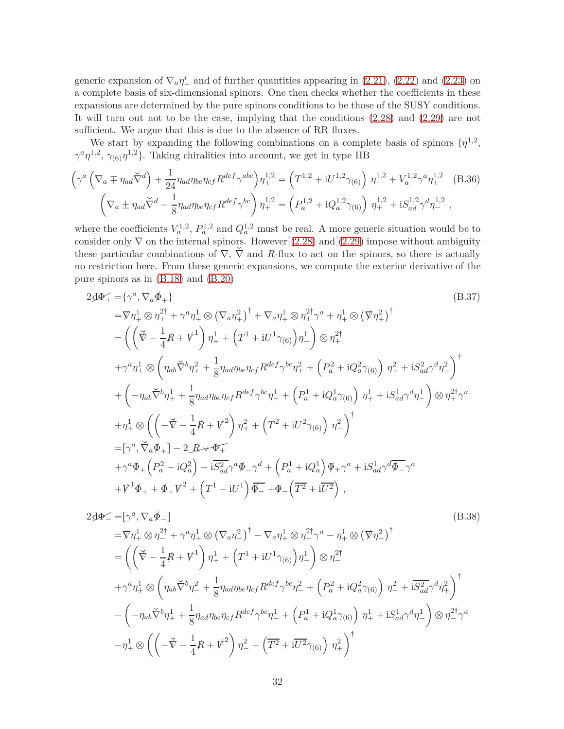generic expansion of $\nabla_a \eta^i_+$ and of further quantities appearing in (2.21), (2.22) and (2.23) on a complete basis of six-dimensional spinors. One then checks whether the coefficients in these expansions are determined by the pure spinors conditions to be those of the SUSY conditions. It will turn out not to be the case, implying that the conditions (2.28) and (2.29) are not sufficient. We argue that this is due to the absence of RR fluxes.

We start by expanding the following combinations on a complete basis of spinors $\{\eta^{1,2}$, $\gamma^a\eta^{1,2}$, $\gamma_{(6)}\eta^{1,2}\}$. Taking chiralities into account, we get in type IIB

$$
\begin{aligned}
\left(\gamma^a \left(\nabla_a \mp \eta_{ad}\check{\nabla}^d\right) + \frac{1}{24}\eta_{ad}\eta_{be}\eta_{cf}R^{def}\gamma^{abc}\right)\eta^{1,2}_+ &= \left(T^{1,2} + \mathrm{i}U^{1,2}\gamma_{(6)}\right)\eta^{1,2}_- + V^{1,2}_a\gamma^a\eta^{1,2}_+ \\
\left(\nabla_a \pm \eta_{ad}\check{\nabla}^d - \frac{1}{8}\eta_{ad}\eta_{be}\eta_{cf}R^{def}\gamma^{bc}\right)\eta^{1,2}_+ &= \left(P^{1,2}_a + \mathrm{i}Q^{1,2}_a\gamma_{(6)}\right)\eta^{1,2}_+ + \mathrm{i}S^{1,2}_{ad}\gamma^d\eta^{1,2}_- ,
\end{aligned} \tag{B.36}
$$

where the coefficients $V^{1,2}_a$, $P^{1,2}_a$ and $Q^{1,2}_a$ must be real. A more generic situation would be to consider only $\nabla$ on the internal spinors. However (2.28) and (2.29) impose without ambiguity these particular combinations of $\nabla$, $\check{\nabla}$ and $R$-flux to act on the spinors, so there is actually no restriction here. From these generic expansions, we compute the exterior derivative of the pure spinors as in (B.18) and (B.20)

$$
\begin{aligned}
2 \slashed{d}\slashed{\Phi}_+ =& \{\gamma^a, \nabla_a \slashed{\Phi}_+\} \\
=& \slashed{\nabla}\eta^1_+ \otimes \eta^{2\dagger}_+ + \gamma^a\eta^1_+ \otimes \left(\nabla_a\eta^2_+\right)^\dagger + \nabla_a\eta^1_+ \otimes \eta^{2\dagger}_+\gamma^a + \eta^1_+ \otimes \left(\slashed{\nabla}\eta^2_+\right)^\dagger \\
=& \left(\left(\check{\slashed{\nabla}} - \frac{1}{4}\slashed{R} + \slashed{V}^1\right)\eta^1_+ + \left(T^1 + \mathrm{i}U^1\gamma_{(6)}\right)\eta^1_-\right) \otimes \eta^{2\dagger}_+ \\
&+ \gamma^a\eta^1_+ \otimes \left(\eta_{ab}\check{\nabla}^b\eta^2_+ + \frac{1}{8}\eta_{ad}\eta_{be}\eta_{cf}R^{def}\gamma^{bc}\eta^2_+ + \left(P^2_a + \mathrm{i}Q^2_a\gamma_{(6)}\right)\eta^2_+ + \mathrm{i}S^2_{ad}\gamma^d\eta^2_-\right)^\dagger \\
&+ \left(-\eta_{ab}\check{\nabla}^b\eta^1_+ + \frac{1}{8}\eta_{ad}\eta_{be}\eta_{cf}R^{def}\gamma^{bc}\eta^1_+ + \left(P^1_a + \mathrm{i}Q^1_a\gamma_{(6)}\right)\eta^1_+ + \mathrm{i}S^1_{ad}\gamma^d\eta^1_-\right) \otimes \eta^{2\dagger}_+\gamma^a \\
&+ \eta^1_+ \otimes \left(\left(-\check{\slashed{\nabla}} - \frac{1}{4}\slashed{R} + \slashed{V}^2\right)\eta^2_+ + \left(T^2 + \mathrm{i}U^2\gamma_{(6)}\right)\eta^2_-\right)^\dagger \\
=& [\gamma^a, \check{\nabla}_a\slashed{\Phi}_+] - 2\,\slashed{R \vee \Phi_+} \\
&+ \gamma^a\slashed{\Phi}_+\left(P^2_a - \mathrm{i}Q^2_a\right) - \mathrm{i}\overline{S^2_{ad}}\gamma^a\slashed{\Phi}_-\gamma^d + \left(P^1_a + \mathrm{i}Q^1_a\right)\slashed{\Phi}_+\gamma^a + \mathrm{i}S^1_{ad}\gamma^d\overline{\slashed{\Phi}_-}\gamma^a \\
&+ \slashed{V}^1\slashed{\Phi}_+ + \slashed{\Phi}_+\slashed{V}^2 + \left(T^1 - \mathrm{i}U^1\right)\overline{\slashed{\Phi}_-} + \slashed{\Phi}_-\left(\overline{T^2} + \mathrm{i}\overline{U^2}\right) ,
\end{aligned} \tag{B.37}
$$

$$
\begin{aligned}
2 \slashed{d}\slashed{\Phi}_- =& [\gamma^a, \nabla_a \slashed{\Phi}_-] \\
=& \slashed{\nabla}\eta^1_+ \otimes \eta^{2\dagger}_- + \gamma^a\eta^1_+ \otimes \left(\nabla_a\eta^2_-\right)^\dagger - \nabla_a\eta^1_+ \otimes \eta^{2\dagger}_-\gamma^a - \eta^1_+ \otimes \left(\slashed{\nabla}\eta^2_-\right)^\dagger \\
=& \left(\left(\check{\slashed{\nabla}} - \frac{1}{4}\slashed{R} + \slashed{V}^1\right)\eta^1_+ + \left(T^1 + \mathrm{i}U^1\gamma_{(6)}\right)\eta^1_-\right) \otimes \eta^{2\dagger}_- \\
&+ \gamma^a\eta^1_+ \otimes \left(\eta_{ab}\check{\nabla}^b\eta^2_- + \frac{1}{8}\eta_{ad}\eta_{be}\eta_{cf}R^{def}\gamma^{bc}\eta^2_- + \left(P^2_a + \mathrm{i}Q^2_a\gamma_{(6)}\right)\eta^2_- + \mathrm{i}\overline{S^2_{ad}}\gamma^d\eta^2_+\right)^\dagger \\
&- \left(-\eta_{ab}\check{\nabla}^b\eta^1_+ + \frac{1}{8}\eta_{ad}\eta_{be}\eta_{cf}R^{def}\gamma^{bc}\eta^1_+ + \left(P^1_a + \mathrm{i}Q^1_a\gamma_{(6)}\right)\eta^1_+ + \mathrm{i}S^1_{ad}\gamma^d\eta^1_-\right) \otimes \eta^{2\dagger}_-\gamma^a \\
&- \eta^1_+ \otimes \left(\left(-\check{\slashed{\nabla}} - \frac{1}{4}\slashed{R} + \slashed{V}^2\right)\eta^2_- - \left(\overline{T^2} + \mathrm{i}\overline{U^2}\gamma_{(6)}\right)\eta^2_+\right)^\dagger
\end{aligned} \tag{B.38}
$$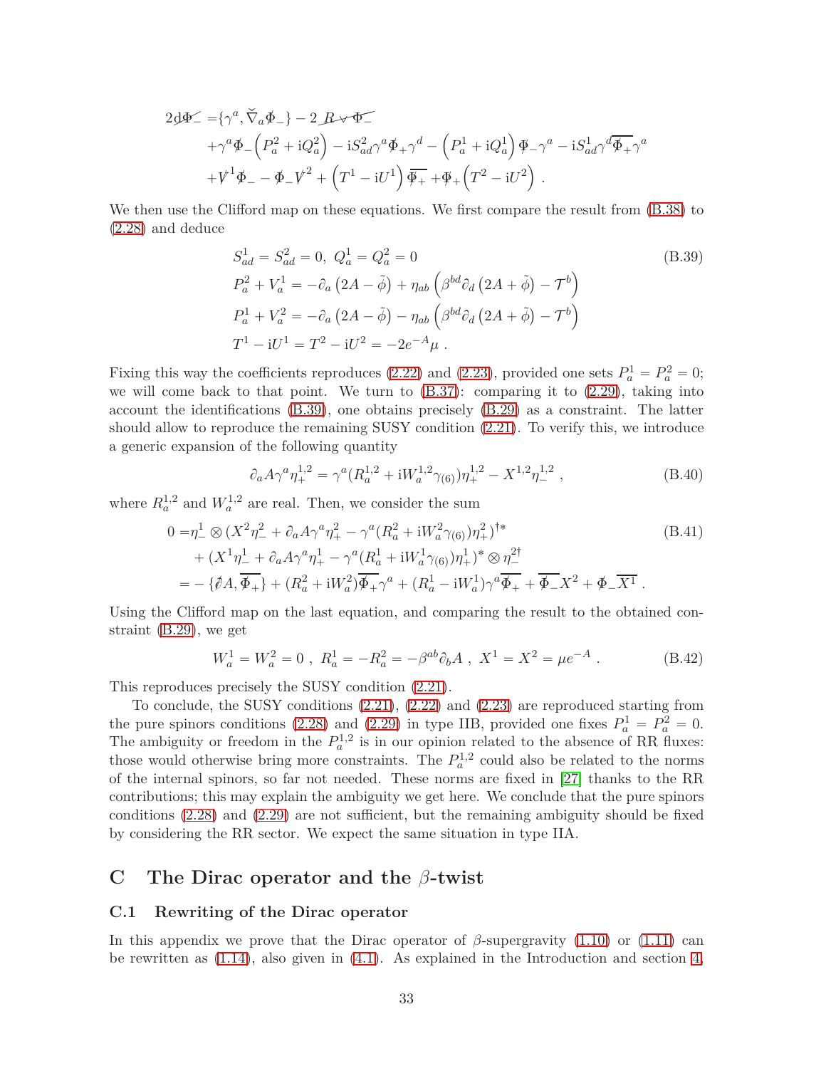$$
\begin{aligned}
2\text{d}\slashed{\Phi}_- =& \{\gamma^a, \check{\nabla}_a \slashed{\Phi}_-\} - 2\, \slashed{R} \vee \slashed{\Phi}_- \\
&+ \gamma^a \slashed{\Phi}_- \left(P^2_a + \text{i}Q^2_a\right) - \text{i}S^2_{ad}\gamma^a \slashed{\Phi}_+ \gamma^d - \left(P^1_a + \text{i}Q^1_a\right) \slashed{\Phi}_- \gamma^a - \text{i}S^1_{ad}\gamma^d \overline{\slashed{\Phi}_+}\gamma^a \\
&+ \slashed{V}^1 \slashed{\Phi}_- - \slashed{\Phi}_- \slashed{V}^2 + \left(T^1 - \text{i}U^1\right) \overline{\slashed{\Phi}_+} + \slashed{\Phi}_+ \left(T^2 - \text{i}U^2\right) \, .
\end{aligned}
$$

We then use the Clifford map on these equations. We first compare the result from (B.38) to (2.28) and deduce

$$
\begin{aligned}
& S^1_{ad} = S^2_{ad} = 0, \ Q^1_a = Q^2_a = 0 \\
& P^2_a + V^1_a = -\partial_a \left(2A - \tilde{\phi}\right) + \eta_{ab} \left(\beta^{bd}\partial_d \left(2A + \tilde{\phi}\right) - \mathcal{T}^b\right) \\
& P^1_a + V^2_a = -\partial_a \left(2A - \tilde{\phi}\right) - \eta_{ab} \left(\beta^{bd}\partial_d \left(2A + \tilde{\phi}\right) - \mathcal{T}^b\right) \\
& T^1 - \text{i}U^1 = T^2 - \text{i}U^2 = -2e^{-A}\mu \, .
\end{aligned}
\tag{B.39}
$$

Fixing this way the coefficients reproduces (2.22) and (2.23), provided one sets $P^1_a = P^2_a = 0$; we will come back to that point. We turn to (B.37): comparing it to (2.29), taking into account the identifications (B.39), one obtains precisely (B.29) as a constraint. The latter should allow to reproduce the remaining SUSY condition (2.21). To verify this, we introduce a generic expansion of the following quantity

$$
\partial_a A \gamma^a \eta^{1,2}_+ = \gamma^a (R^{1,2}_a + \text{i}W^{1,2}_a \gamma_{(6)})\eta^{1,2}_+ - X^{1,2}\eta^{1,2}_- \, , \tag{B.40}
$$

where $R^{1,2}_a$ and $W^{1,2}_a$ are real. Then, we consider the sum

$$
\begin{aligned}
0 =& \eta^1_- \otimes (X^2 \eta^2_- + \partial_a A \gamma^a \eta^2_+ - \gamma^a (R^2_a + \text{i}W^2_a \gamma_{(6)})\eta^2_+)^{\dagger *} \\
&+ (X^1 \eta^1_- + \partial_a A \gamma^a \eta^1_+ - \gamma^a (R^1_a + \text{i}W^1_a \gamma_{(6)})\eta^1_+)^* \otimes \eta^{2\dagger}_- \\
=& - \{\slashed{\partial} A, \overline{\slashed{\Phi}_+}\} + (R^2_a + \text{i}W^2_a)\overline{\slashed{\Phi}_+}\gamma^a + (R^1_a - \text{i}W^1_a)\gamma^a \overline{\slashed{\Phi}_+} + \overline{\slashed{\Phi}_-} X^2 + \slashed{\Phi}_- \overline{X^1} \, .
\end{aligned}
\tag{B.41}
$$

Using the Clifford map on the last equation, and comparing the result to the obtained constraint (B.29), we get

$$
W^1_a = W^2_a = 0 \, , \ R^1_a = -R^2_a = -\beta^{ab}\partial_b A \, , \ X^1 = X^2 = \mu e^{-A} \, . \tag{B.42}
$$

This reproduces precisely the SUSY condition (2.21).

To conclude, the SUSY conditions (2.21), (2.22) and (2.23) are reproduced starting from the pure spinors conditions (2.28) and (2.29) in type IIB, provided one fixes $P^1_a = P^2_a = 0$. The ambiguity or freedom in the $P^{1,2}_a$ is in our opinion related to the absence of RR fluxes: those would otherwise bring more constraints. The $P^{1,2}_a$ could also be related to the norms of the internal spinors, so far not needed. These norms are fixed in [27] thanks to the RR contributions; this may explain the ambiguity we get here. We conclude that the pure spinors conditions (2.28) and (2.29) are not sufficient, but the remaining ambiguity should be fixed by considering the RR sector. We expect the same situation in type IIA.

# C The Dirac operator and the $\beta$-twist

## C.1 Rewriting of the Dirac operator

In this appendix we prove that the Dirac operator of $\beta$-supergravity (1.10) or (1.11) can be rewritten as (1.14), also given in (4.1). As explained in the Introduction and section 4,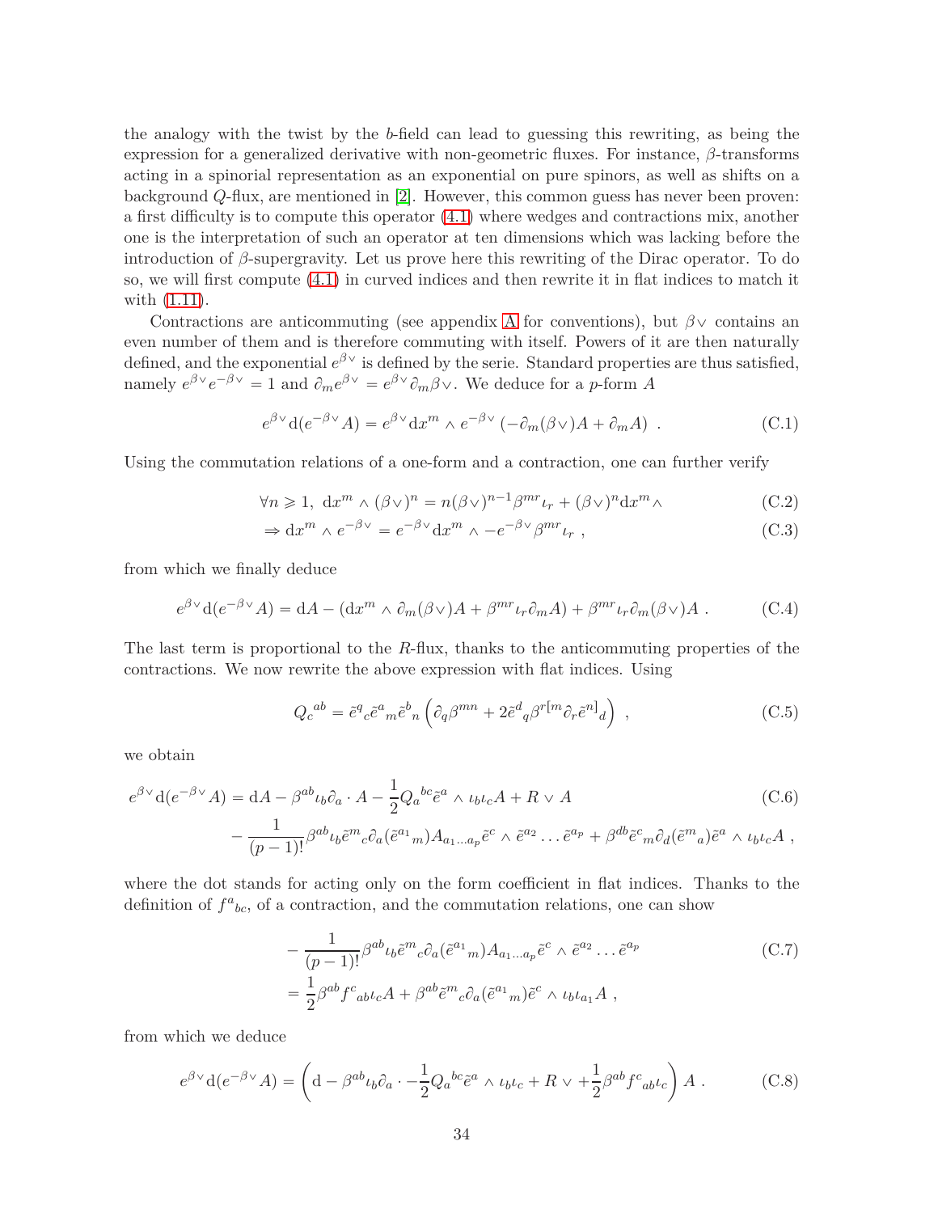the analogy with the twist by the $b$-field can lead to guessing this rewriting, as being the expression for a generalized derivative with non-geometric fluxes. For instance, $\beta$-transforms acting in a spinorial representation as an exponential on pure spinors, as well as shifts on a background $Q$-flux, are mentioned in [2]. However, this common guess has never been proven: a first difficulty is to compute this operator (4.1) where wedges and contractions mix, another one is the interpretation of such an operator at ten dimensions which was lacking before the introduction of $\beta$-supergravity. Let us prove here this rewriting of the Dirac operator. To do so, we will first compute (4.1) in curved indices and then rewrite it in flat indices to match it with (1.11).

Contractions are anticommuting (see appendix A for conventions), but $\beta\vee$ contains an even number of them and is therefore commuting with itself. Powers of it are then naturally defined, and the exponential $e^{\beta\vee}$ is defined by the serie. Standard properties are thus satisfied, namely $e^{\beta\vee}e^{-\beta\vee}=1$ and $\partial_m e^{\beta\vee}=e^{\beta\vee}\partial_m\beta\vee$. We deduce for a $p$-form $A$

$$e^{\beta\vee}{\rm d}(e^{-\beta\vee}A)=e^{\beta\vee}{\rm d}x^m\wedge e^{-\beta\vee}\left(-\partial_m(\beta\vee)A+\partial_m A\right)\ . \tag{C.1}$$

Using the commutation relations of a one-form and a contraction, one can further verify

$$\forall n\geqslant 1,\ {\rm d}x^m\wedge(\beta\vee)^n=n(\beta\vee)^{n-1}\beta^{mr}\iota_r+(\beta\vee)^n{\rm d}x^m\wedge \tag{C.2}$$

$$\Rightarrow {\rm d}x^m\wedge e^{-\beta\vee}=e^{-\beta\vee}{\rm d}x^m\wedge -e^{-\beta\vee}\beta^{mr}\iota_r\ , \tag{C.3}$$

from which we finally deduce

$$e^{\beta\vee}{\rm d}(e^{-\beta\vee}A)={\rm d}A-({\rm d}x^m\wedge\partial_m(\beta\vee)A+\beta^{mr}\iota_r\partial_m A)+\beta^{mr}\iota_r\partial_m(\beta\vee)A\ . \tag{C.4}$$

The last term is proportional to the $R$-flux, thanks to the anticommuting properties of the contractions. We now rewrite the above expression with flat indices. Using

$$Q_c{}^{ab}=\tilde{e}^q{}_c\tilde{e}^a{}_m\tilde{e}^b{}_n\left(\partial_q\beta^{mn}+2\tilde{e}^d{}_q\beta^{r[m}\partial_r\tilde{e}^{n]}{}_d\right)\ , \tag{C.5}$$

we obtain

$$\begin{aligned}e^{\beta\vee}{\rm d}(e^{-\beta\vee}A)=&\ {\rm d}A-\beta^{ab}\iota_b\partial_a\cdot A-\frac{1}{2}Q_a{}^{bc}\tilde{e}^a\wedge\iota_b\iota_c A+R\vee A \\ &-\frac{1}{(p-1)!}\beta^{ab}\iota_b\tilde{e}^m{}_c\partial_a(\tilde{e}^{a_1}{}_m)A_{a_1\dots a_p}\tilde{e}^c\wedge\tilde{e}^{a_2}\dots\tilde{e}^{a_p}+\beta^{db}\tilde{e}^c{}_m\partial_d(\tilde{e}^m{}_a)\tilde{e}^a\wedge\iota_b\iota_c A\ ,\end{aligned} \tag{C.6}$$

where the dot stands for acting only on the form coefficient in flat indices. Thanks to the definition of $f^a{}_{bc}$, of a contraction, and the commutation relations, one can show

$$\begin{aligned}&-\frac{1}{(p-1)!}\beta^{ab}\iota_b\tilde{e}^m{}_c\partial_a(\tilde{e}^{a_1}{}_m)A_{a_1\dots a_p}\tilde{e}^c\wedge\tilde{e}^{a_2}\dots\tilde{e}^{a_p} \\ &=\frac{1}{2}\beta^{ab}f^c{}_{ab}\iota_c A+\beta^{ab}\tilde{e}^m{}_c\partial_a(\tilde{e}^{a_1}{}_m)\tilde{e}^c\wedge\iota_b\iota_{a_1}A\ ,\end{aligned} \tag{C.7}$$

from which we deduce

$$e^{\beta\vee}{\rm d}(e^{-\beta\vee}A)=\left({\rm d}-\beta^{ab}\iota_b\partial_a\cdot-\frac{1}{2}Q_a{}^{bc}\tilde{e}^a\wedge\iota_b\iota_c+R\vee+\frac{1}{2}\beta^{ab}f^c{}_{ab}\iota_c\right)A\ . \tag{C.8}$$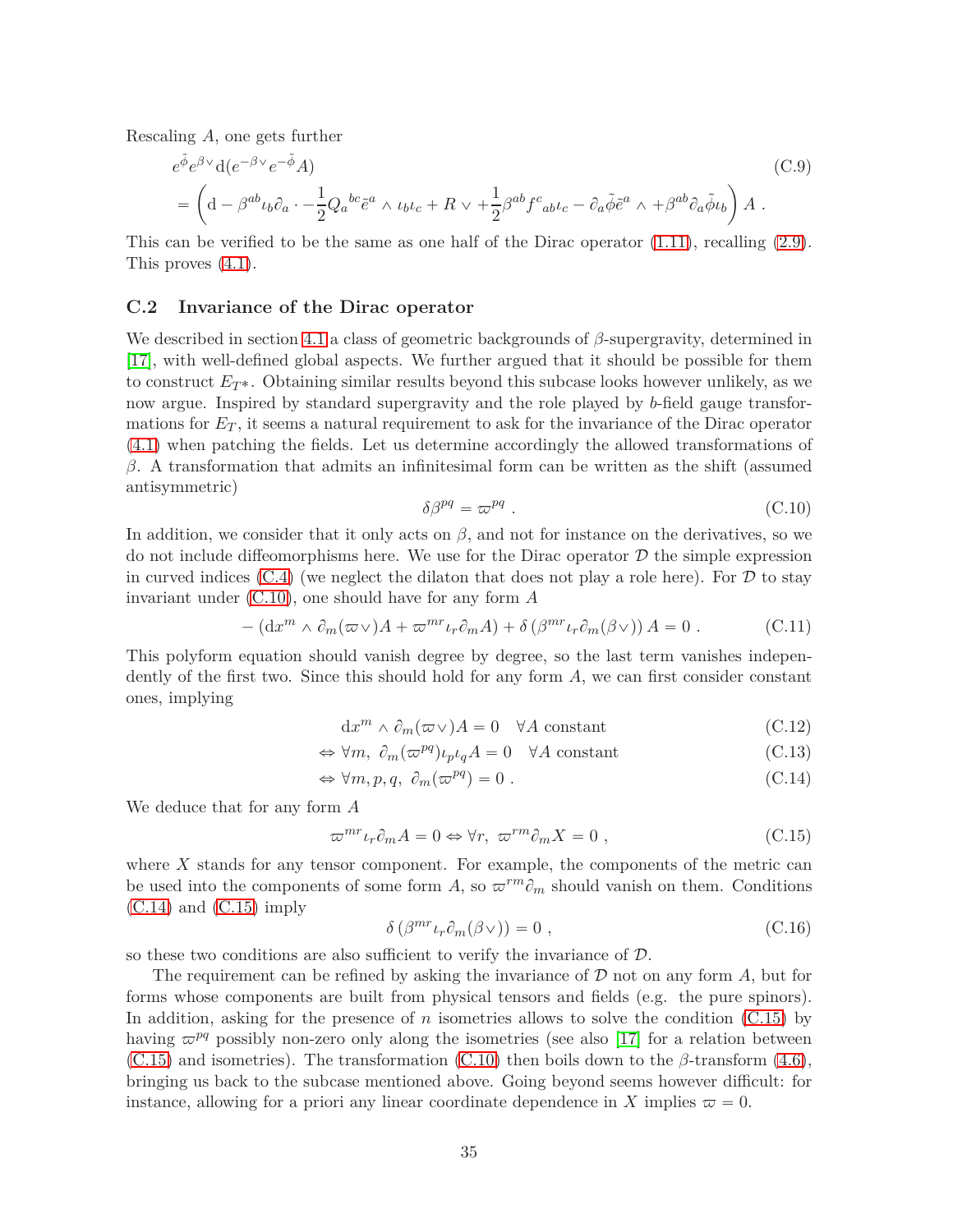Rescaling $A$, one gets further

$$
\begin{aligned}
& e^{\tilde{\phi}} e^{\beta \vee} \mathrm{d}(e^{-\beta \vee} e^{-\tilde{\phi}} A) \\
&= \left( \mathrm{d} - \beta^{ab} \iota_b \partial_a \cdot - \frac{1}{2} Q_a{}^{bc} \tilde{e}^a \wedge \iota_b \iota_c + R \vee + \frac{1}{2} \beta^{ab} f^c{}_{ab} \iota_c - \partial_a \tilde{\phi} \tilde{e}^a \wedge + \beta^{ab} \partial_a \tilde{\phi} \iota_b \right) A \ .
\end{aligned} \tag{C.9}
$$

This can be verified to be the same as one half of the Dirac operator (1.11), recalling (2.9). This proves (4.1).

## C.2 Invariance of the Dirac operator

We described in section 4.1 a class of geometric backgrounds of $\beta$-supergravity, determined in [17], with well-defined global aspects. We further argued that it should be possible for them to construct $E_{T*}$. Obtaining similar results beyond this subcase looks however unlikely, as we now argue. Inspired by standard supergravity and the role played by $b$-field gauge transformations for $E_T$, it seems a natural requirement to ask for the invariance of the Dirac operator (4.1) when patching the fields. Let us determine accordingly the allowed transformations of $\beta$. A transformation that admits an infinitesimal form can be written as the shift (assumed antisymmetric)

$$
\delta \beta^{pq} = \varpi^{pq} \ . \tag{C.10}
$$

In addition, we consider that it only acts on $\beta$, and not for instance on the derivatives, so we do not include diffeomorphisms here. We use for the Dirac operator $\mathcal{D}$ the simple expression in curved indices (C.4) (we neglect the dilaton that does not play a role here). For $\mathcal{D}$ to stay invariant under (C.10), one should have for any form $A$

$$
- \left( \mathrm{d}x^m \wedge \partial_m(\varpi \vee) A + \varpi^{mr} \iota_r \partial_m A \right) + \delta \left( \beta^{mr} \iota_r \partial_m (\beta \vee) \right) A = 0 \ . \tag{C.11}
$$

This polyform equation should vanish degree by degree, so the last term vanishes independently of the first two. Since this should hold for any form $A$, we can first consider constant ones, implying

$$
\mathrm{d}x^m \wedge \partial_m(\varpi \vee) A = 0 \quad \forall A \text{ constant} \tag{C.12}
$$

$$
\Leftrightarrow \forall m,\ \partial_m(\varpi^{pq}) \iota_p \iota_q A = 0 \quad \forall A \text{ constant} \tag{C.13}
$$

$$
\Leftrightarrow \forall m, p, q,\ \partial_m(\varpi^{pq}) = 0 \ . \tag{C.14}
$$

We deduce that for any form $A$

$$
\varpi^{mr} \iota_r \partial_m A = 0 \Leftrightarrow \forall r,\ \varpi^{rm} \partial_m X = 0 \ , \tag{C.15}
$$

where $X$ stands for any tensor component. For example, the components of the metric can be used into the components of some form $A$, so $\varpi^{rm} \partial_m$ should vanish on them. Conditions (C.14) and (C.15) imply

$$
\delta \left( \beta^{mr} \iota_r \partial_m (\beta \vee) \right) = 0 \ , \tag{C.16}
$$

so these two conditions are also sufficient to verify the invariance of $\mathcal{D}$.

The requirement can be refined by asking the invariance of $\mathcal{D}$ not on any form $A$, but for forms whose components are built from physical tensors and fields (e.g. the pure spinors). In addition, asking for the presence of $n$ isometries allows to solve the condition (C.15) by having $\varpi^{pq}$ possibly non-zero only along the isometries (see also [17] for a relation between (C.15) and isometries). The transformation (C.10) then boils down to the $\beta$-transform (4.6), bringing us back to the subcase mentioned above. Going beyond seems however difficult: for instance, allowing for a priori any linear coordinate dependence in $X$ implies $\varpi = 0$.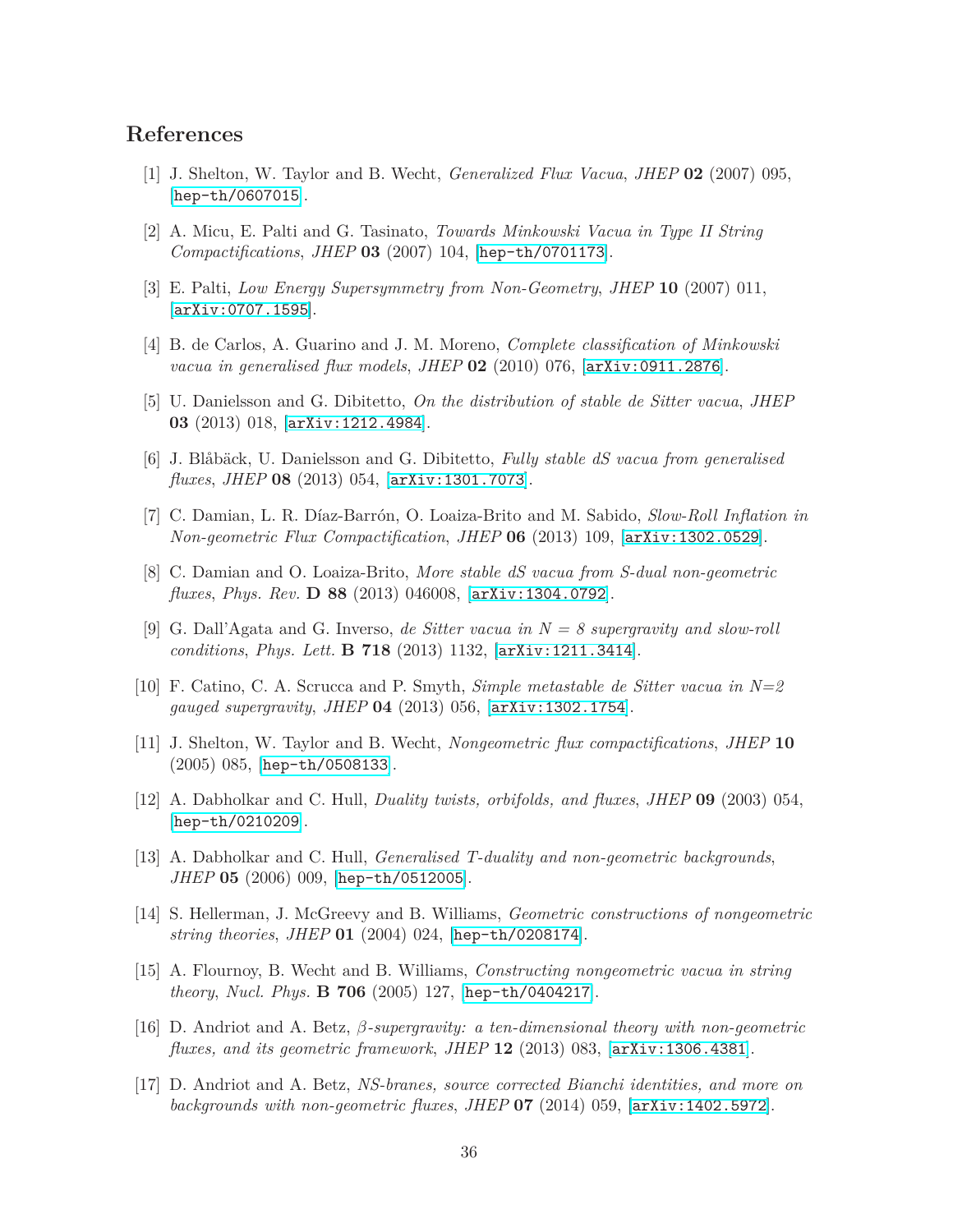## References

[1] J. Shelton, W. Taylor and B. Wecht, *Generalized Flux Vacua*, *JHEP* **02** (2007) 095, [hep-th/0607015].

[2] A. Micu, E. Palti and G. Tasinato, *Towards Minkowski Vacua in Type II String Compactifications*, *JHEP* **03** (2007) 104, [hep-th/0701173].

[3] E. Palti, *Low Energy Supersymmetry from Non-Geometry*, *JHEP* **10** (2007) 011, [arXiv:0707.1595].

[4] B. de Carlos, A. Guarino and J. M. Moreno, *Complete classification of Minkowski vacua in generalised flux models*, *JHEP* **02** (2010) 076, [arXiv:0911.2876].

[5] U. Danielsson and G. Dibitetto, *On the distribution of stable de Sitter vacua*, *JHEP* **03** (2013) 018, [arXiv:1212.4984].

[6] J. Blåbäck, U. Danielsson and G. Dibitetto, *Fully stable dS vacua from generalised fluxes*, *JHEP* **08** (2013) 054, [arXiv:1301.7073].

[7] C. Damian, L. R. Díaz-Barrón, O. Loaiza-Brito and M. Sabido, *Slow-Roll Inflation in Non-geometric Flux Compactification*, *JHEP* **06** (2013) 109, [arXiv:1302.0529].

[8] C. Damian and O. Loaiza-Brito, *More stable dS vacua from S-dual non-geometric fluxes*, *Phys. Rev.* **D 88** (2013) 046008, [arXiv:1304.0792].

[9] G. Dall'Agata and G. Inverso, *de Sitter vacua in $N = 8$ supergravity and slow-roll conditions*, *Phys. Lett.* **B 718** (2013) 1132, [arXiv:1211.3414].

[10] F. Catino, C. A. Scrucca and P. Smyth, *Simple metastable de Sitter vacua in N=2 gauged supergravity*, *JHEP* **04** (2013) 056, [arXiv:1302.1754].

[11] J. Shelton, W. Taylor and B. Wecht, *Nongeometric flux compactifications*, *JHEP* **10** (2005) 085, [hep-th/0508133].

[12] A. Dabholkar and C. Hull, *Duality twists, orbifolds, and fluxes*, *JHEP* **09** (2003) 054, [hep-th/0210209].

[13] A. Dabholkar and C. Hull, *Generalised T-duality and non-geometric backgrounds*, *JHEP* **05** (2006) 009, [hep-th/0512005].

[14] S. Hellerman, J. McGreevy and B. Williams, *Geometric constructions of nongeometric string theories*, *JHEP* **01** (2004) 024, [hep-th/0208174].

[15] A. Flournoy, B. Wecht and B. Williams, *Constructing nongeometric vacua in string theory*, *Nucl. Phys.* **B 706** (2005) 127, [hep-th/0404217].

[16] D. Andriot and A. Betz, *$\beta$-supergravity: a ten-dimensional theory with non-geometric fluxes, and its geometric framework*, *JHEP* **12** (2013) 083, [arXiv:1306.4381].

[17] D. Andriot and A. Betz, *NS-branes, source corrected Bianchi identities, and more on backgrounds with non-geometric fluxes*, *JHEP* **07** (2014) 059, [arXiv:1402.5972].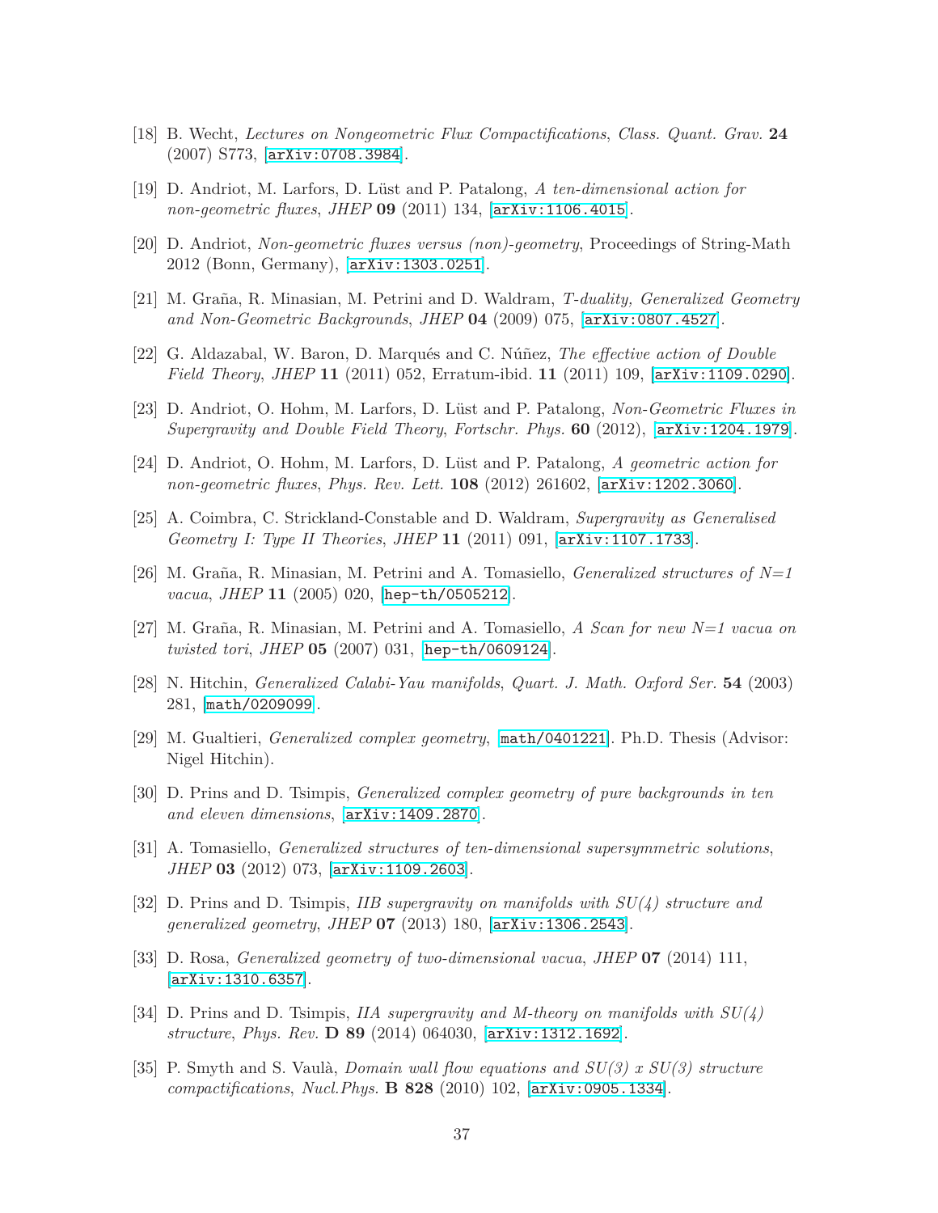[18] B. Wecht, *Lectures on Nongeometric Flux Compactifications*, *Class. Quant. Grav.* **24** (2007) S773, [arXiv:0708.3984].

[19] D. Andriot, M. Larfors, D. Lüst and P. Patalong, *A ten-dimensional action for non-geometric fluxes*, *JHEP* **09** (2011) 134, [arXiv:1106.4015].

[20] D. Andriot, *Non-geometric fluxes versus (non)-geometry*, Proceedings of String-Math 2012 (Bonn, Germany), [arXiv:1303.0251].

[21] M. Graña, R. Minasian, M. Petrini and D. Waldram, *T-duality, Generalized Geometry and Non-Geometric Backgrounds*, *JHEP* **04** (2009) 075, [arXiv:0807.4527].

[22] G. Aldazabal, W. Baron, D. Marqués and C. Núñez, *The effective action of Double Field Theory*, *JHEP* **11** (2011) 052, Erratum-ibid. **11** (2011) 109, [arXiv:1109.0290].

[23] D. Andriot, O. Hohm, M. Larfors, D. Lüst and P. Patalong, *Non-Geometric Fluxes in Supergravity and Double Field Theory*, *Fortschr. Phys.* **60** (2012), [arXiv:1204.1979].

[24] D. Andriot, O. Hohm, M. Larfors, D. Lüst and P. Patalong, *A geometric action for non-geometric fluxes*, *Phys. Rev. Lett.* **108** (2012) 261602, [arXiv:1202.3060].

[25] A. Coimbra, C. Strickland-Constable and D. Waldram, *Supergravity as Generalised Geometry I: Type II Theories*, *JHEP* **11** (2011) 091, [arXiv:1107.1733].

[26] M. Graña, R. Minasian, M. Petrini and A. Tomasiello, *Generalized structures of N=1 vacua*, *JHEP* **11** (2005) 020, [hep-th/0505212].

[27] M. Graña, R. Minasian, M. Petrini and A. Tomasiello, *A Scan for new N=1 vacua on twisted tori*, *JHEP* **05** (2007) 031, [hep-th/0609124].

[28] N. Hitchin, *Generalized Calabi-Yau manifolds*, *Quart. J. Math. Oxford Ser.* **54** (2003) 281, [math/0209099].

[29] M. Gualtieri, *Generalized complex geometry*, [math/0401221]. Ph.D. Thesis (Advisor: Nigel Hitchin).

[30] D. Prins and D. Tsimpis, *Generalized complex geometry of pure backgrounds in ten and eleven dimensions*, [arXiv:1409.2870].

[31] A. Tomasiello, *Generalized structures of ten-dimensional supersymmetric solutions*, *JHEP* **03** (2012) 073, [arXiv:1109.2603].

[32] D. Prins and D. Tsimpis, *IIB supergravity on manifolds with SU(4) structure and generalized geometry*, *JHEP* **07** (2013) 180, [arXiv:1306.2543].

[33] D. Rosa, *Generalized geometry of two-dimensional vacua*, *JHEP* **07** (2014) 111, [arXiv:1310.6357].

[34] D. Prins and D. Tsimpis, *IIA supergravity and M-theory on manifolds with SU(4) structure*, *Phys. Rev.* **D 89** (2014) 064030, [arXiv:1312.1692].

[35] P. Smyth and S. Vaulà, *Domain wall flow equations and SU(3) x SU(3) structure compactifications*, *Nucl.Phys.* **B 828** (2010) 102, [arXiv:0905.1334].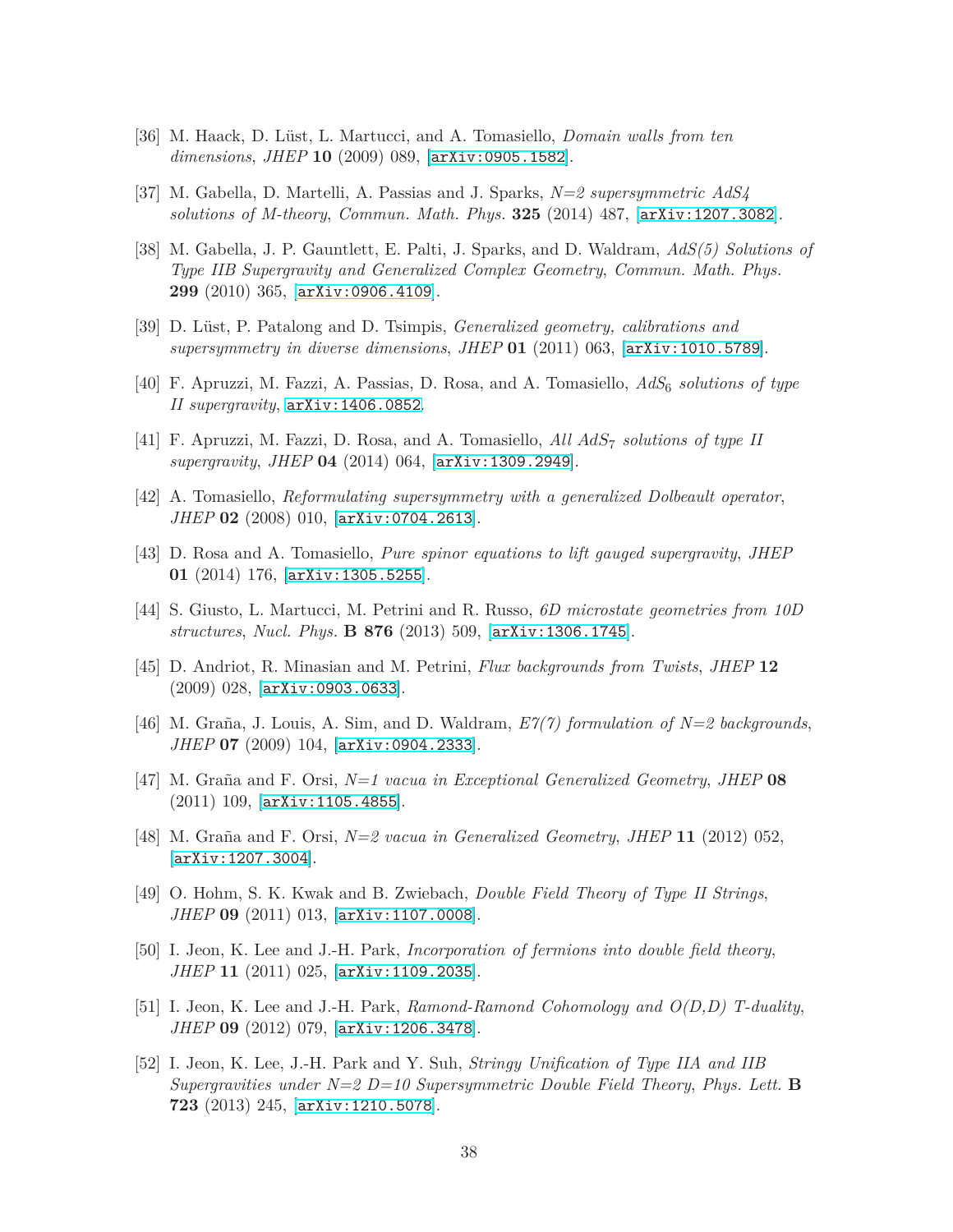[36] M. Haack, D. Lüst, L. Martucci, and A. Tomasiello, *Domain walls from ten dimensions*, *JHEP* **10** (2009) 089, [arXiv:0905.1582].

[37] M. Gabella, D. Martelli, A. Passias and J. Sparks, *N=2 supersymmetric AdS4 solutions of M-theory*, *Commun. Math. Phys.* **325** (2014) 487, [arXiv:1207.3082].

[38] M. Gabella, J. P. Gauntlett, E. Palti, J. Sparks, and D. Waldram, *AdS(5) Solutions of Type IIB Supergravity and Generalized Complex Geometry*, *Commun. Math. Phys.* **299** (2010) 365, [arXiv:0906.4109].

[39] D. Lüst, P. Patalong and D. Tsimpis, *Generalized geometry, calibrations and supersymmetry in diverse dimensions*, *JHEP* **01** (2011) 063, [arXiv:1010.5789].

[40] F. Apruzzi, M. Fazzi, A. Passias, D. Rosa, and A. Tomasiello, *$AdS_6$ solutions of type II supergravity*, arXiv:1406.0852.

[41] F. Apruzzi, M. Fazzi, D. Rosa, and A. Tomasiello, *All $AdS_7$ solutions of type II supergravity*, *JHEP* **04** (2014) 064, [arXiv:1309.2949].

[42] A. Tomasiello, *Reformulating supersymmetry with a generalized Dolbeault operator*, *JHEP* **02** (2008) 010, [arXiv:0704.2613].

[43] D. Rosa and A. Tomasiello, *Pure spinor equations to lift gauged supergravity*, *JHEP* **01** (2014) 176, [arXiv:1305.5255].

[44] S. Giusto, L. Martucci, M. Petrini and R. Russo, *6D microstate geometries from 10D structures*, *Nucl. Phys.* **B 876** (2013) 509, [arXiv:1306.1745].

[45] D. Andriot, R. Minasian and M. Petrini, *Flux backgrounds from Twists*, *JHEP* **12** (2009) 028, [arXiv:0903.0633].

[46] M. Graña, J. Louis, A. Sim, and D. Waldram, *E7(7) formulation of N=2 backgrounds*, *JHEP* **07** (2009) 104, [arXiv:0904.2333].

[47] M. Graña and F. Orsi, *N=1 vacua in Exceptional Generalized Geometry*, *JHEP* **08** (2011) 109, [arXiv:1105.4855].

[48] M. Graña and F. Orsi, *N=2 vacua in Generalized Geometry*, *JHEP* **11** (2012) 052, [arXiv:1207.3004].

[49] O. Hohm, S. K. Kwak and B. Zwiebach, *Double Field Theory of Type II Strings*, *JHEP* **09** (2011) 013, [arXiv:1107.0008].

[50] I. Jeon, K. Lee and J.-H. Park, *Incorporation of fermions into double field theory*, *JHEP* **11** (2011) 025, [arXiv:1109.2035].

[51] I. Jeon, K. Lee and J.-H. Park, *Ramond-Ramond Cohomology and O(D,D) T-duality*, *JHEP* **09** (2012) 079, [arXiv:1206.3478].

[52] I. Jeon, K. Lee, J.-H. Park and Y. Suh, *Stringy Unification of Type IIA and IIB Supergravities under N=2 D=10 Supersymmetric Double Field Theory*, *Phys. Lett.* **B 723** (2013) 245, [arXiv:1210.5078].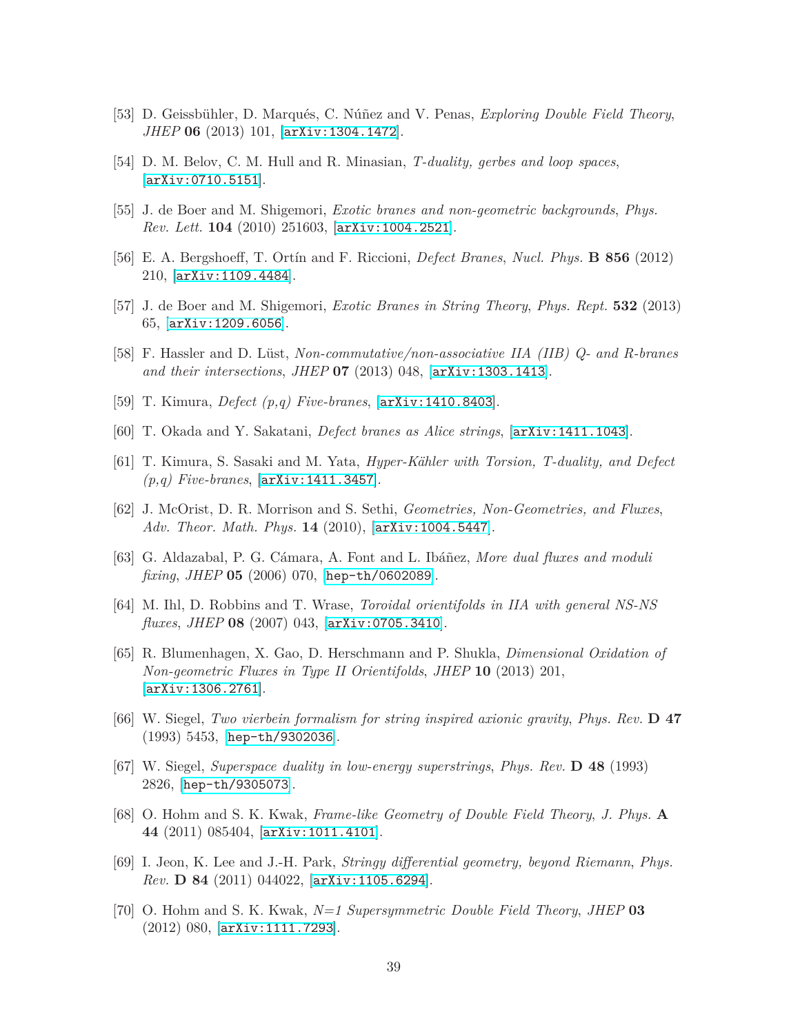[53] D. Geissbühler, D. Marqués, C. Núñez and V. Penas, *Exploring Double Field Theory*, *JHEP* **06** (2013) 101, [arXiv:1304.1472].

[54] D. M. Belov, C. M. Hull and R. Minasian, *T-duality, gerbes and loop spaces*, [arXiv:0710.5151].

[55] J. de Boer and M. Shigemori, *Exotic branes and non-geometric backgrounds*, *Phys. Rev. Lett.* **104** (2010) 251603, [arXiv:1004.2521].

[56] E. A. Bergshoeff, T. Ortín and F. Riccioni, *Defect Branes*, *Nucl. Phys.* **B 856** (2012) 210, [arXiv:1109.4484].

[57] J. de Boer and M. Shigemori, *Exotic Branes in String Theory*, *Phys. Rept.* **532** (2013) 65, [arXiv:1209.6056].

[58] F. Hassler and D. Lüst, *Non-commutative/non-associative IIA (IIB) Q- and R-branes and their intersections*, *JHEP* **07** (2013) 048, [arXiv:1303.1413].

[59] T. Kimura, *Defect (p,q) Five-branes*, [arXiv:1410.8403].

[60] T. Okada and Y. Sakatani, *Defect branes as Alice strings*, [arXiv:1411.1043].

[61] T. Kimura, S. Sasaki and M. Yata, *Hyper-Kähler with Torsion, T-duality, and Defect (p,q) Five-branes*, [arXiv:1411.3457].

[62] J. McOrist, D. R. Morrison and S. Sethi, *Geometries, Non-Geometries, and Fluxes*, *Adv. Theor. Math. Phys.* **14** (2010), [arXiv:1004.5447].

[63] G. Aldazabal, P. G. Cámara, A. Font and L. Ibáñez, *More dual fluxes and moduli fixing*, *JHEP* **05** (2006) 070, [hep-th/0602089].

[64] M. Ihl, D. Robbins and T. Wrase, *Toroidal orientifolds in IIA with general NS-NS fluxes*, *JHEP* **08** (2007) 043, [arXiv:0705.3410].

[65] R. Blumenhagen, X. Gao, D. Herschmann and P. Shukla, *Dimensional Oxidation of Non-geometric Fluxes in Type II Orientifolds*, *JHEP* **10** (2013) 201, [arXiv:1306.2761].

[66] W. Siegel, *Two vierbein formalism for string inspired axionic gravity*, *Phys. Rev.* **D 47** (1993) 5453, [hep-th/9302036].

[67] W. Siegel, *Superspace duality in low-energy superstrings*, *Phys. Rev.* **D 48** (1993) 2826, [hep-th/9305073].

[68] O. Hohm and S. K. Kwak, *Frame-like Geometry of Double Field Theory*, *J. Phys.* **A 44** (2011) 085404, [arXiv:1011.4101].

[69] I. Jeon, K. Lee and J.-H. Park, *Stringy differential geometry, beyond Riemann*, *Phys. Rev.* **D 84** (2011) 044022, [arXiv:1105.6294].

[70] O. Hohm and S. K. Kwak, *N=1 Supersymmetric Double Field Theory*, *JHEP* **03** (2012) 080, [arXiv:1111.7293].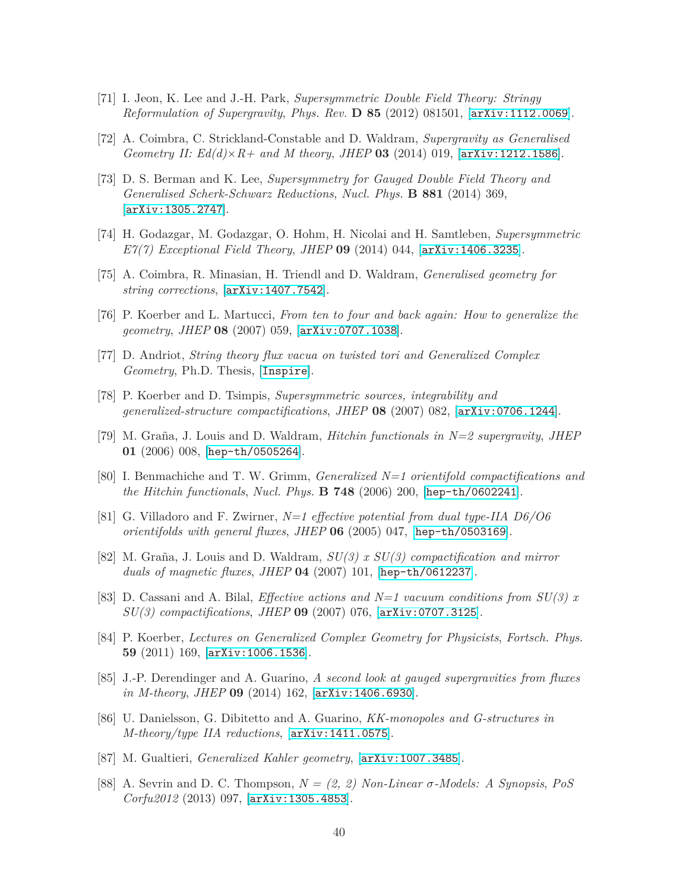[71] I. Jeon, K. Lee and J.-H. Park, *Supersymmetric Double Field Theory: Stringy Reformulation of Supergravity*, *Phys. Rev.* **D 85** (2012) 081501, [arXiv:1112.0069].

[72] A. Coimbra, C. Strickland-Constable and D. Waldram, *Supergravity as Generalised Geometry II: Ed(d)×R+ and M theory*, *JHEP* **03** (2014) 019, [arXiv:1212.1586].

[73] D. S. Berman and K. Lee, *Supersymmetry for Gauged Double Field Theory and Generalised Scherk-Schwarz Reductions*, *Nucl. Phys.* **B 881** (2014) 369, [arXiv:1305.2747].

[74] H. Godazgar, M. Godazgar, O. Hohm, H. Nicolai and H. Samtleben, *Supersymmetric E7(7) Exceptional Field Theory*, *JHEP* **09** (2014) 044, [arXiv:1406.3235].

[75] A. Coimbra, R. Minasian, H. Triendl and D. Waldram, *Generalised geometry for string corrections*, [arXiv:1407.7542].

[76] P. Koerber and L. Martucci, *From ten to four and back again: How to generalize the geometry*, *JHEP* **08** (2007) 059, [arXiv:0707.1038].

[77] D. Andriot, *String theory flux vacua on twisted tori and Generalized Complex Geometry*, Ph.D. Thesis, [Inspire].

[78] P. Koerber and D. Tsimpis, *Supersymmetric sources, integrability and generalized-structure compactifications*, *JHEP* **08** (2007) 082, [arXiv:0706.1244].

[79] M. Graña, J. Louis and D. Waldram, *Hitchin functionals in N=2 supergravity*, *JHEP* **01** (2006) 008, [hep-th/0505264].

[80] I. Benmachiche and T. W. Grimm, *Generalized N=1 orientifold compactifications and the Hitchin functionals*, *Nucl. Phys.* **B 748** (2006) 200, [hep-th/0602241].

[81] G. Villadoro and F. Zwirner, *N=1 effective potential from dual type-IIA D6/O6 orientifolds with general fluxes*, *JHEP* **06** (2005) 047, [hep-th/0503169].

[82] M. Graña, J. Louis and D. Waldram, *SU(3) x SU(3) compactification and mirror duals of magnetic fluxes*, *JHEP* **04** (2007) 101, [hep-th/0612237].

[83] D. Cassani and A. Bilal, *Effective actions and N=1 vacuum conditions from SU(3) x SU(3) compactifications*, *JHEP* **09** (2007) 076, [arXiv:0707.3125].

[84] P. Koerber, *Lectures on Generalized Complex Geometry for Physicists*, *Fortsch. Phys.* **59** (2011) 169, [arXiv:1006.1536].

[85] J.-P. Derendinger and A. Guarino, *A second look at gauged supergravities from fluxes in M-theory*, *JHEP* **09** (2014) 162, [arXiv:1406.6930].

[86] U. Danielsson, G. Dibitetto and A. Guarino, *KK-monopoles and G-structures in M-theory/type IIA reductions*, [arXiv:1411.0575].

[87] M. Gualtieri, *Generalized Kahler geometry*, [arXiv:1007.3485].

[88] A. Sevrin and D. C. Thompson, *N = (2, 2) Non-Linear σ-Models: A Synopsis*, *PoS Corfu2012* (2013) 097, [arXiv:1305.4853].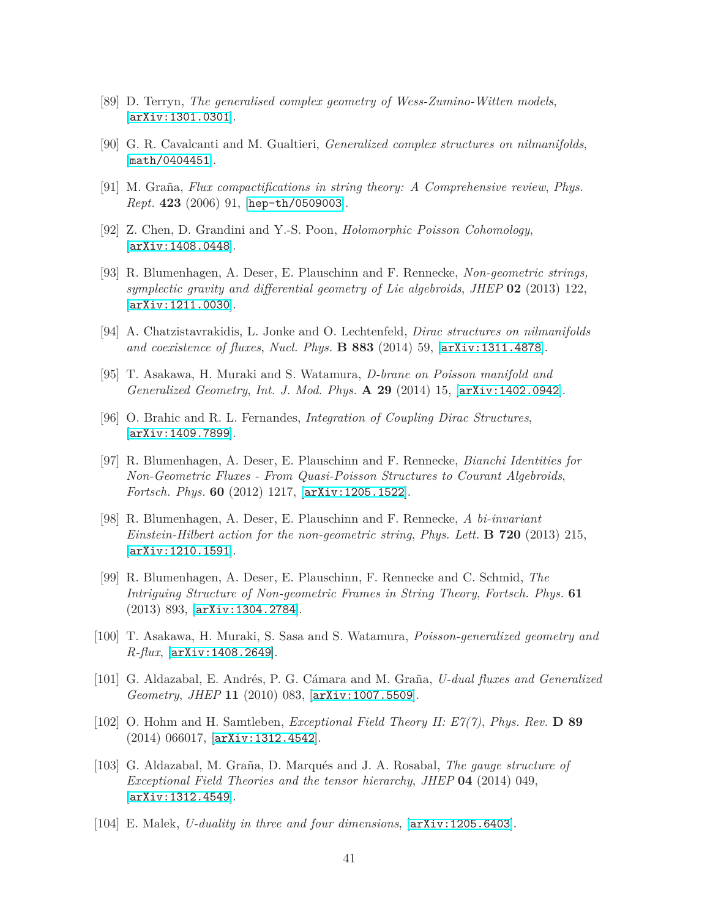[89] D. Terryn, *The generalised complex geometry of Wess-Zumino-Witten models*, [arXiv:1301.0301].

[90] G. R. Cavalcanti and M. Gualtieri, *Generalized complex structures on nilmanifolds*, [math/0404451].

[91] M. Graña, *Flux compactifications in string theory: A Comprehensive review*, *Phys. Rept.* **423** (2006) 91, [hep-th/0509003].

[92] Z. Chen, D. Grandini and Y.-S. Poon, *Holomorphic Poisson Cohomology*, [arXiv:1408.0448].

[93] R. Blumenhagen, A. Deser, E. Plauschinn and F. Rennecke, *Non-geometric strings, symplectic gravity and differential geometry of Lie algebroids*, *JHEP* **02** (2013) 122, [arXiv:1211.0030].

[94] A. Chatzistavrakidis, L. Jonke and O. Lechtenfeld, *Dirac structures on nilmanifolds and coexistence of fluxes*, *Nucl. Phys.* **B 883** (2014) 59, [arXiv:1311.4878].

[95] T. Asakawa, H. Muraki and S. Watamura, *D-brane on Poisson manifold and Generalized Geometry*, *Int. J. Mod. Phys.* **A 29** (2014) 15, [arXiv:1402.0942].

[96] O. Brahic and R. L. Fernandes, *Integration of Coupling Dirac Structures*, [arXiv:1409.7899].

[97] R. Blumenhagen, A. Deser, E. Plauschinn and F. Rennecke, *Bianchi Identities for Non-Geometric Fluxes - From Quasi-Poisson Structures to Courant Algebroids*, *Fortsch. Phys.* **60** (2012) 1217, [arXiv:1205.1522].

[98] R. Blumenhagen, A. Deser, E. Plauschinn and F. Rennecke, *A bi-invariant Einstein-Hilbert action for the non-geometric string*, *Phys. Lett.* **B 720** (2013) 215, [arXiv:1210.1591].

[99] R. Blumenhagen, A. Deser, E. Plauschinn, F. Rennecke and C. Schmid, *The Intriguing Structure of Non-geometric Frames in String Theory*, *Fortsch. Phys.* **61** (2013) 893, [arXiv:1304.2784].

[100] T. Asakawa, H. Muraki, S. Sasa and S. Watamura, *Poisson-generalized geometry and R-flux*, [arXiv:1408.2649].

[101] G. Aldazabal, E. Andrés, P. G. Cámara and M. Graña, *U-dual fluxes and Generalized Geometry*, *JHEP* **11** (2010) 083, [arXiv:1007.5509].

[102] O. Hohm and H. Samtleben, *Exceptional Field Theory II: E7(7)*, *Phys. Rev.* **D 89** (2014) 066017, [arXiv:1312.4542].

[103] G. Aldazabal, M. Graña, D. Marqués and J. A. Rosabal, *The gauge structure of Exceptional Field Theories and the tensor hierarchy*, *JHEP* **04** (2014) 049, [arXiv:1312.4549].

[104] E. Malek, *U-duality in three and four dimensions*, [arXiv:1205.6403].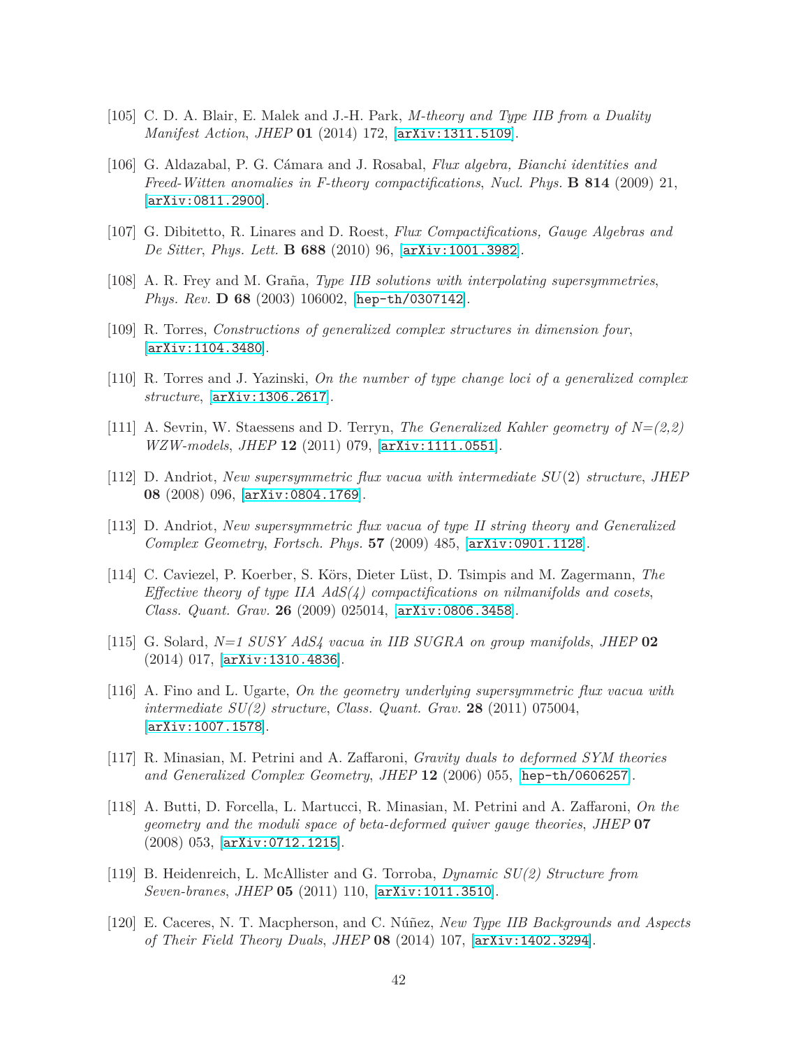[105] C. D. A. Blair, E. Malek and J.-H. Park, *M-theory and Type IIB from a Duality Manifest Action*, *JHEP* **01** (2014) 172, [arXiv:1311.5109].

[106] G. Aldazabal, P. G. Cámara and J. Rosabal, *Flux algebra, Bianchi identities and Freed-Witten anomalies in F-theory compactifications*, *Nucl. Phys.* **B 814** (2009) 21, [arXiv:0811.2900].

[107] G. Dibitetto, R. Linares and D. Roest, *Flux Compactifications, Gauge Algebras and De Sitter*, *Phys. Lett.* **B 688** (2010) 96, [arXiv:1001.3982].

[108] A. R. Frey and M. Graña, *Type IIB solutions with interpolating supersymmetries*, *Phys. Rev.* **D 68** (2003) 106002, [hep-th/0307142].

[109] R. Torres, *Constructions of generalized complex structures in dimension four*, [arXiv:1104.3480].

[110] R. Torres and J. Yazinski, *On the number of type change loci of a generalized complex structure*, [arXiv:1306.2617].

[111] A. Sevrin, W. Staessens and D. Terryn, *The Generalized Kahler geometry of N=(2,2) WZW-models*, *JHEP* **12** (2011) 079, [arXiv:1111.0551].

[112] D. Andriot, *New supersymmetric flux vacua with intermediate $SU(2)$ structure*, *JHEP* **08** (2008) 096, [arXiv:0804.1769].

[113] D. Andriot, *New supersymmetric flux vacua of type II string theory and Generalized Complex Geometry*, *Fortsch. Phys.* **57** (2009) 485, [arXiv:0901.1128].

[114] C. Caviezel, P. Koerber, S. Körs, Dieter Lüst, D. Tsimpis and M. Zagermann, *The Effective theory of type IIA AdS(4) compactifications on nilmanifolds and cosets*, *Class. Quant. Grav.* **26** (2009) 025014, [arXiv:0806.3458].

[115] G. Solard, *N=1 SUSY AdS4 vacua in IIB SUGRA on group manifolds*, *JHEP* **02** (2014) 017, [arXiv:1310.4836].

[116] A. Fino and L. Ugarte, *On the geometry underlying supersymmetric flux vacua with intermediate SU(2) structure*, *Class. Quant. Grav.* **28** (2011) 075004, [arXiv:1007.1578].

[117] R. Minasian, M. Petrini and A. Zaffaroni, *Gravity duals to deformed SYM theories and Generalized Complex Geometry*, *JHEP* **12** (2006) 055, [hep-th/0606257].

[118] A. Butti, D. Forcella, L. Martucci, R. Minasian, M. Petrini and A. Zaffaroni, *On the geometry and the moduli space of beta-deformed quiver gauge theories*, *JHEP* **07** (2008) 053, [arXiv:0712.1215].

[119] B. Heidenreich, L. McAllister and G. Torroba, *Dynamic SU(2) Structure from Seven-branes*, *JHEP* **05** (2011) 110, [arXiv:1011.3510].

[120] E. Caceres, N. T. Macpherson, and C. Núñez, *New Type IIB Backgrounds and Aspects of Their Field Theory Duals*, *JHEP* **08** (2014) 107, [arXiv:1402.3294].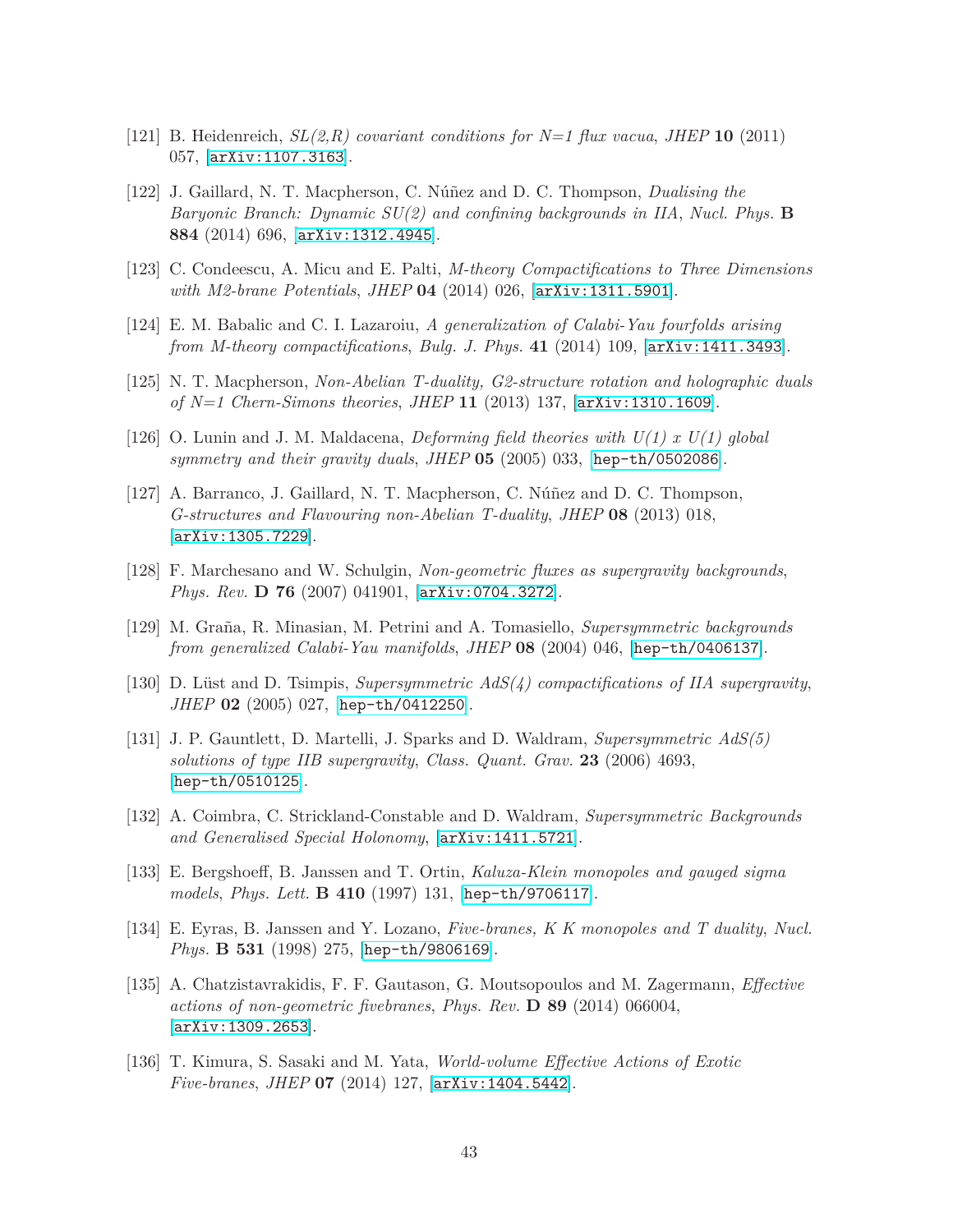[121] B. Heidenreich, *SL(2,R) covariant conditions for N=1 flux vacua*, *JHEP* **10** (2011) 057, [arXiv:1107.3163].

[122] J. Gaillard, N. T. Macpherson, C. Núñez and D. C. Thompson, *Dualising the Baryonic Branch: Dynamic SU(2) and confining backgrounds in IIA*, *Nucl. Phys.* **B 884** (2014) 696, [arXiv:1312.4945].

[123] C. Condeescu, A. Micu and E. Palti, *M-theory Compactifications to Three Dimensions with M2-brane Potentials*, *JHEP* **04** (2014) 026, [arXiv:1311.5901].

[124] E. M. Babalic and C. I. Lazaroiu, *A generalization of Calabi-Yau fourfolds arising from M-theory compactifications*, *Bulg. J. Phys.* **41** (2014) 109, [arXiv:1411.3493].

[125] N. T. Macpherson, *Non-Abelian T-duality, G2-structure rotation and holographic duals of N=1 Chern-Simons theories*, *JHEP* **11** (2013) 137, [arXiv:1310.1609].

[126] O. Lunin and J. M. Maldacena, *Deforming field theories with U(1) x U(1) global symmetry and their gravity duals*, *JHEP* **05** (2005) 033, [hep-th/0502086].

[127] A. Barranco, J. Gaillard, N. T. Macpherson, C. Núñez and D. C. Thompson, *G-structures and Flavouring non-Abelian T-duality*, *JHEP* **08** (2013) 018, [arXiv:1305.7229].

[128] F. Marchesano and W. Schulgin, *Non-geometric fluxes as supergravity backgrounds*, *Phys. Rev.* **D 76** (2007) 041901, [arXiv:0704.3272].

[129] M. Graña, R. Minasian, M. Petrini and A. Tomasiello, *Supersymmetric backgrounds from generalized Calabi-Yau manifolds*, *JHEP* **08** (2004) 046, [hep-th/0406137].

[130] D. Lüst and D. Tsimpis, *Supersymmetric AdS(4) compactifications of IIA supergravity*, *JHEP* **02** (2005) 027, [hep-th/0412250].

[131] J. P. Gauntlett, D. Martelli, J. Sparks and D. Waldram, *Supersymmetric AdS(5) solutions of type IIB supergravity*, *Class. Quant. Grav.* **23** (2006) 4693, [hep-th/0510125].

[132] A. Coimbra, C. Strickland-Constable and D. Waldram, *Supersymmetric Backgrounds and Generalised Special Holonomy*, [arXiv:1411.5721].

[133] E. Bergshoeff, B. Janssen and T. Ortin, *Kaluza-Klein monopoles and gauged sigma models*, *Phys. Lett.* **B 410** (1997) 131, [hep-th/9706117].

[134] E. Eyras, B. Janssen and Y. Lozano, *Five-branes, K K monopoles and T duality*, *Nucl. Phys.* **B 531** (1998) 275, [hep-th/9806169].

[135] A. Chatzistavrakidis, F. F. Gautason, G. Moutsopoulos and M. Zagermann, *Effective actions of non-geometric fivebranes*, *Phys. Rev.* **D 89** (2014) 066004, [arXiv:1309.2653].

[136] T. Kimura, S. Sasaki and M. Yata, *World-volume Effective Actions of Exotic Five-branes*, *JHEP* **07** (2014) 127, [arXiv:1404.5442].